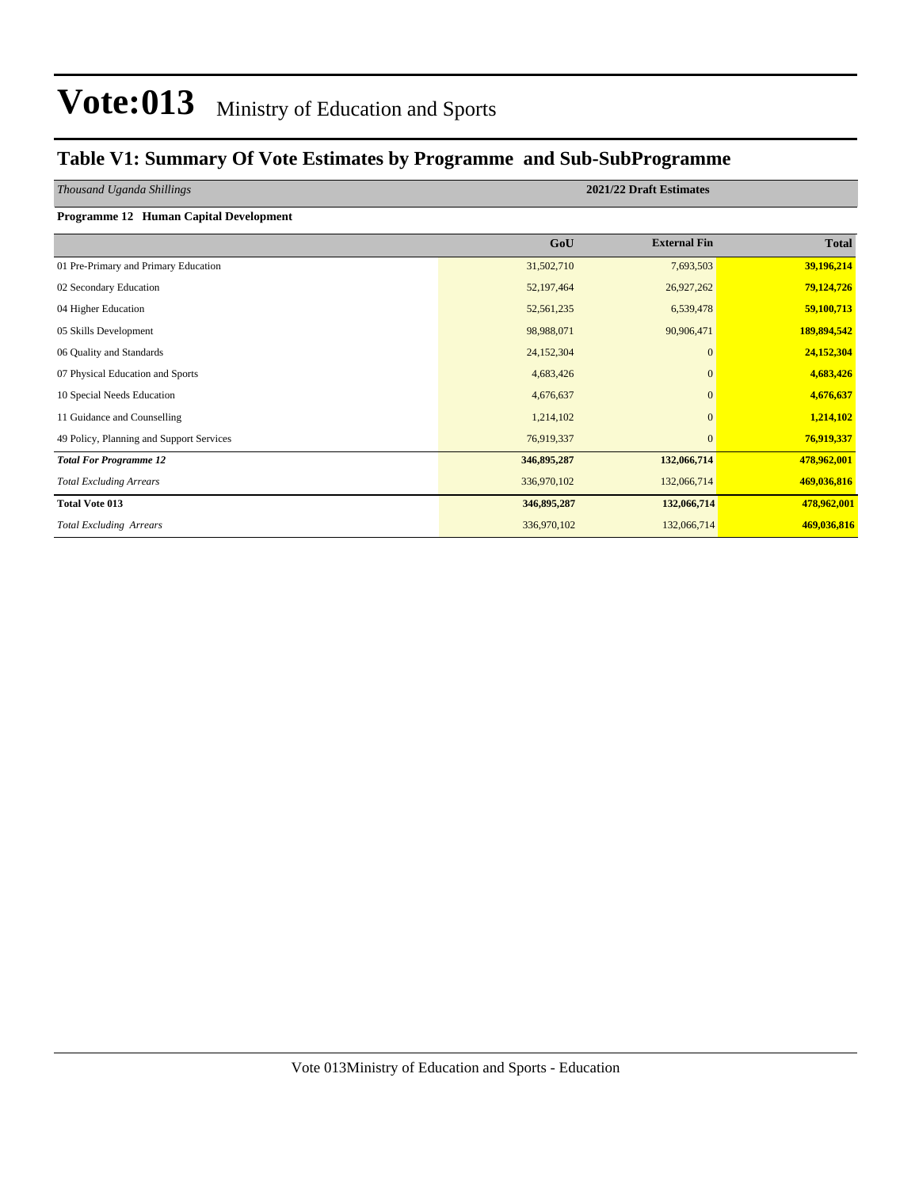# Vote:013 Ministry of Education and Sports

## Table V1: Summary Of Vote Estimates by Programme and Sub-SubProgramme

| *Thousand Uganda Shillings* | 2021/22 Draft Estimates | | |
|---|---|---|---|
| **Programme 12 Human Capital Development** | | | |
| | **GoU** | **External Fin** | **Total** |
| 01 Pre-Primary and Primary Education | 31,502,710 | 7,693,503 | **39,196,214** |
| 02 Secondary Education | 52,197,464 | 26,927,262 | **79,124,726** |
| 04 Higher Education | 52,561,235 | 6,539,478 | **59,100,713** |
| 05 Skills Development | 98,988,071 | 90,906,471 | **189,894,542** |
| 06 Quality and Standards | 24,152,304 | 0 | **24,152,304** |
| 07 Physical Education and Sports | 4,683,426 | 0 | **4,683,426** |
| 10 Special Needs Education | 4,676,637 | 0 | **4,676,637** |
| 11 Guidance and Counselling | 1,214,102 | 0 | **1,214,102** |
| 49 Policy, Planning and Support Services | 76,919,337 | 0 | **76,919,337** |
| ***Total For Programme 12*** | **346,895,287** | **132,066,714** | **478,962,001** |
| *Total Excluding Arrears* | 336,970,102 | 132,066,714 | **469,036,816** |
| **Total Vote 013** | **346,895,287** | **132,066,714** | **478,962,001** |
| *Total Excluding Arrears* | 336,970,102 | 132,066,714 | **469,036,816** |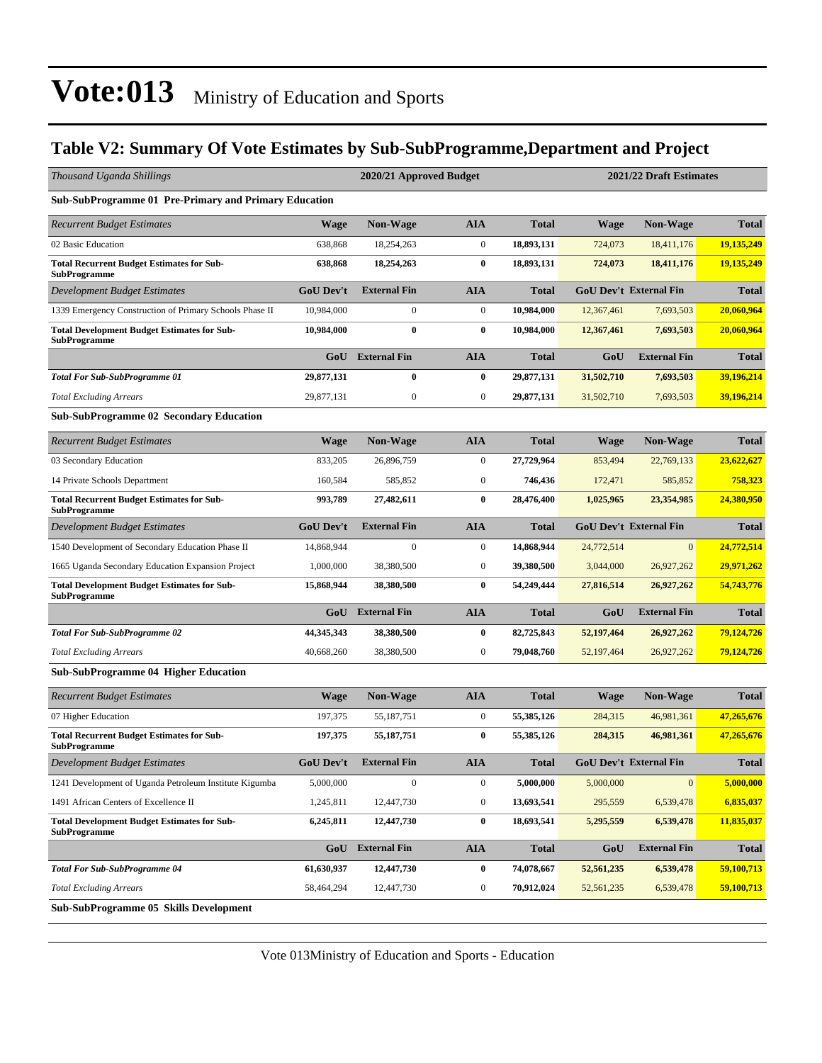# Vote:013 Ministry of Education and Sports

## Table V2: Summary Of Vote Estimates by Sub-SubProgramme,Department and Project

| *Thousand Uganda Shillings* | 2020/21 Approved Budget | | | | 2021/22 Draft Estimates | | |
|---|---|---|---|---|---|---|---|
| **Sub-SubProgramme 01 Pre-Primary and Primary Education** | | | | | | | |
| *Recurrent Budget Estimates* | **Wage** | **Non-Wage** | **AIA** | **Total** | **Wage** | **Non-Wage** | **Total** |
| 02 Basic Education | 638,868 | 18,254,263 | 0 | **18,893,131** | 724,073 | 18,411,176 | **19,135,249** |
| **Total Recurrent Budget Estimates for Sub-SubProgramme** | **638,868** | **18,254,263** | **0** | **18,893,131** | **724,073** | **18,411,176** | **19,135,249** |
| *Development Budget Estimates* | **GoU Dev't** | **External Fin** | **AIA** | **Total** | **GoU Dev't** | **External Fin** | **Total** |
| 1339 Emergency Construction of Primary Schools Phase II | 10,984,000 | 0 | 0 | **10,984,000** | 12,367,461 | 7,693,503 | **20,060,964** |
| **Total Development Budget Estimates for Sub-SubProgramme** | **10,984,000** | **0** | **0** | **10,984,000** | **12,367,461** | **7,693,503** | **20,060,964** |
| | **GoU** | **External Fin** | **AIA** | **Total** | **GoU** | **External Fin** | **Total** |
| ***Total For Sub-SubProgramme 01*** | **29,877,131** | **0** | **0** | **29,877,131** | **31,502,710** | **7,693,503** | **39,196,214** |
| *Total Excluding Arrears* | 29,877,131 | 0 | 0 | **29,877,131** | 31,502,710 | 7,693,503 | **39,196,214** |
| **Sub-SubProgramme 02 Secondary Education** | | | | | | | |
| *Recurrent Budget Estimates* | **Wage** | **Non-Wage** | **AIA** | **Total** | **Wage** | **Non-Wage** | **Total** |
| 03 Secondary Education | 833,205 | 26,896,759 | 0 | **27,729,964** | 853,494 | 22,769,133 | **23,622,627** |
| 14 Private Schools Department | 160,584 | 585,852 | 0 | **746,436** | 172,471 | 585,852 | **758,323** |
| **Total Recurrent Budget Estimates for Sub-SubProgramme** | **993,789** | **27,482,611** | **0** | **28,476,400** | **1,025,965** | **23,354,985** | **24,380,950** |
| *Development Budget Estimates* | **GoU Dev't** | **External Fin** | **AIA** | **Total** | **GoU Dev't** | **External Fin** | **Total** |
| 1540 Development of Secondary Education Phase II | 14,868,944 | 0 | 0 | **14,868,944** | 24,772,514 | 0 | **24,772,514** |
| 1665 Uganda Secondary Education Expansion Project | 1,000,000 | 38,380,500 | 0 | **39,380,500** | 3,044,000 | 26,927,262 | **29,971,262** |
| **Total Development Budget Estimates for Sub-SubProgramme** | **15,868,944** | **38,380,500** | **0** | **54,249,444** | **27,816,514** | **26,927,262** | **54,743,776** |
| | **GoU** | **External Fin** | **AIA** | **Total** | **GoU** | **External Fin** | **Total** |
| ***Total For Sub-SubProgramme 02*** | **44,345,343** | **38,380,500** | **0** | **82,725,843** | **52,197,464** | **26,927,262** | **79,124,726** |
| *Total Excluding Arrears* | 40,668,260 | 38,380,500 | 0 | **79,048,760** | 52,197,464 | 26,927,262 | **79,124,726** |
| **Sub-SubProgramme 04 Higher Education** | | | | | | | |
| *Recurrent Budget Estimates* | **Wage** | **Non-Wage** | **AIA** | **Total** | **Wage** | **Non-Wage** | **Total** |
| 07 Higher Education | 197,375 | 55,187,751 | 0 | **55,385,126** | 284,315 | 46,981,361 | **47,265,676** |
| **Total Recurrent Budget Estimates for Sub-SubProgramme** | **197,375** | **55,187,751** | **0** | **55,385,126** | **284,315** | **46,981,361** | **47,265,676** |
| *Development Budget Estimates* | **GoU Dev't** | **External Fin** | **AIA** | **Total** | **GoU Dev't** | **External Fin** | **Total** |
| 1241 Development of Uganda Petroleum Institute Kigumba | 5,000,000 | 0 | 0 | **5,000,000** | 5,000,000 | 0 | **5,000,000** |
| 1491 African Centers of Excellence II | 1,245,811 | 12,447,730 | 0 | **13,693,541** | 295,559 | 6,539,478 | **6,835,037** |
| **Total Development Budget Estimates for Sub-SubProgramme** | **6,245,811** | **12,447,730** | **0** | **18,693,541** | **5,295,559** | **6,539,478** | **11,835,037** |
| | **GoU** | **External Fin** | **AIA** | **Total** | **GoU** | **External Fin** | **Total** |
| ***Total For Sub-SubProgramme 04*** | **61,630,937** | **12,447,730** | **0** | **74,078,667** | **52,561,235** | **6,539,478** | **59,100,713** |
| *Total Excluding Arrears* | 58,464,294 | 12,447,730 | 0 | **70,912,024** | 52,561,235 | 6,539,478 | **59,100,713** |
| **Sub-SubProgramme 05 Skills Development** | | | | | | | |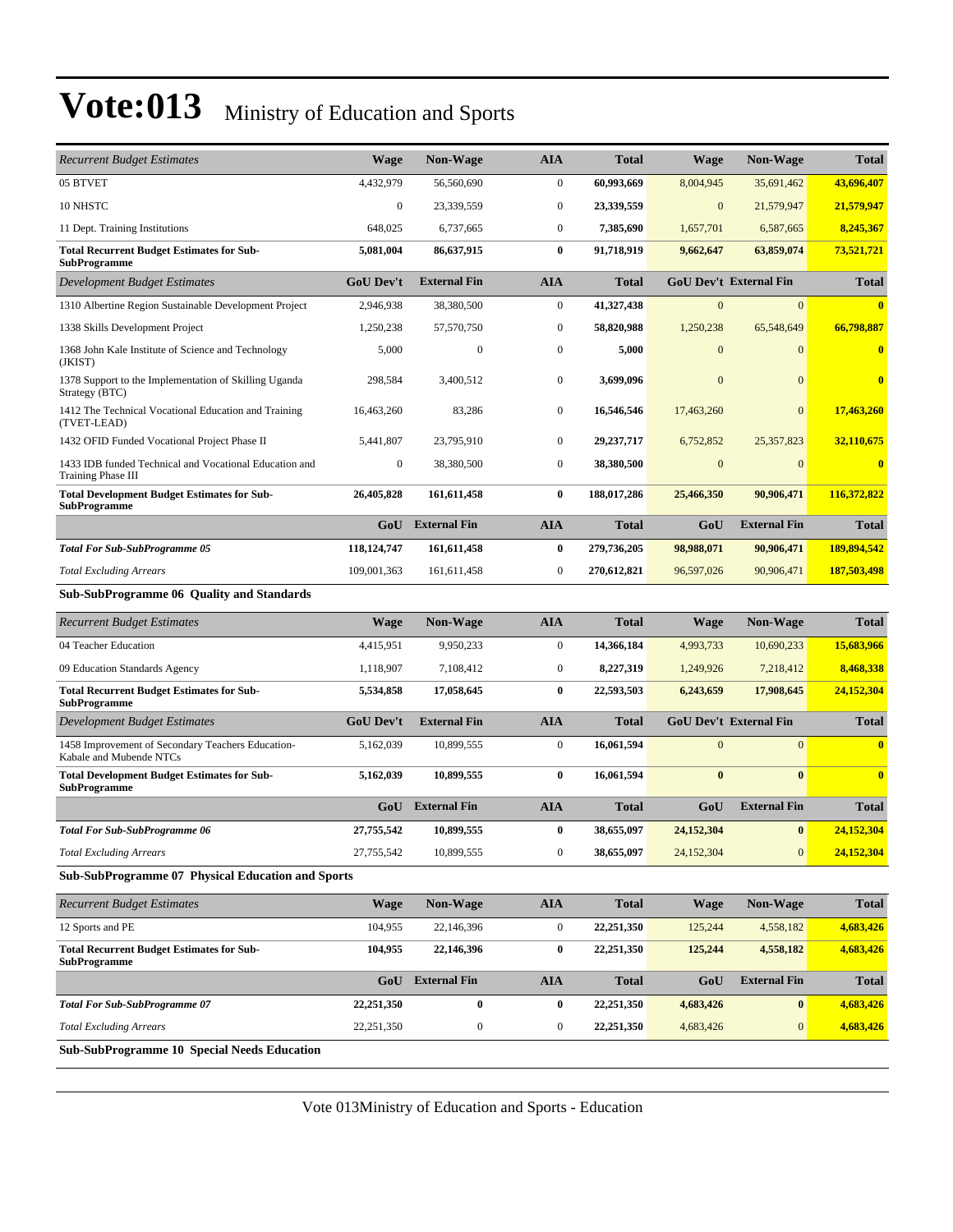# Vote:013 Ministry of Education and Sports

| *Recurrent Budget Estimates* | Wage | Non-Wage | AIA | Total | Wage | Non-Wage | Total |
|---|---|---|---|---|---|---|---|
| 05 BTVET | 4,432,979 | 56,560,690 | 0 | **60,993,669** | 8,004,945 | 35,691,462 | **43,696,407** |
| 10 NHSTC | 0 | 23,339,559 | 0 | **23,339,559** | 0 | 21,579,947 | **21,579,947** |
| 11 Dept. Training Institutions | 648,025 | 6,737,665 | 0 | **7,385,690** | 1,657,701 | 6,587,665 | **8,245,367** |
| **Total Recurrent Budget Estimates for Sub-SubProgramme** | **5,081,004** | **86,637,915** | **0** | **91,718,919** | **9,662,647** | **63,859,074** | **73,521,721** |
| *Development Budget Estimates* | **GoU Dev't** | **External Fin** | **AIA** | **Total** | **GoU Dev't** | **External Fin** | **Total** |
| 1310 Albertine Region Sustainable Development Project | 2,946,938 | 38,380,500 | 0 | **41,327,438** | 0 | 0 | **0** |
| 1338 Skills Development Project | 1,250,238 | 57,570,750 | 0 | **58,820,988** | 1,250,238 | 65,548,649 | **66,798,887** |
| 1368 John Kale Institute of Science and Technology (JKIST) | 5,000 | 0 | 0 | **5,000** | 0 | 0 | **0** |
| 1378 Support to the Implementation of Skilling Uganda Strategy (BTC) | 298,584 | 3,400,512 | 0 | **3,699,096** | 0 | 0 | **0** |
| 1412 The Technical Vocational Education and Training (TVET-LEAD) | 16,463,260 | 83,286 | 0 | **16,546,546** | 17,463,260 | 0 | **17,463,260** |
| 1432 OFID Funded Vocational Project Phase II | 5,441,807 | 23,795,910 | 0 | **29,237,717** | 6,752,852 | 25,357,823 | **32,110,675** |
| 1433 IDB funded Technical and Vocational Education and Training Phase III | 0 | 38,380,500 | 0 | **38,380,500** | 0 | 0 | **0** |
| **Total Development Budget Estimates for Sub-SubProgramme** | **26,405,828** | **161,611,458** | **0** | **188,017,286** | **25,466,350** | **90,906,471** | **116,372,822** |
| | **GoU** | **External Fin** | **AIA** | **Total** | **GoU** | **External Fin** | **Total** |
| ***Total For Sub-SubProgramme 05*** | **118,124,747** | **161,611,458** | **0** | **279,736,205** | **98,988,071** | **90,906,471** | **189,894,542** |
| *Total Excluding Arrears* | 109,001,363 | 161,611,458 | 0 | **270,612,821** | 96,597,026 | 90,906,471 | **187,503,498** |

**Sub-SubProgramme 06 Quality and Standards**

| *Recurrent Budget Estimates* | Wage | Non-Wage | AIA | Total | Wage | Non-Wage | Total |
|---|---|---|---|---|---|---|---|
| 04 Teacher Education | 4,415,951 | 9,950,233 | 0 | **14,366,184** | 4,993,733 | 10,690,233 | **15,683,966** |
| 09 Education Standards Agency | 1,118,907 | 7,108,412 | 0 | **8,227,319** | 1,249,926 | 7,218,412 | **8,468,338** |
| **Total Recurrent Budget Estimates for Sub-SubProgramme** | **5,534,858** | **17,058,645** | **0** | **22,593,503** | **6,243,659** | **17,908,645** | **24,152,304** |
| *Development Budget Estimates* | **GoU Dev't** | **External Fin** | **AIA** | **Total** | **GoU Dev't** | **External Fin** | **Total** |
| 1458 Improvement of Secondary Teachers Education-Kabale and Mubende NTCs | 5,162,039 | 10,899,555 | 0 | **16,061,594** | 0 | 0 | **0** |
| **Total Development Budget Estimates for Sub-SubProgramme** | **5,162,039** | **10,899,555** | **0** | **16,061,594** | **0** | **0** | **0** |
| | **GoU** | **External Fin** | **AIA** | **Total** | **GoU** | **External Fin** | **Total** |
| ***Total For Sub-SubProgramme 06*** | **27,755,542** | **10,899,555** | **0** | **38,655,097** | **24,152,304** | **0** | **24,152,304** |
| *Total Excluding Arrears* | 27,755,542 | 10,899,555 | 0 | **38,655,097** | 24,152,304 | 0 | **24,152,304** |

**Sub-SubProgramme 07 Physical Education and Sports**

| *Recurrent Budget Estimates* | Wage | Non-Wage | AIA | Total | Wage | Non-Wage | Total |
|---|---|---|---|---|---|---|---|
| 12 Sports and PE | 104,955 | 22,146,396 | 0 | **22,251,350** | 125,244 | 4,558,182 | **4,683,426** |
| **Total Recurrent Budget Estimates for Sub-SubProgramme** | **104,955** | **22,146,396** | **0** | **22,251,350** | **125,244** | **4,558,182** | **4,683,426** |
| | **GoU** | **External Fin** | **AIA** | **Total** | **GoU** | **External Fin** | **Total** |
| ***Total For Sub-SubProgramme 07*** | **22,251,350** | **0** | **0** | **22,251,350** | **4,683,426** | **0** | **4,683,426** |
| *Total Excluding Arrears* | 22,251,350 | 0 | 0 | **22,251,350** | 4,683,426 | 0 | **4,683,426** |

**Sub-SubProgramme 10 Special Needs Education**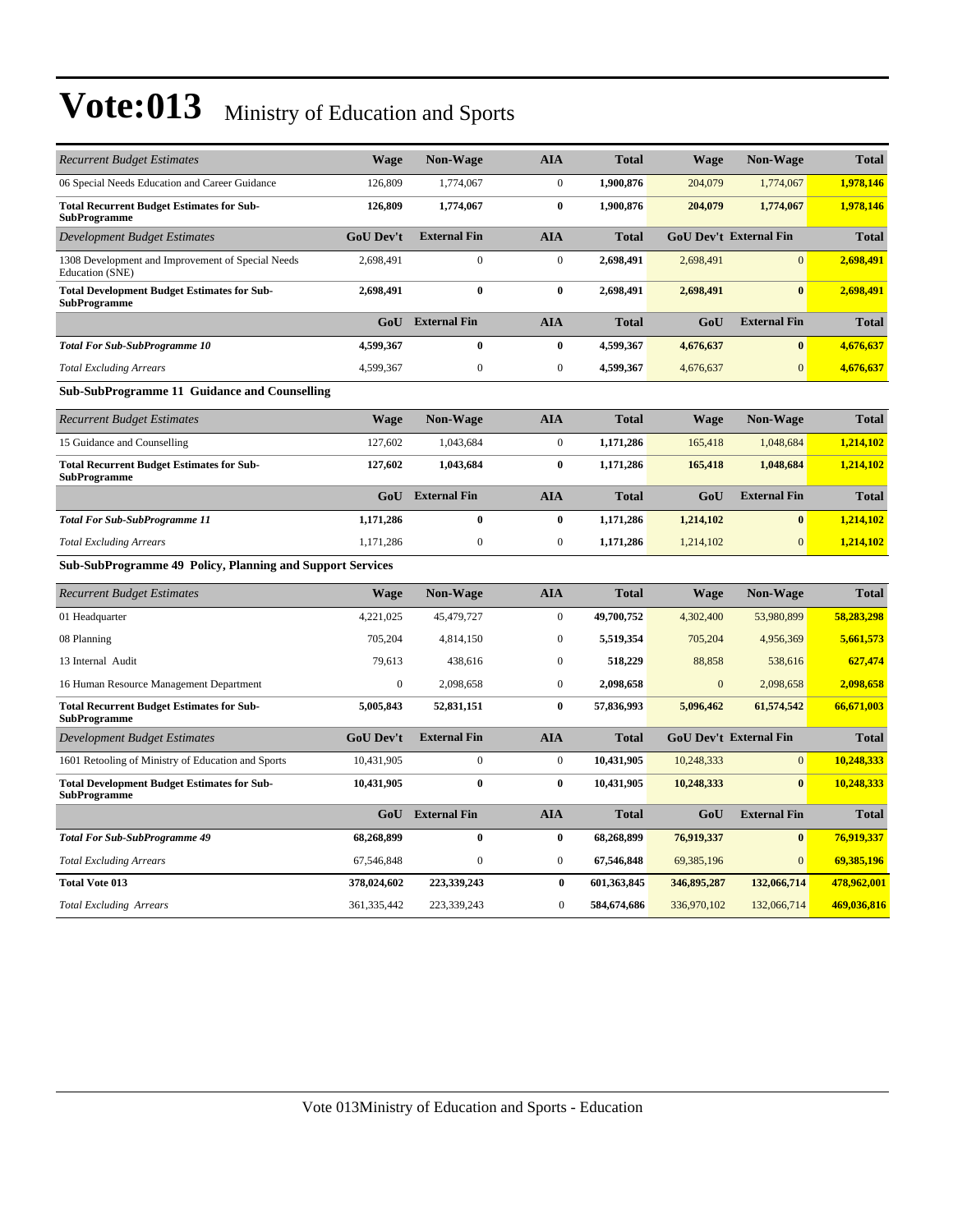# Vote:013 Ministry of Education and Sports

| *Recurrent Budget Estimates* | Wage | Non-Wage | AIA | Total | Wage | Non-Wage | Total |
|---|---|---|---|---|---|---|---|
| 06 Special Needs Education and Career Guidance | 126,809 | 1,774,067 | 0 | **1,900,876** | 204,079 | 1,774,067 | **1,978,146** |
| **Total Recurrent Budget Estimates for Sub-SubProgramme** | **126,809** | **1,774,067** | **0** | **1,900,876** | **204,079** | **1,774,067** | **1,978,146** |
| *Development Budget Estimates* | **GoU Dev't** | **External Fin** | **AIA** | **Total** | **GoU Dev't** | **External Fin** | **Total** |
| 1308 Development and Improvement of Special Needs Education (SNE) | 2,698,491 | 0 | 0 | **2,698,491** | 2,698,491 | 0 | **2,698,491** |
| **Total Development Budget Estimates for Sub-SubProgramme** | **2,698,491** | **0** | **0** | **2,698,491** | **2,698,491** | **0** | **2,698,491** |
| | **GoU** | **External Fin** | **AIA** | **Total** | **GoU** | **External Fin** | **Total** |
| ***Total For Sub-SubProgramme 10*** | **4,599,367** | **0** | **0** | **4,599,367** | **4,676,637** | **0** | **4,676,637** |
| *Total Excluding Arrears* | 4,599,367 | 0 | 0 | **4,599,367** | 4,676,637 | 0 | **4,676,637** |

**Sub-SubProgramme 11 Guidance and Counselling**

| *Recurrent Budget Estimates* | Wage | Non-Wage | AIA | Total | Wage | Non-Wage | Total |
|---|---|---|---|---|---|---|---|
| 15 Guidance and Counselling | 127,602 | 1,043,684 | 0 | **1,171,286** | 165,418 | 1,048,684 | **1,214,102** |
| **Total Recurrent Budget Estimates for Sub-SubProgramme** | **127,602** | **1,043,684** | **0** | **1,171,286** | **165,418** | **1,048,684** | **1,214,102** |
| | **GoU** | **External Fin** | **AIA** | **Total** | **GoU** | **External Fin** | **Total** |
| ***Total For Sub-SubProgramme 11*** | **1,171,286** | **0** | **0** | **1,171,286** | **1,214,102** | **0** | **1,214,102** |
| *Total Excluding Arrears* | 1,171,286 | 0 | 0 | **1,171,286** | 1,214,102 | 0 | **1,214,102** |

**Sub-SubProgramme 49 Policy, Planning and Support Services**

| *Recurrent Budget Estimates* | Wage | Non-Wage | AIA | Total | Wage | Non-Wage | Total |
|---|---|---|---|---|---|---|---|
| 01 Headquarter | 4,221,025 | 45,479,727 | 0 | **49,700,752** | 4,302,400 | 53,980,899 | **58,283,298** |
| 08 Planning | 705,204 | 4,814,150 | 0 | **5,519,354** | 705,204 | 4,956,369 | **5,661,573** |
| 13 Internal Audit | 79,613 | 438,616 | 0 | **518,229** | 88,858 | 538,616 | **627,474** |
| 16 Human Resource Management Department | 0 | 2,098,658 | 0 | **2,098,658** | 0 | 2,098,658 | **2,098,658** |
| **Total Recurrent Budget Estimates for Sub-SubProgramme** | **5,005,843** | **52,831,151** | **0** | **57,836,993** | **5,096,462** | **61,574,542** | **66,671,003** |
| *Development Budget Estimates* | **GoU Dev't** | **External Fin** | **AIA** | **Total** | **GoU Dev't** | **External Fin** | **Total** |
| 1601 Retooling of Ministry of Education and Sports | 10,431,905 | 0 | 0 | **10,431,905** | 10,248,333 | 0 | **10,248,333** |
| **Total Development Budget Estimates for Sub-SubProgramme** | **10,431,905** | **0** | **0** | **10,431,905** | **10,248,333** | **0** | **10,248,333** |
| | **GoU** | **External Fin** | **AIA** | **Total** | **GoU** | **External Fin** | **Total** |
| ***Total For Sub-SubProgramme 49*** | **68,268,899** | **0** | **0** | **68,268,899** | **76,919,337** | **0** | **76,919,337** |
| *Total Excluding Arrears* | 67,546,848 | 0 | 0 | **67,546,848** | 69,385,196 | 0 | **69,385,196** |
| **Total Vote 013** | **378,024,602** | **223,339,243** | **0** | **601,363,845** | **346,895,287** | **132,066,714** | **478,962,001** |
| *Total Excluding Arrears* | 361,335,442 | 223,339,243 | 0 | **584,674,686** | 336,970,102 | 132,066,714 | **469,036,816** |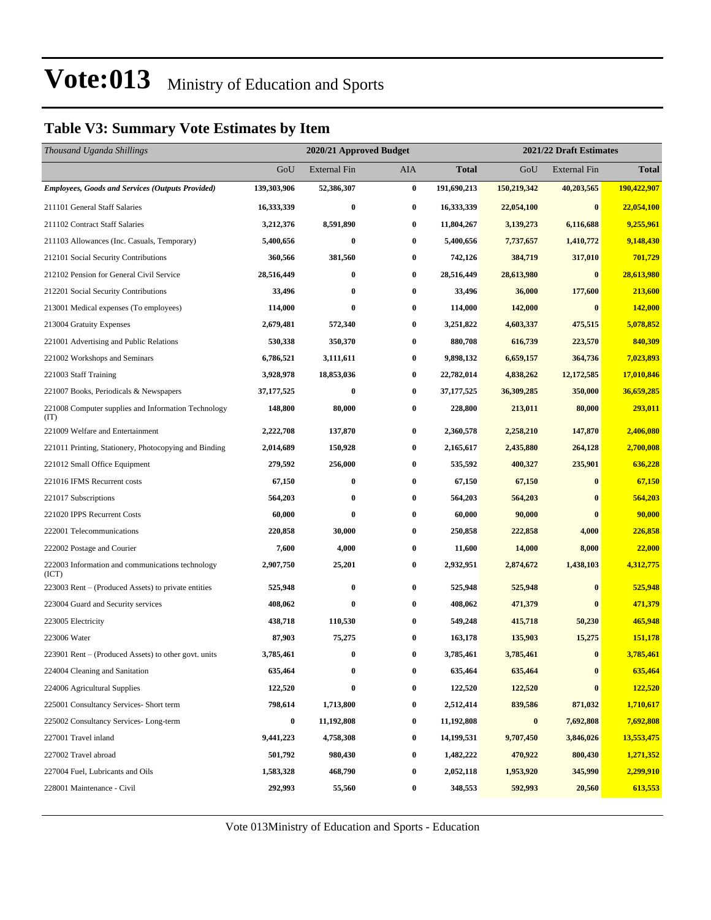# Vote:013 Ministry of Education and Sports

## Table V3: Summary Vote Estimates by Item

| *Thousand Uganda Shillings* | 2020/21 Approved Budget | | | | 2021/22 Draft Estimates | | |
|---|---|---|---|---|---|---|---|
| | GoU | External Fin | AIA | **Total** | GoU | External Fin | **Total** |
| ***Employees, Goods and Services (Outputs Provided)*** | **139,303,906** | **52,386,307** | **0** | **191,690,213** | **150,219,342** | **40,203,565** | **190,422,907** |
| 211101 General Staff Salaries | **16,333,339** | **0** | **0** | **16,333,339** | **22,054,100** | **0** | **22,054,100** |
| 211102 Contract Staff Salaries | **3,212,376** | **8,591,890** | **0** | **11,804,267** | **3,139,273** | **6,116,688** | **9,255,961** |
| 211103 Allowances (Inc. Casuals, Temporary) | **5,400,656** | **0** | **0** | **5,400,656** | **7,737,657** | **1,410,772** | **9,148,430** |
| 212101 Social Security Contributions | **360,566** | **381,560** | **0** | **742,126** | **384,719** | **317,010** | **701,729** |
| 212102 Pension for General Civil Service | **28,516,449** | **0** | **0** | **28,516,449** | **28,613,980** | **0** | **28,613,980** |
| 212201 Social Security Contributions | **33,496** | **0** | **0** | **33,496** | **36,000** | **177,600** | **213,600** |
| 213001 Medical expenses (To employees) | **114,000** | **0** | **0** | **114,000** | **142,000** | **0** | **142,000** |
| 213004 Gratuity Expenses | **2,679,481** | **572,340** | **0** | **3,251,822** | **4,603,337** | **475,515** | **5,078,852** |
| 221001 Advertising and Public Relations | **530,338** | **350,370** | **0** | **880,708** | **616,739** | **223,570** | **840,309** |
| 221002 Workshops and Seminars | **6,786,521** | **3,111,611** | **0** | **9,898,132** | **6,659,157** | **364,736** | **7,023,893** |
| 221003 Staff Training | **3,928,978** | **18,853,036** | **0** | **22,782,014** | **4,838,262** | **12,172,585** | **17,010,846** |
| 221007 Books, Periodicals & Newspapers | **37,177,525** | **0** | **0** | **37,177,525** | **36,309,285** | **350,000** | **36,659,285** |
| 221008 Computer supplies and Information Technology (IT) | **148,800** | **80,000** | **0** | **228,800** | **213,011** | **80,000** | **293,011** |
| 221009 Welfare and Entertainment | **2,222,708** | **137,870** | **0** | **2,360,578** | **2,258,210** | **147,870** | **2,406,080** |
| 221011 Printing, Stationery, Photocopying and Binding | **2,014,689** | **150,928** | **0** | **2,165,617** | **2,435,880** | **264,128** | **2,700,008** |
| 221012 Small Office Equipment | **279,592** | **256,000** | **0** | **535,592** | **400,327** | **235,901** | **636,228** |
| 221016 IFMS Recurrent costs | **67,150** | **0** | **0** | **67,150** | **67,150** | **0** | **67,150** |
| 221017 Subscriptions | **564,203** | **0** | **0** | **564,203** | **564,203** | **0** | **564,203** |
| 221020 IPPS Recurrent Costs | **60,000** | **0** | **0** | **60,000** | **90,000** | **0** | **90,000** |
| 222001 Telecommunications | **220,858** | **30,000** | **0** | **250,858** | **222,858** | **4,000** | **226,858** |
| 222002 Postage and Courier | **7,600** | **4,000** | **0** | **11,600** | **14,000** | **8,000** | **22,000** |
| 222003 Information and communications technology (ICT) | **2,907,750** | **25,201** | **0** | **2,932,951** | **2,874,672** | **1,438,103** | **4,312,775** |
| 223003 Rent – (Produced Assets) to private entities | **525,948** | **0** | **0** | **525,948** | **525,948** | **0** | **525,948** |
| 223004 Guard and Security services | **408,062** | **0** | **0** | **408,062** | **471,379** | **0** | **471,379** |
| 223005 Electricity | **438,718** | **110,530** | **0** | **549,248** | **415,718** | **50,230** | **465,948** |
| 223006 Water | **87,903** | **75,275** | **0** | **163,178** | **135,903** | **15,275** | **151,178** |
| 223901 Rent – (Produced Assets) to other govt. units | **3,785,461** | **0** | **0** | **3,785,461** | **3,785,461** | **0** | **3,785,461** |
| 224004 Cleaning and Sanitation | **635,464** | **0** | **0** | **635,464** | **635,464** | **0** | **635,464** |
| 224006 Agricultural Supplies | **122,520** | **0** | **0** | **122,520** | **122,520** | **0** | **122,520** |
| 225001 Consultancy Services- Short term | **798,614** | **1,713,800** | **0** | **2,512,414** | **839,586** | **871,032** | **1,710,617** |
| 225002 Consultancy Services- Long-term | **0** | **11,192,808** | **0** | **11,192,808** | **0** | **7,692,808** | **7,692,808** |
| 227001 Travel inland | **9,441,223** | **4,758,308** | **0** | **14,199,531** | **9,707,450** | **3,846,026** | **13,553,475** |
| 227002 Travel abroad | **501,792** | **980,430** | **0** | **1,482,222** | **470,922** | **800,430** | **1,271,352** |
| 227004 Fuel, Lubricants and Oils | **1,583,328** | **468,790** | **0** | **2,052,118** | **1,953,920** | **345,990** | **2,299,910** |
| 228001 Maintenance - Civil | **292,993** | **55,560** | **0** | **348,553** | **592,993** | **20,560** | **613,553** |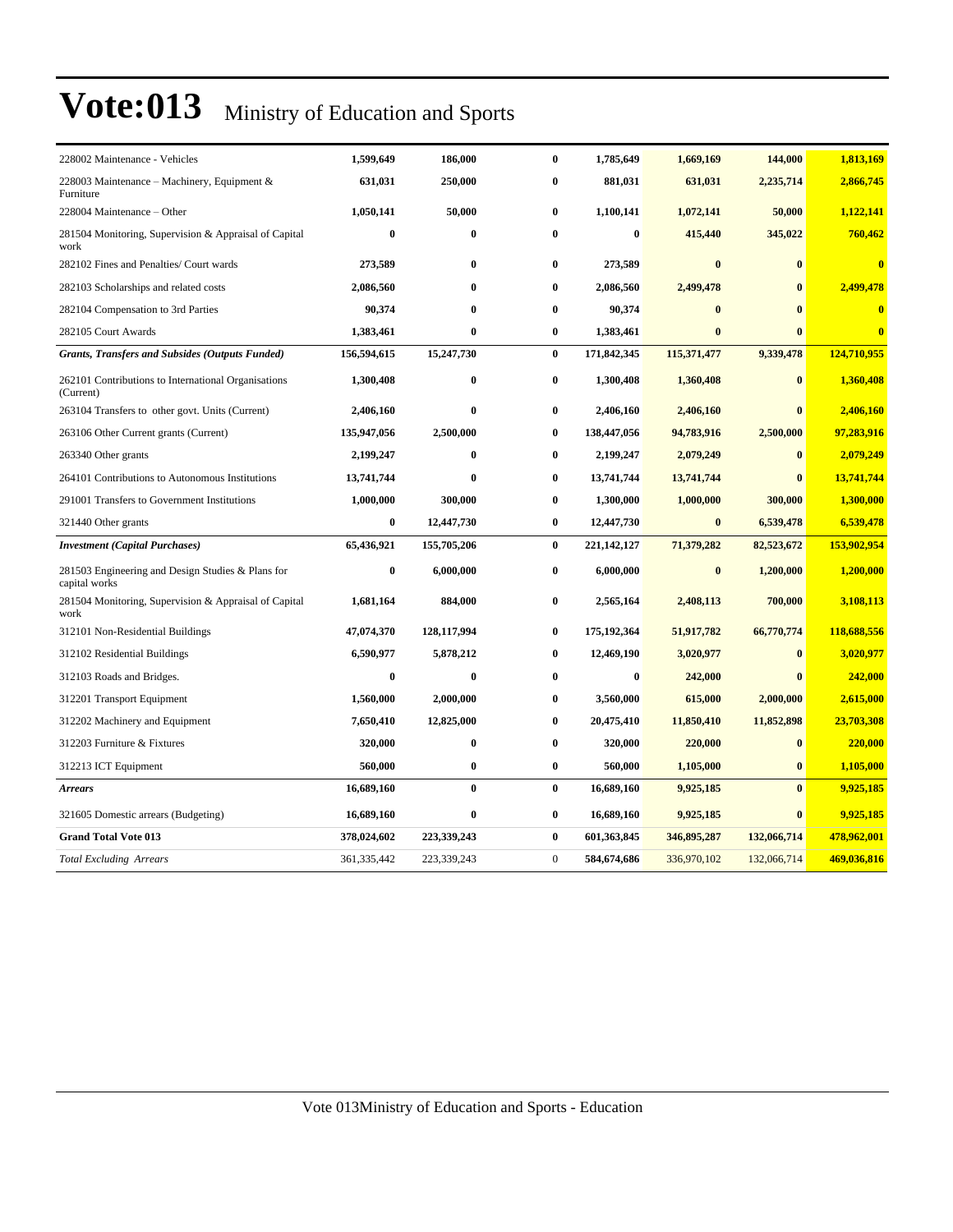# Vote:013 Ministry of Education and Sports

| | | | | | | | |
|---|---|---|---|---|---|---|---|
| 228002 Maintenance - Vehicles | **1,599,649** | **186,000** | **0** | **1,785,649** | **1,669,169** | **144,000** | **1,813,169** |
| 228003 Maintenance – Machinery, Equipment & Furniture | **631,031** | **250,000** | **0** | **881,031** | **631,031** | **2,235,714** | **2,866,745** |
| 228004 Maintenance – Other | **1,050,141** | **50,000** | **0** | **1,100,141** | **1,072,141** | **50,000** | **1,122,141** |
| 281504 Monitoring, Supervision & Appraisal of Capital work | **0** | **0** | **0** | **0** | **415,440** | **345,022** | **760,462** |
| 282102 Fines and Penalties/ Court wards | **273,589** | **0** | **0** | **273,589** | **0** | **0** | **0** |
| 282103 Scholarships and related costs | **2,086,560** | **0** | **0** | **2,086,560** | **2,499,478** | **0** | **2,499,478** |
| 282104 Compensation to 3rd Parties | **90,374** | **0** | **0** | **90,374** | **0** | **0** | **0** |
| 282105 Court Awards | **1,383,461** | **0** | **0** | **1,383,461** | **0** | **0** | **0** |
| ***Grants, Transfers and Subsides (Outputs Funded)*** | **156,594,615** | **15,247,730** | **0** | **171,842,345** | **115,371,477** | **9,339,478** | **124,710,955** |
| 262101 Contributions to International Organisations (Current) | **1,300,408** | **0** | **0** | **1,300,408** | **1,360,408** | **0** | **1,360,408** |
| 263104 Transfers to other govt. Units (Current) | **2,406,160** | **0** | **0** | **2,406,160** | **2,406,160** | **0** | **2,406,160** |
| 263106 Other Current grants (Current) | **135,947,056** | **2,500,000** | **0** | **138,447,056** | **94,783,916** | **2,500,000** | **97,283,916** |
| 263340 Other grants | **2,199,247** | **0** | **0** | **2,199,247** | **2,079,249** | **0** | **2,079,249** |
| 264101 Contributions to Autonomous Institutions | **13,741,744** | **0** | **0** | **13,741,744** | **13,741,744** | **0** | **13,741,744** |
| 291001 Transfers to Government Institutions | **1,000,000** | **300,000** | **0** | **1,300,000** | **1,000,000** | **300,000** | **1,300,000** |
| 321440 Other grants | **0** | **12,447,730** | **0** | **12,447,730** | **0** | **6,539,478** | **6,539,478** |
| ***Investment (Capital Purchases)*** | **65,436,921** | **155,705,206** | **0** | **221,142,127** | **71,379,282** | **82,523,672** | **153,902,954** |
| 281503 Engineering and Design Studies & Plans for capital works | **0** | **6,000,000** | **0** | **6,000,000** | **0** | **1,200,000** | **1,200,000** |
| 281504 Monitoring, Supervision & Appraisal of Capital work | **1,681,164** | **884,000** | **0** | **2,565,164** | **2,408,113** | **700,000** | **3,108,113** |
| 312101 Non-Residential Buildings | **47,074,370** | **128,117,994** | **0** | **175,192,364** | **51,917,782** | **66,770,774** | **118,688,556** |
| 312102 Residential Buildings | **6,590,977** | **5,878,212** | **0** | **12,469,190** | **3,020,977** | **0** | **3,020,977** |
| 312103 Roads and Bridges. | **0** | **0** | **0** | **0** | **242,000** | **0** | **242,000** |
| 312201 Transport Equipment | **1,560,000** | **2,000,000** | **0** | **3,560,000** | **615,000** | **2,000,000** | **2,615,000** |
| 312202 Machinery and Equipment | **7,650,410** | **12,825,000** | **0** | **20,475,410** | **11,850,410** | **11,852,898** | **23,703,308** |
| 312203 Furniture & Fixtures | **320,000** | **0** | **0** | **320,000** | **220,000** | **0** | **220,000** |
| 312213 ICT Equipment | **560,000** | **0** | **0** | **560,000** | **1,105,000** | **0** | **1,105,000** |
| ***Arrears*** | **16,689,160** | **0** | **0** | **16,689,160** | **9,925,185** | **0** | **9,925,185** |
| 321605 Domestic arrears (Budgeting) | **16,689,160** | **0** | **0** | **16,689,160** | **9,925,185** | **0** | **9,925,185** |
| **Grand Total Vote 013** | **378,024,602** | **223,339,243** | **0** | **601,363,845** | **346,895,287** | **132,066,714** | **478,962,001** |
| *Total Excluding Arrears* | 361,335,442 | 223,339,243 | 0 | **584,674,686** | 336,970,102 | 132,066,714 | **469,036,816** |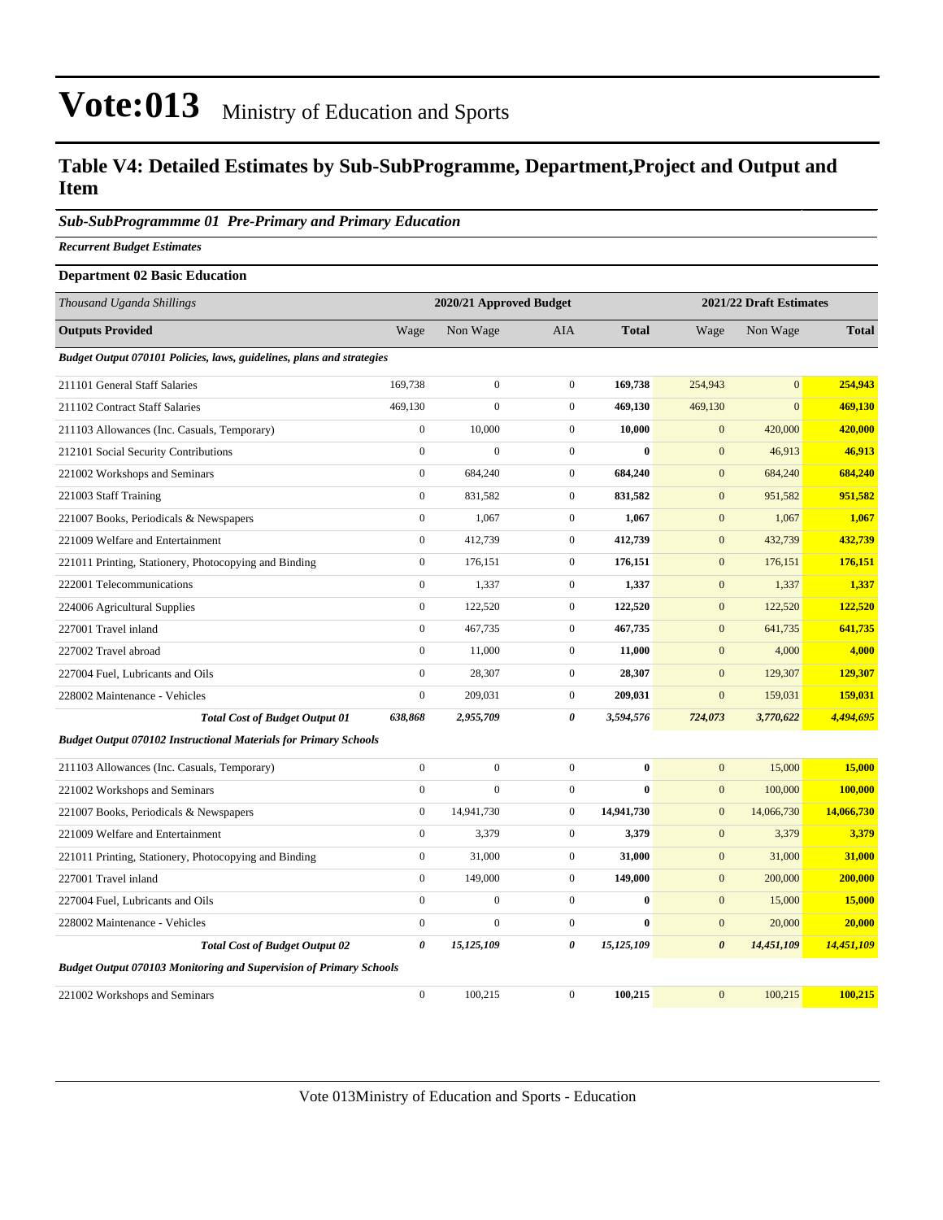# Vote:013 Ministry of Education and Sports

## Table V4: Detailed Estimates by Sub-SubProgramme, Department,Project and Output and Item

### *Sub-SubProgrammme 01 Pre-Primary and Primary Education*

***Recurrent Budget Estimates***

**Department 02 Basic Education**

| *Thousand Uganda Shillings* | 2020/21 Approved Budget | | | | 2021/22 Draft Estimates | | |
|---|---|---|---|---|---|---|---|
| **Outputs Provided** | Wage | Non Wage | AIA | **Total** | Wage | Non Wage | **Total** |
| ***Budget Output 070101 Policies, laws, guidelines, plans and strategies*** | | | | | | | |
| 211101 General Staff Salaries | 169,738 | 0 | 0 | **169,738** | 254,943 | 0 | **254,943** |
| 211102 Contract Staff Salaries | 469,130 | 0 | 0 | **469,130** | 469,130 | 0 | **469,130** |
| 211103 Allowances (Inc. Casuals, Temporary) | 0 | 10,000 | 0 | **10,000** | 0 | 420,000 | **420,000** |
| 212101 Social Security Contributions | 0 | 0 | 0 | **0** | 0 | 46,913 | **46,913** |
| 221002 Workshops and Seminars | 0 | 684,240 | 0 | **684,240** | 0 | 684,240 | **684,240** |
| 221003 Staff Training | 0 | 831,582 | 0 | **831,582** | 0 | 951,582 | **951,582** |
| 221007 Books, Periodicals & Newspapers | 0 | 1,067 | 0 | **1,067** | 0 | 1,067 | **1,067** |
| 221009 Welfare and Entertainment | 0 | 412,739 | 0 | **412,739** | 0 | 432,739 | **432,739** |
| 221011 Printing, Stationery, Photocopying and Binding | 0 | 176,151 | 0 | **176,151** | 0 | 176,151 | **176,151** |
| 222001 Telecommunications | 0 | 1,337 | 0 | **1,337** | 0 | 1,337 | **1,337** |
| 224006 Agricultural Supplies | 0 | 122,520 | 0 | **122,520** | 0 | 122,520 | **122,520** |
| 227001 Travel inland | 0 | 467,735 | 0 | **467,735** | 0 | 641,735 | **641,735** |
| 227002 Travel abroad | 0 | 11,000 | 0 | **11,000** | 0 | 4,000 | **4,000** |
| 227004 Fuel, Lubricants and Oils | 0 | 28,307 | 0 | **28,307** | 0 | 129,307 | **129,307** |
| 228002 Maintenance - Vehicles | 0 | 209,031 | 0 | **209,031** | 0 | 159,031 | **159,031** |
| ***Total Cost of Budget Output 01*** | ***638,868*** | ***2,955,709*** | ***0*** | ***3,594,576*** | ***724,073*** | ***3,770,622*** | ***4,494,695*** |
| ***Budget Output 070102 Instructional Materials for Primary Schools*** | | | | | | | |
| 211103 Allowances (Inc. Casuals, Temporary) | 0 | 0 | 0 | **0** | 0 | 15,000 | **15,000** |
| 221002 Workshops and Seminars | 0 | 0 | 0 | **0** | 0 | 100,000 | **100,000** |
| 221007 Books, Periodicals & Newspapers | 0 | 14,941,730 | 0 | **14,941,730** | 0 | 14,066,730 | **14,066,730** |
| 221009 Welfare and Entertainment | 0 | 3,379 | 0 | **3,379** | 0 | 3,379 | **3,379** |
| 221011 Printing, Stationery, Photocopying and Binding | 0 | 31,000 | 0 | **31,000** | 0 | 31,000 | **31,000** |
| 227001 Travel inland | 0 | 149,000 | 0 | **149,000** | 0 | 200,000 | **200,000** |
| 227004 Fuel, Lubricants and Oils | 0 | 0 | 0 | **0** | 0 | 15,000 | **15,000** |
| 228002 Maintenance - Vehicles | 0 | 0 | 0 | **0** | 0 | 20,000 | **20,000** |
| ***Total Cost of Budget Output 02*** | ***0*** | ***15,125,109*** | ***0*** | ***15,125,109*** | ***0*** | ***14,451,109*** | ***14,451,109*** |
| ***Budget Output 070103 Monitoring and Supervision of Primary Schools*** | | | | | | | |
| 221002 Workshops and Seminars | 0 | 100,215 | 0 | **100,215** | 0 | 100,215 | **100,215** |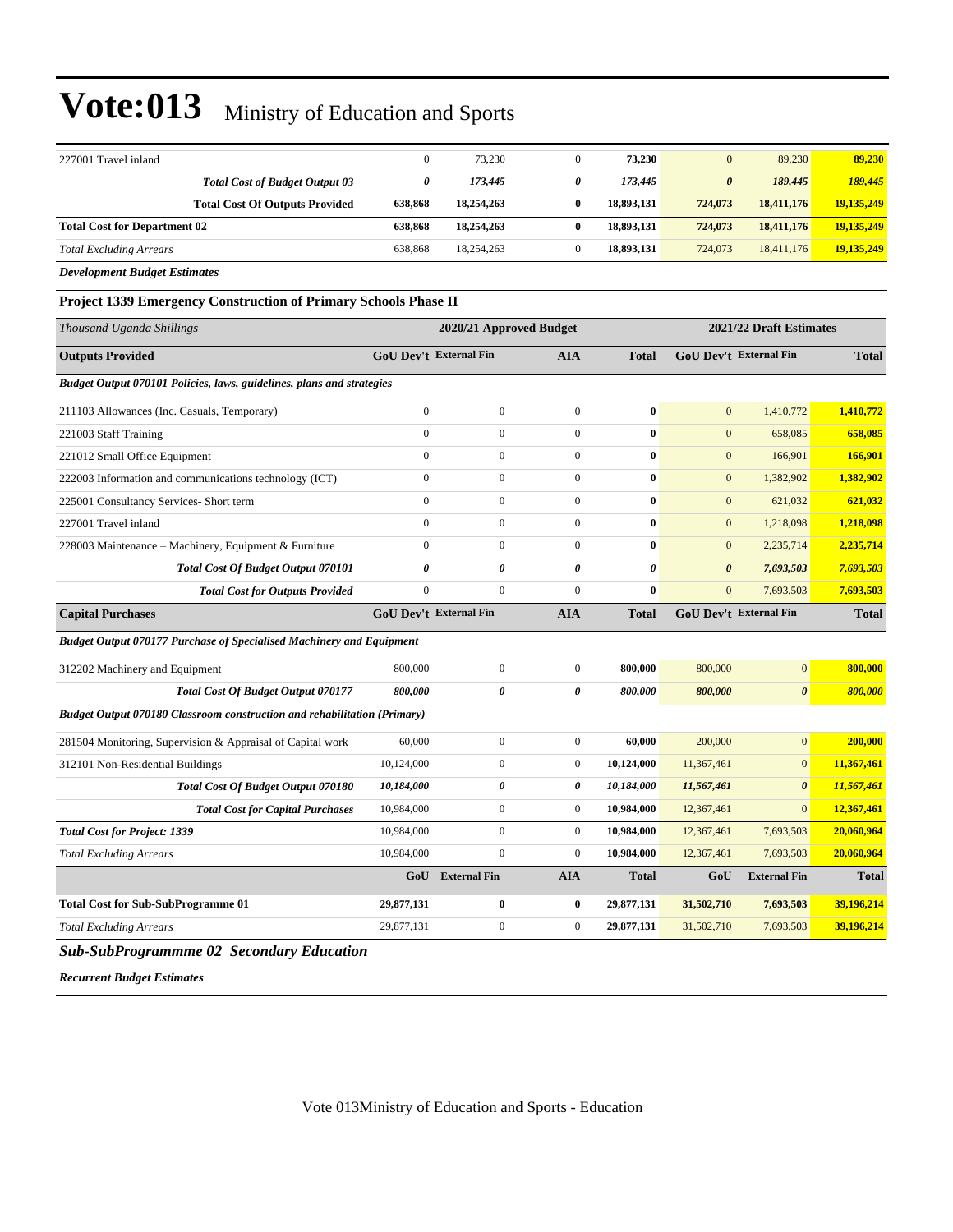| | | | | | | | |
|---|---|---|---|---|---|---|---|
| 227001 Travel inland | 0 | 73,230 | 0 | **73,230** | 0 | 89,230 | **89,230** |
| ***Total Cost of Budget Output 03*** | ***0*** | ***173,445*** | ***0*** | ***173,445*** | ***0*** | ***189,445*** | ***189,445*** |
| **Total Cost Of Outputs Provided** | **638,868** | **18,254,263** | **0** | **18,893,131** | **724,073** | **18,411,176** | **19,135,249** |
| **Total Cost for Department 02** | **638,868** | **18,254,263** | **0** | **18,893,131** | **724,073** | **18,411,176** | **19,135,249** |
| *Total Excluding Arrears* | 638,868 | 18,254,263 | 0 | **18,893,131** | 724,073 | 18,411,176 | **19,135,249** |

***Development Budget Estimates***

**Project 1339 Emergency Construction of Primary Schools Phase II**

| *Thousand Uganda Shillings* | 2020/21 Approved Budget | | | | 2021/22 Draft Estimates | | |
|---|---|---|---|---|---|---|---|
| **Outputs Provided** | **GoU Dev't** | **External Fin** | **AIA** | **Total** | **GoU Dev't** | **External Fin** | **Total** |
| ***Budget Output 070101 Policies, laws, guidelines, plans and strategies*** | | | | | | | |
| 211103 Allowances (Inc. Casuals, Temporary) | 0 | 0 | 0 | **0** | 0 | 1,410,772 | **1,410,772** |
| 221003 Staff Training | 0 | 0 | 0 | **0** | 0 | 658,085 | **658,085** |
| 221012 Small Office Equipment | 0 | 0 | 0 | **0** | 0 | 166,901 | **166,901** |
| 222003 Information and communications technology (ICT) | 0 | 0 | 0 | **0** | 0 | 1,382,902 | **1,382,902** |
| 225001 Consultancy Services- Short term | 0 | 0 | 0 | **0** | 0 | 621,032 | **621,032** |
| 227001 Travel inland | 0 | 0 | 0 | **0** | 0 | 1,218,098 | **1,218,098** |
| 228003 Maintenance – Machinery, Equipment & Furniture | 0 | 0 | 0 | **0** | 0 | 2,235,714 | **2,235,714** |
| ***Total Cost Of Budget Output 070101*** | ***0*** | ***0*** | ***0*** | ***0*** | ***0*** | ***7,693,503*** | ***7,693,503*** |
| ***Total Cost for Outputs Provided*** | 0 | 0 | 0 | **0** | 0 | 7,693,503 | **7,693,503** |
| **Capital Purchases** | **GoU Dev't** | **External Fin** | **AIA** | **Total** | **GoU Dev't** | **External Fin** | **Total** |
| ***Budget Output 070177 Purchase of Specialised Machinery and Equipment*** | | | | | | | |
| 312202 Machinery and Equipment | 800,000 | 0 | 0 | **800,000** | 800,000 | 0 | **800,000** |
| ***Total Cost Of Budget Output 070177*** | ***800,000*** | ***0*** | ***0*** | ***800,000*** | ***800,000*** | ***0*** | ***800,000*** |
| ***Budget Output 070180 Classroom construction and rehabilitation (Primary)*** | | | | | | | |
| 281504 Monitoring, Supervision & Appraisal of Capital work | 60,000 | 0 | 0 | **60,000** | 200,000 | 0 | **200,000** |
| 312101 Non-Residential Buildings | 10,124,000 | 0 | 0 | **10,124,000** | 11,367,461 | 0 | **11,367,461** |
| ***Total Cost Of Budget Output 070180*** | ***10,184,000*** | ***0*** | ***0*** | ***10,184,000*** | ***11,567,461*** | ***0*** | ***11,567,461*** |
| ***Total Cost for Capital Purchases*** | 10,984,000 | 0 | 0 | **10,984,000** | 12,367,461 | 0 | **12,367,461** |
| ***Total Cost for Project: 1339*** | 10,984,000 | 0 | 0 | **10,984,000** | 12,367,461 | 7,693,503 | **20,060,964** |
| *Total Excluding Arrears* | 10,984,000 | 0 | 0 | **10,984,000** | 12,367,461 | 7,693,503 | **20,060,964** |
| | **GoU** | **External Fin** | **AIA** | **Total** | **GoU** | **External Fin** | **Total** |
| **Total Cost for Sub-SubProgramme 01** | **29,877,131** | **0** | **0** | **29,877,131** | **31,502,710** | **7,693,503** | **39,196,214** |
| *Total Excluding Arrears* | 29,877,131 | 0 | 0 | **29,877,131** | 31,502,710 | 7,693,503 | **39,196,214** |

## *Sub-SubProgrammme 02 Secondary Education*

***Recurrent Budget Estimates***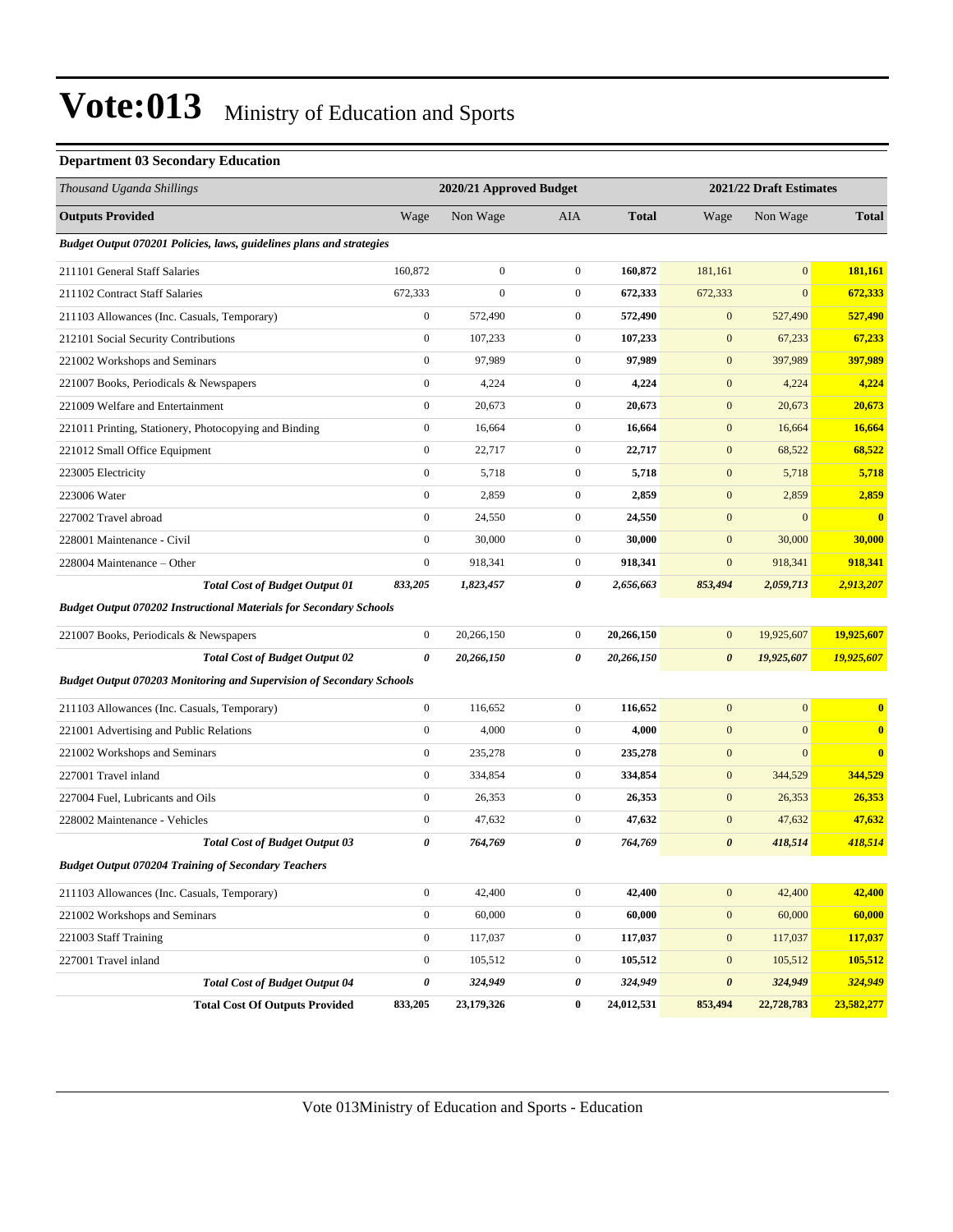# Vote:013 Ministry of Education and Sports

### Department 03 Secondary Education

| *Thousand Uganda Shillings* | 2020/21 Approved Budget | | | | 2021/22 Draft Estimates | | |
|---|---|---|---|---|---|---|---|
| **Outputs Provided** | Wage | Non Wage | AIA | **Total** | Wage | Non Wage | **Total** |
| ***Budget Output 070201 Policies, laws, guidelines plans and strategies*** | | | | | | | |
| 211101 General Staff Salaries | 160,872 | 0 | 0 | **160,872** | 181,161 | 0 | **181,161** |
| 211102 Contract Staff Salaries | 672,333 | 0 | 0 | **672,333** | 672,333 | 0 | **672,333** |
| 211103 Allowances (Inc. Casuals, Temporary) | 0 | 572,490 | 0 | **572,490** | 0 | 527,490 | **527,490** |
| 212101 Social Security Contributions | 0 | 107,233 | 0 | **107,233** | 0 | 67,233 | **67,233** |
| 221002 Workshops and Seminars | 0 | 97,989 | 0 | **97,989** | 0 | 397,989 | **397,989** |
| 221007 Books, Periodicals & Newspapers | 0 | 4,224 | 0 | **4,224** | 0 | 4,224 | **4,224** |
| 221009 Welfare and Entertainment | 0 | 20,673 | 0 | **20,673** | 0 | 20,673 | **20,673** |
| 221011 Printing, Stationery, Photocopying and Binding | 0 | 16,664 | 0 | **16,664** | 0 | 16,664 | **16,664** |
| 221012 Small Office Equipment | 0 | 22,717 | 0 | **22,717** | 0 | 68,522 | **68,522** |
| 223005 Electricity | 0 | 5,718 | 0 | **5,718** | 0 | 5,718 | **5,718** |
| 223006 Water | 0 | 2,859 | 0 | **2,859** | 0 | 2,859 | **2,859** |
| 227002 Travel abroad | 0 | 24,550 | 0 | **24,550** | 0 | 0 | **0** |
| 228001 Maintenance - Civil | 0 | 30,000 | 0 | **30,000** | 0 | 30,000 | **30,000** |
| 228004 Maintenance – Other | 0 | 918,341 | 0 | **918,341** | 0 | 918,341 | **918,341** |
| ***Total Cost of Budget Output 01*** | ***833,205*** | ***1,823,457*** | ***0*** | ***2,656,663*** | ***853,494*** | ***2,059,713*** | ***2,913,207*** |
| ***Budget Output 070202 Instructional Materials for Secondary Schools*** | | | | | | | |
| 221007 Books, Periodicals & Newspapers | 0 | 20,266,150 | 0 | **20,266,150** | 0 | 19,925,607 | **19,925,607** |
| ***Total Cost of Budget Output 02*** | ***0*** | ***20,266,150*** | ***0*** | ***20,266,150*** | ***0*** | ***19,925,607*** | ***19,925,607*** |
| ***Budget Output 070203 Monitoring and Supervision of Secondary Schools*** | | | | | | | |
| 211103 Allowances (Inc. Casuals, Temporary) | 0 | 116,652 | 0 | **116,652** | 0 | 0 | **0** |
| 221001 Advertising and Public Relations | 0 | 4,000 | 0 | **4,000** | 0 | 0 | **0** |
| 221002 Workshops and Seminars | 0 | 235,278 | 0 | **235,278** | 0 | 0 | **0** |
| 227001 Travel inland | 0 | 334,854 | 0 | **334,854** | 0 | 344,529 | **344,529** |
| 227004 Fuel, Lubricants and Oils | 0 | 26,353 | 0 | **26,353** | 0 | 26,353 | **26,353** |
| 228002 Maintenance - Vehicles | 0 | 47,632 | 0 | **47,632** | 0 | 47,632 | **47,632** |
| ***Total Cost of Budget Output 03*** | ***0*** | ***764,769*** | ***0*** | ***764,769*** | ***0*** | ***418,514*** | ***418,514*** |
| ***Budget Output 070204 Training of Secondary Teachers*** | | | | | | | |
| 211103 Allowances (Inc. Casuals, Temporary) | 0 | 42,400 | 0 | **42,400** | 0 | 42,400 | **42,400** |
| 221002 Workshops and Seminars | 0 | 60,000 | 0 | **60,000** | 0 | 60,000 | **60,000** |
| 221003 Staff Training | 0 | 117,037 | 0 | **117,037** | 0 | 117,037 | **117,037** |
| 227001 Travel inland | 0 | 105,512 | 0 | **105,512** | 0 | 105,512 | **105,512** |
| ***Total Cost of Budget Output 04*** | ***0*** | ***324,949*** | ***0*** | ***324,949*** | ***0*** | ***324,949*** | ***324,949*** |
| **Total Cost Of Outputs Provided** | **833,205** | **23,179,326** | **0** | **24,012,531** | **853,494** | **22,728,783** | **23,582,277** |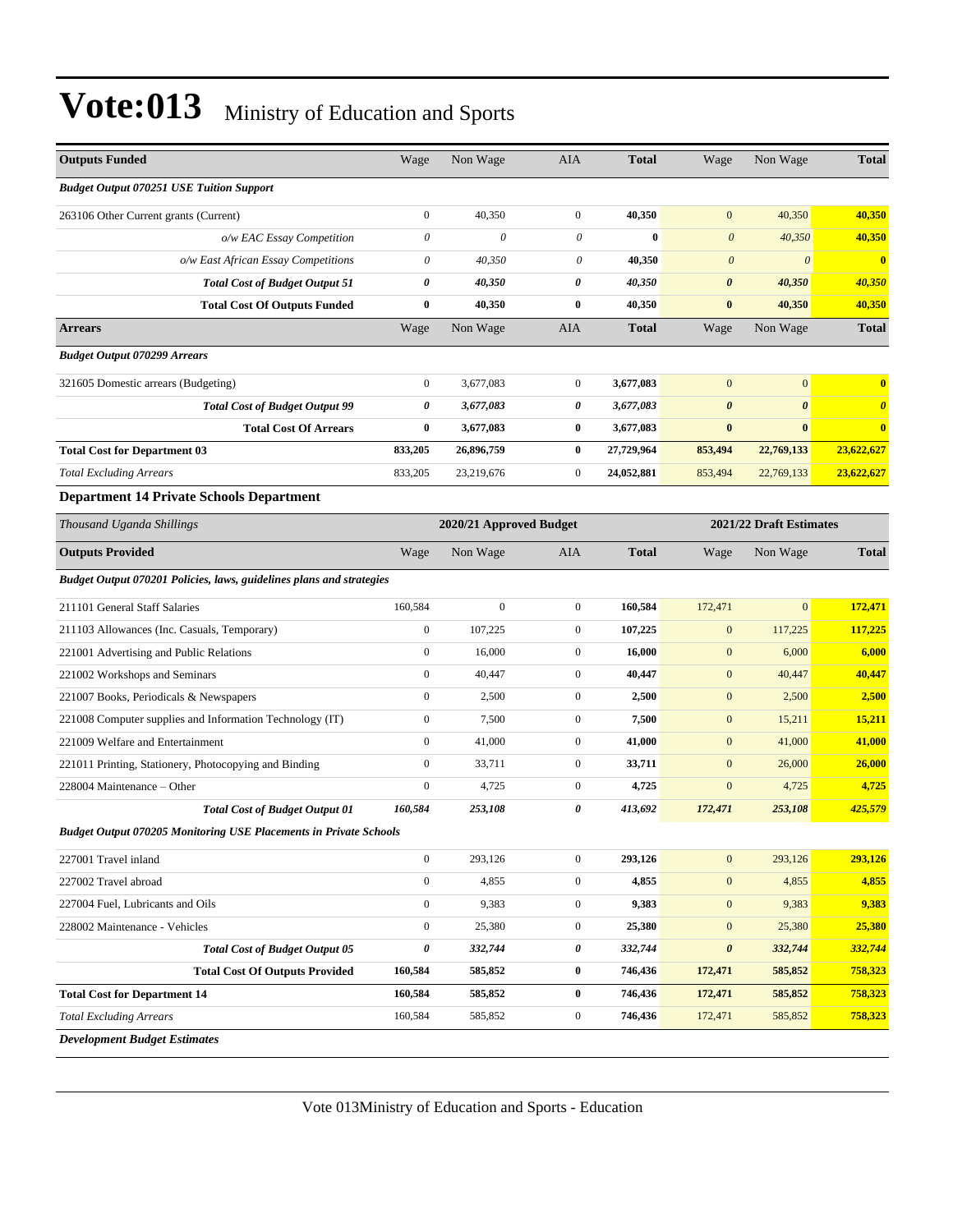# Vote:013 Ministry of Education and Sports

| Outputs Funded | Wage | Non Wage | AIA | Total | Wage | Non Wage | Total |
|---|---|---|---|---|---|---|---|
| ***Budget Output 070251 USE Tuition Support*** | | | | | | | |
| 263106 Other Current grants (Current) | 0 | 40,350 | 0 | **40,350** | 0 | 40,350 | **40,350** |
| *o/w EAC Essay Competition* | *0* | *0* | *0* | **0** | *0* | *40,350* | **40,350** |
| *o/w East African Essay Competitions* | *0* | *40,350* | *0* | **40,350** | *0* | *0* | **0** |
| ***Total Cost of Budget Output 51*** | ***0*** | ***40,350*** | ***0*** | ***40,350*** | ***0*** | ***40,350*** | ***40,350*** |
| **Total Cost Of Outputs Funded** | **0** | **40,350** | **0** | **40,350** | **0** | **40,350** | **40,350** |
| **Arrears** | Wage | Non Wage | AIA | **Total** | Wage | Non Wage | **Total** |
| ***Budget Output 070299 Arrears*** | | | | | | | |
| 321605 Domestic arrears (Budgeting) | 0 | 3,677,083 | 0 | **3,677,083** | 0 | 0 | **0** |
| ***Total Cost of Budget Output 99*** | ***0*** | ***3,677,083*** | ***0*** | ***3,677,083*** | ***0*** | ***0*** | ***0*** |
| **Total Cost Of Arrears** | **0** | **3,677,083** | **0** | **3,677,083** | **0** | **0** | **0** |
| **Total Cost for Department 03** | **833,205** | **26,896,759** | **0** | **27,729,964** | **853,494** | **22,769,133** | **23,622,627** |
| *Total Excluding Arrears* | 833,205 | 23,219,676 | 0 | **24,052,881** | 853,494 | 22,769,133 | **23,622,627** |

**Department 14 Private Schools Department**

| *Thousand Uganda Shillings* | 2020/21 Approved Budget | | | | 2021/22 Draft Estimates | | |
|---|---|---|---|---|---|---|---|
| **Outputs Provided** | Wage | Non Wage | AIA | **Total** | Wage | Non Wage | **Total** |
| ***Budget Output 070201 Policies, laws, guidelines plans and strategies*** | | | | | | | |
| 211101 General Staff Salaries | 160,584 | 0 | 0 | **160,584** | 172,471 | 0 | **172,471** |
| 211103 Allowances (Inc. Casuals, Temporary) | 0 | 107,225 | 0 | **107,225** | 0 | 117,225 | **117,225** |
| 221001 Advertising and Public Relations | 0 | 16,000 | 0 | **16,000** | 0 | 6,000 | **6,000** |
| 221002 Workshops and Seminars | 0 | 40,447 | 0 | **40,447** | 0 | 40,447 | **40,447** |
| 221007 Books, Periodicals & Newspapers | 0 | 2,500 | 0 | **2,500** | 0 | 2,500 | **2,500** |
| 221008 Computer supplies and Information Technology (IT) | 0 | 7,500 | 0 | **7,500** | 0 | 15,211 | **15,211** |
| 221009 Welfare and Entertainment | 0 | 41,000 | 0 | **41,000** | 0 | 41,000 | **41,000** |
| 221011 Printing, Stationery, Photocopying and Binding | 0 | 33,711 | 0 | **33,711** | 0 | 26,000 | **26,000** |
| 228004 Maintenance – Other | 0 | 4,725 | 0 | **4,725** | 0 | 4,725 | **4,725** |
| ***Total Cost of Budget Output 01*** | ***160,584*** | ***253,108*** | ***0*** | ***413,692*** | ***172,471*** | ***253,108*** | ***425,579*** |
| ***Budget Output 070205 Monitoring USE Placements in Private Schools*** | | | | | | | |
| 227001 Travel inland | 0 | 293,126 | 0 | **293,126** | 0 | 293,126 | **293,126** |
| 227002 Travel abroad | 0 | 4,855 | 0 | **4,855** | 0 | 4,855 | **4,855** |
| 227004 Fuel, Lubricants and Oils | 0 | 9,383 | 0 | **9,383** | 0 | 9,383 | **9,383** |
| 228002 Maintenance - Vehicles | 0 | 25,380 | 0 | **25,380** | 0 | 25,380 | **25,380** |
| ***Total Cost of Budget Output 05*** | ***0*** | ***332,744*** | ***0*** | ***332,744*** | ***0*** | ***332,744*** | ***332,744*** |
| **Total Cost Of Outputs Provided** | **160,584** | **585,852** | **0** | **746,436** | **172,471** | **585,852** | **758,323** |
| **Total Cost for Department 14** | **160,584** | **585,852** | **0** | **746,436** | **172,471** | **585,852** | **758,323** |
| *Total Excluding Arrears* | 160,584 | 585,852 | 0 | **746,436** | 172,471 | 585,852 | **758,323** |

***Development Budget Estimates***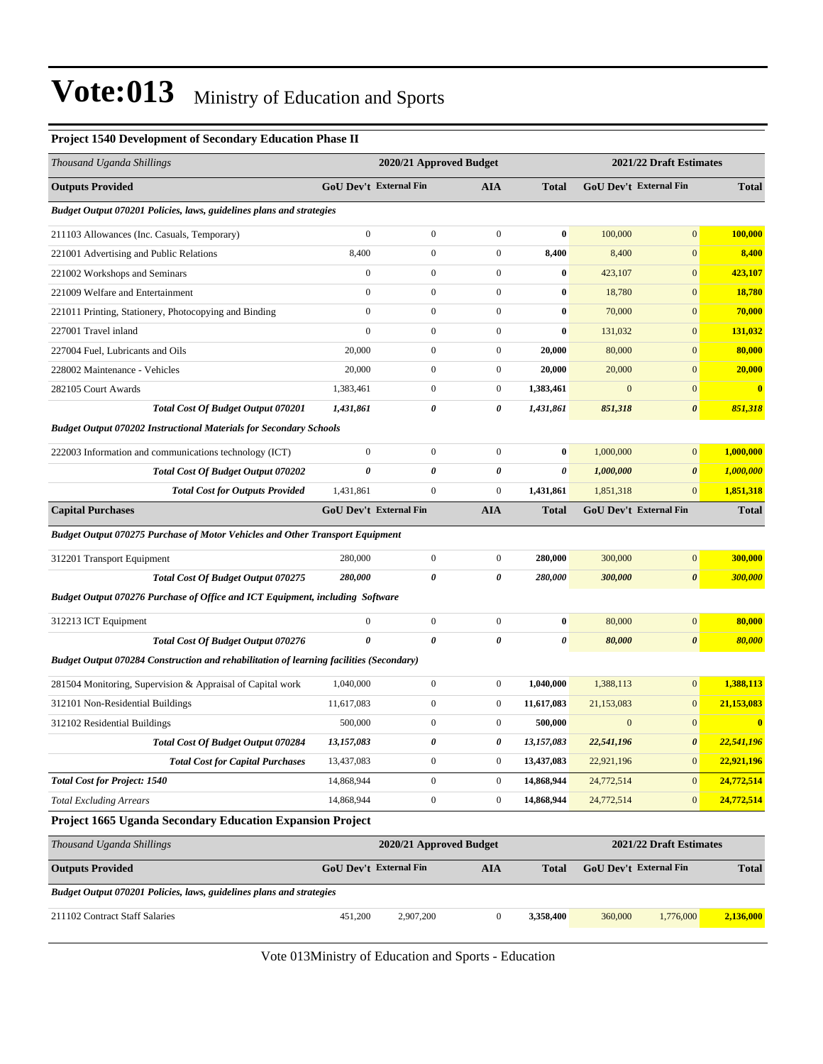# Vote:013 Ministry of Education and Sports

### Project 1540 Development of Secondary Education Phase II

| *Thousand Uganda Shillings* | 2020/21 Approved Budget | | | | 2021/22 Draft Estimates | | |
|---|---|---|---|---|---|---|---|
| **Outputs Provided** | **GoU Dev't** | **External Fin** | **AIA** | **Total** | **GoU Dev't** | **External Fin** | **Total** |
| ***Budget Output 070201 Policies, laws, guidelines plans and strategies*** | | | | | | | |
| 211103 Allowances (Inc. Casuals, Temporary) | 0 | 0 | 0 | **0** | 100,000 | 0 | **100,000** |
| 221001 Advertising and Public Relations | 8,400 | 0 | 0 | **8,400** | 8,400 | 0 | **8,400** |
| 221002 Workshops and Seminars | 0 | 0 | 0 | **0** | 423,107 | 0 | **423,107** |
| 221009 Welfare and Entertainment | 0 | 0 | 0 | **0** | 18,780 | 0 | **18,780** |
| 221011 Printing, Stationery, Photocopying and Binding | 0 | 0 | 0 | **0** | 70,000 | 0 | **70,000** |
| 227001 Travel inland | 0 | 0 | 0 | **0** | 131,032 | 0 | **131,032** |
| 227004 Fuel, Lubricants and Oils | 20,000 | 0 | 0 | **20,000** | 80,000 | 0 | **80,000** |
| 228002 Maintenance - Vehicles | 20,000 | 0 | 0 | **20,000** | 20,000 | 0 | **20,000** |
| 282105 Court Awards | 1,383,461 | 0 | 0 | **1,383,461** | 0 | 0 | **0** |
| ***Total Cost Of Budget Output 070201*** | ***1,431,861*** | ***0*** | ***0*** | ***1,431,861*** | ***851,318*** | ***0*** | ***851,318*** |
| ***Budget Output 070202 Instructional Materials for Secondary Schools*** | | | | | | | |
| 222003 Information and communications technology (ICT) | 0 | 0 | 0 | **0** | 1,000,000 | 0 | **1,000,000** |
| ***Total Cost Of Budget Output 070202*** | ***0*** | ***0*** | ***0*** | ***0*** | ***1,000,000*** | ***0*** | ***1,000,000*** |
| ***Total Cost for Outputs Provided*** | 1,431,861 | 0 | 0 | **1,431,861** | 1,851,318 | 0 | **1,851,318** |
| **Capital Purchases** | **GoU Dev't** | **External Fin** | **AIA** | **Total** | **GoU Dev't** | **External Fin** | **Total** |
| ***Budget Output 070275 Purchase of Motor Vehicles and Other Transport Equipment*** | | | | | | | |
| 312201 Transport Equipment | 280,000 | 0 | 0 | **280,000** | 300,000 | 0 | **300,000** |
| ***Total Cost Of Budget Output 070275*** | ***280,000*** | ***0*** | ***0*** | ***280,000*** | ***300,000*** | ***0*** | ***300,000*** |
| ***Budget Output 070276 Purchase of Office and ICT Equipment, including Software*** | | | | | | | |
| 312213 ICT Equipment | 0 | 0 | 0 | **0** | 80,000 | 0 | **80,000** |
| ***Total Cost Of Budget Output 070276*** | ***0*** | ***0*** | ***0*** | ***0*** | ***80,000*** | ***0*** | ***80,000*** |
| ***Budget Output 070284 Construction and rehabilitation of learning facilities (Secondary)*** | | | | | | | |
| 281504 Monitoring, Supervision & Appraisal of Capital work | 1,040,000 | 0 | 0 | **1,040,000** | 1,388,113 | 0 | **1,388,113** |
| 312101 Non-Residential Buildings | 11,617,083 | 0 | 0 | **11,617,083** | 21,153,083 | 0 | **21,153,083** |
| 312102 Residential Buildings | 500,000 | 0 | 0 | **500,000** | 0 | 0 | **0** |
| ***Total Cost Of Budget Output 070284*** | ***13,157,083*** | ***0*** | ***0*** | ***13,157,083*** | ***22,541,196*** | ***0*** | ***22,541,196*** |
| ***Total Cost for Capital Purchases*** | 13,437,083 | 0 | 0 | **13,437,083** | 22,921,196 | 0 | **22,921,196** |
| ***Total Cost for Project: 1540*** | 14,868,944 | 0 | 0 | **14,868,944** | 24,772,514 | 0 | **24,772,514** |
| *Total Excluding Arrears* | 14,868,944 | 0 | 0 | **14,868,944** | 24,772,514 | 0 | **24,772,514** |

### Project 1665 Uganda Secondary Education Expansion Project

| *Thousand Uganda Shillings* | 2020/21 Approved Budget | | | | 2021/22 Draft Estimates | | |
|---|---|---|---|---|---|---|---|
| **Outputs Provided** | **GoU Dev't** | **External Fin** | **AIA** | **Total** | **GoU Dev't** | **External Fin** | **Total** |
| ***Budget Output 070201 Policies, laws, guidelines plans and strategies*** | | | | | | | |
| 211102 Contract Staff Salaries | 451,200 | 2,907,200 | 0 | **3,358,400** | 360,000 | 1,776,000 | **2,136,000** |

Vote 013Ministry of Education and Sports - Education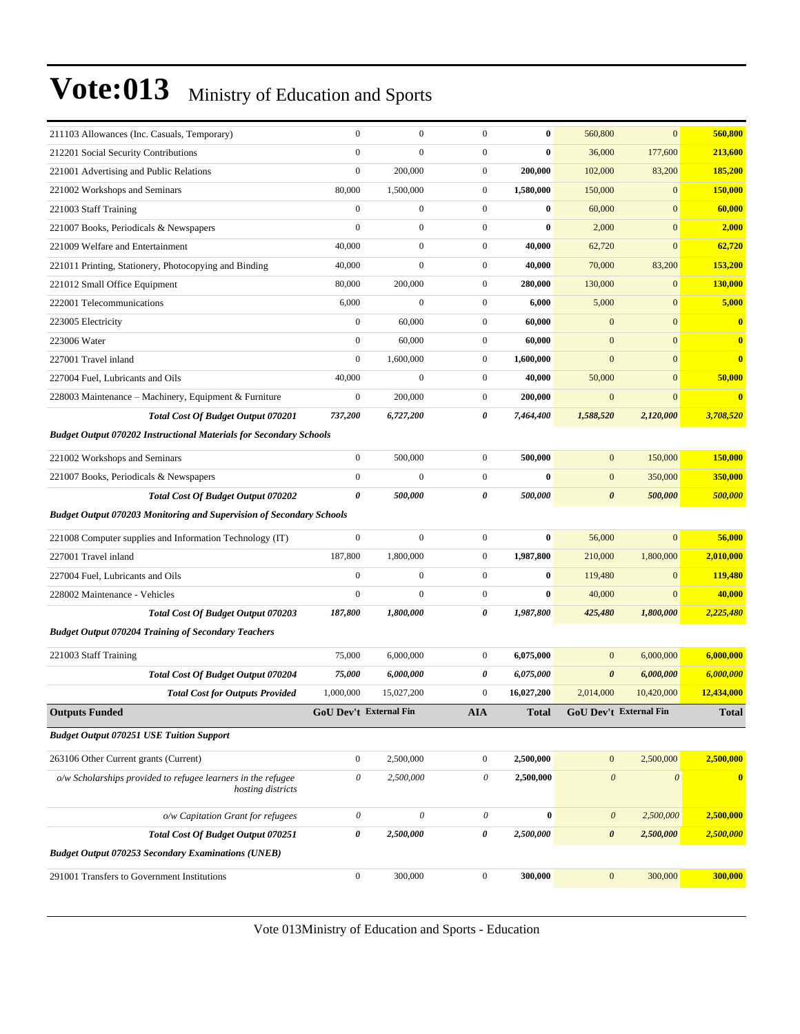# Vote:013 Ministry of Education and Sports

| | | | | | | | |
|---|---|---|---|---|---|---|---|
| 211103 Allowances (Inc. Casuals, Temporary) | 0 | 0 | 0 | **0** | 560,800 | 0 | **560,800** |
| 212201 Social Security Contributions | 0 | 0 | 0 | **0** | 36,000 | 177,600 | **213,600** |
| 221001 Advertising and Public Relations | 0 | 200,000 | 0 | **200,000** | 102,000 | 83,200 | **185,200** |
| 221002 Workshops and Seminars | 80,000 | 1,500,000 | 0 | **1,580,000** | 150,000 | 0 | **150,000** |
| 221003 Staff Training | 0 | 0 | 0 | **0** | 60,000 | 0 | **60,000** |
| 221007 Books, Periodicals & Newspapers | 0 | 0 | 0 | **0** | 2,000 | 0 | **2,000** |
| 221009 Welfare and Entertainment | 40,000 | 0 | 0 | **40,000** | 62,720 | 0 | **62,720** |
| 221011 Printing, Stationery, Photocopying and Binding | 40,000 | 0 | 0 | **40,000** | 70,000 | 83,200 | **153,200** |
| 221012 Small Office Equipment | 80,000 | 200,000 | 0 | **280,000** | 130,000 | 0 | **130,000** |
| 222001 Telecommunications | 6,000 | 0 | 0 | **6,000** | 5,000 | 0 | **5,000** |
| 223005 Electricity | 0 | 60,000 | 0 | **60,000** | 0 | 0 | **0** |
| 223006 Water | 0 | 60,000 | 0 | **60,000** | 0 | 0 | **0** |
| 227001 Travel inland | 0 | 1,600,000 | 0 | **1,600,000** | 0 | 0 | **0** |
| 227004 Fuel, Lubricants and Oils | 40,000 | 0 | 0 | **40,000** | 50,000 | 0 | **50,000** |
| 228003 Maintenance – Machinery, Equipment & Furniture | 0 | 200,000 | 0 | **200,000** | 0 | 0 | **0** |
| ***Total Cost Of Budget Output 070201*** | ***737,200*** | ***6,727,200*** | ***0*** | ***7,464,400*** | ***1,588,520*** | ***2,120,000*** | ***3,708,520*** |
| ***Budget Output 070202 Instructional Materials for Secondary Schools*** | | | | | | | |
| 221002 Workshops and Seminars | 0 | 500,000 | 0 | **500,000** | 0 | 150,000 | **150,000** |
| 221007 Books, Periodicals & Newspapers | 0 | 0 | 0 | **0** | 0 | 350,000 | **350,000** |
| ***Total Cost Of Budget Output 070202*** | ***0*** | ***500,000*** | ***0*** | ***500,000*** | ***0*** | ***500,000*** | ***500,000*** |
| ***Budget Output 070203 Monitoring and Supervision of Secondary Schools*** | | | | | | | |
| 221008 Computer supplies and Information Technology (IT) | 0 | 0 | 0 | **0** | 56,000 | 0 | **56,000** |
| 227001 Travel inland | 187,800 | 1,800,000 | 0 | **1,987,800** | 210,000 | 1,800,000 | **2,010,000** |
| 227004 Fuel, Lubricants and Oils | 0 | 0 | 0 | **0** | 119,480 | 0 | **119,480** |
| 228002 Maintenance - Vehicles | 0 | 0 | 0 | **0** | 40,000 | 0 | **40,000** |
| ***Total Cost Of Budget Output 070203*** | ***187,800*** | ***1,800,000*** | ***0*** | ***1,987,800*** | ***425,480*** | ***1,800,000*** | ***2,225,480*** |
| ***Budget Output 070204 Training of Secondary Teachers*** | | | | | | | |
| 221003 Staff Training | 75,000 | 6,000,000 | 0 | **6,075,000** | 0 | 6,000,000 | **6,000,000** |
| ***Total Cost Of Budget Output 070204*** | ***75,000*** | ***6,000,000*** | ***0*** | ***6,075,000*** | ***0*** | ***6,000,000*** | ***6,000,000*** |
| ***Total Cost for Outputs Provided*** | 1,000,000 | 15,027,200 | 0 | **16,027,200** | 2,014,000 | 10,420,000 | **12,434,000** |
| **Outputs Funded** | **GoU Dev't** | **External Fin** | **AIA** | **Total** | **GoU Dev't** | **External Fin** | **Total** |
| ***Budget Output 070251 USE Tuition Support*** | | | | | | | |
| 263106 Other Current grants (Current) | 0 | 2,500,000 | 0 | **2,500,000** | 0 | 2,500,000 | **2,500,000** |
| *o/w Scholarships provided to refugee learners in the refugee hosting districts* | *0* | *2,500,000* | *0* | **2,500,000** | *0* | *0* | **0** |
| *o/w Capitation Grant for refugees* | *0* | *0* | *0* | **0** | *0* | *2,500,000* | **2,500,000** |
| ***Total Cost Of Budget Output 070251*** | ***0*** | ***2,500,000*** | ***0*** | ***2,500,000*** | ***0*** | ***2,500,000*** | ***2,500,000*** |
| ***Budget Output 070253 Secondary Examinations (UNEB)*** | | | | | | | |
| 291001 Transfers to Government Institutions | 0 | 300,000 | 0 | **300,000** | 0 | 300,000 | **300,000** |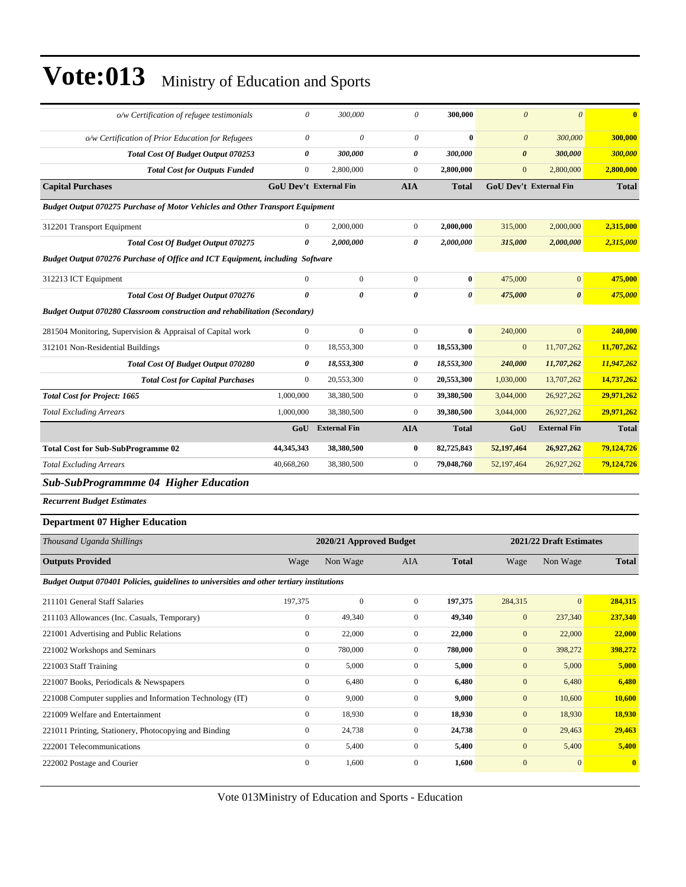# Vote:013 Ministry of Education and Sports

| | | | | | | | |
|---|---|---|---|---|---|---|---|
| *o/w Certification of refugee testimonials* | *0* | *300,000* | *0* | **300,000** | *0* | *0* | **0** |
| *o/w Certification of Prior Education for Refugees* | *0* | *0* | *0* | **0** | *0* | *300,000* | **300,000** |
| ***Total Cost Of Budget Output 070253*** | ***0*** | ***300,000*** | ***0*** | ***300,000*** | ***0*** | ***300,000*** | ***300,000*** |
| ***Total Cost for Outputs Funded*** | 0 | 2,800,000 | 0 | **2,800,000** | 0 | 2,800,000 | **2,800,000** |
| **Capital Purchases** | **GoU Dev't** | **External Fin** | **AIA** | **Total** | **GoU Dev't** | **External Fin** | **Total** |
| ***Budget Output 070275 Purchase of Motor Vehicles and Other Transport Equipment*** | | | | | | | |
| 312201 Transport Equipment | 0 | 2,000,000 | 0 | **2,000,000** | 315,000 | 2,000,000 | **2,315,000** |
| ***Total Cost Of Budget Output 070275*** | ***0*** | ***2,000,000*** | ***0*** | ***2,000,000*** | ***315,000*** | ***2,000,000*** | ***2,315,000*** |
| ***Budget Output 070276 Purchase of Office and ICT Equipment, including Software*** | | | | | | | |
| 312213 ICT Equipment | 0 | 0 | 0 | **0** | 475,000 | 0 | **475,000** |
| ***Total Cost Of Budget Output 070276*** | ***0*** | ***0*** | ***0*** | ***0*** | ***475,000*** | ***0*** | ***475,000*** |
| ***Budget Output 070280 Classroom construction and rehabilitation (Secondary)*** | | | | | | | |
| 281504 Monitoring, Supervision & Appraisal of Capital work | 0 | 0 | 0 | **0** | 240,000 | 0 | **240,000** |
| 312101 Non-Residential Buildings | 0 | 18,553,300 | 0 | **18,553,300** | 0 | 11,707,262 | **11,707,262** |
| ***Total Cost Of Budget Output 070280*** | ***0*** | ***18,553,300*** | ***0*** | ***18,553,300*** | ***240,000*** | ***11,707,262*** | ***11,947,262*** |
| ***Total Cost for Capital Purchases*** | 0 | 20,553,300 | 0 | **20,553,300** | 1,030,000 | 13,707,262 | **14,737,262** |
| ***Total Cost for Project: 1665*** | 1,000,000 | 38,380,500 | 0 | **39,380,500** | 3,044,000 | 26,927,262 | **29,971,262** |
| *Total Excluding Arrears* | 1,000,000 | 38,380,500 | 0 | **39,380,500** | 3,044,000 | 26,927,262 | **29,971,262** |
| | **GoU** | **External Fin** | **AIA** | **Total** | **GoU** | **External Fin** | **Total** |
| **Total Cost for Sub-SubProgramme 02** | **44,345,343** | **38,380,500** | **0** | **82,725,843** | **52,197,464** | **26,927,262** | **79,124,726** |
| *Total Excluding Arrears* | 40,668,260 | 38,380,500 | 0 | **79,048,760** | 52,197,464 | 26,927,262 | **79,124,726** |

## *Sub-SubProgrammme 04 Higher Education*

***Recurrent Budget Estimates***

### Department 07 Higher Education

| *Thousand Uganda Shillings* | 2020/21 Approved Budget | | | | 2021/22 Draft Estimates | | |
|---|---|---|---|---|---|---|---|
| **Outputs Provided** | Wage | Non Wage | AIA | **Total** | Wage | Non Wage | **Total** |
| ***Budget Output 070401 Policies, guidelines to universities and other tertiary institutions*** | | | | | | | |
| 211101 General Staff Salaries | 197,375 | 0 | 0 | **197,375** | 284,315 | 0 | **284,315** |
| 211103 Allowances (Inc. Casuals, Temporary) | 0 | 49,340 | 0 | **49,340** | 0 | 237,340 | **237,340** |
| 221001 Advertising and Public Relations | 0 | 22,000 | 0 | **22,000** | 0 | 22,000 | **22,000** |
| 221002 Workshops and Seminars | 0 | 780,000 | 0 | **780,000** | 0 | 398,272 | **398,272** |
| 221003 Staff Training | 0 | 5,000 | 0 | **5,000** | 0 | 5,000 | **5,000** |
| 221007 Books, Periodicals & Newspapers | 0 | 6,480 | 0 | **6,480** | 0 | 6,480 | **6,480** |
| 221008 Computer supplies and Information Technology (IT) | 0 | 9,000 | 0 | **9,000** | 0 | 10,600 | **10,600** |
| 221009 Welfare and Entertainment | 0 | 18,930 | 0 | **18,930** | 0 | 18,930 | **18,930** |
| 221011 Printing, Stationery, Photocopying and Binding | 0 | 24,738 | 0 | **24,738** | 0 | 29,463 | **29,463** |
| 222001 Telecommunications | 0 | 5,400 | 0 | **5,400** | 0 | 5,400 | **5,400** |
| 222002 Postage and Courier | 0 | 1,600 | 0 | **1,600** | 0 | 0 | **0** |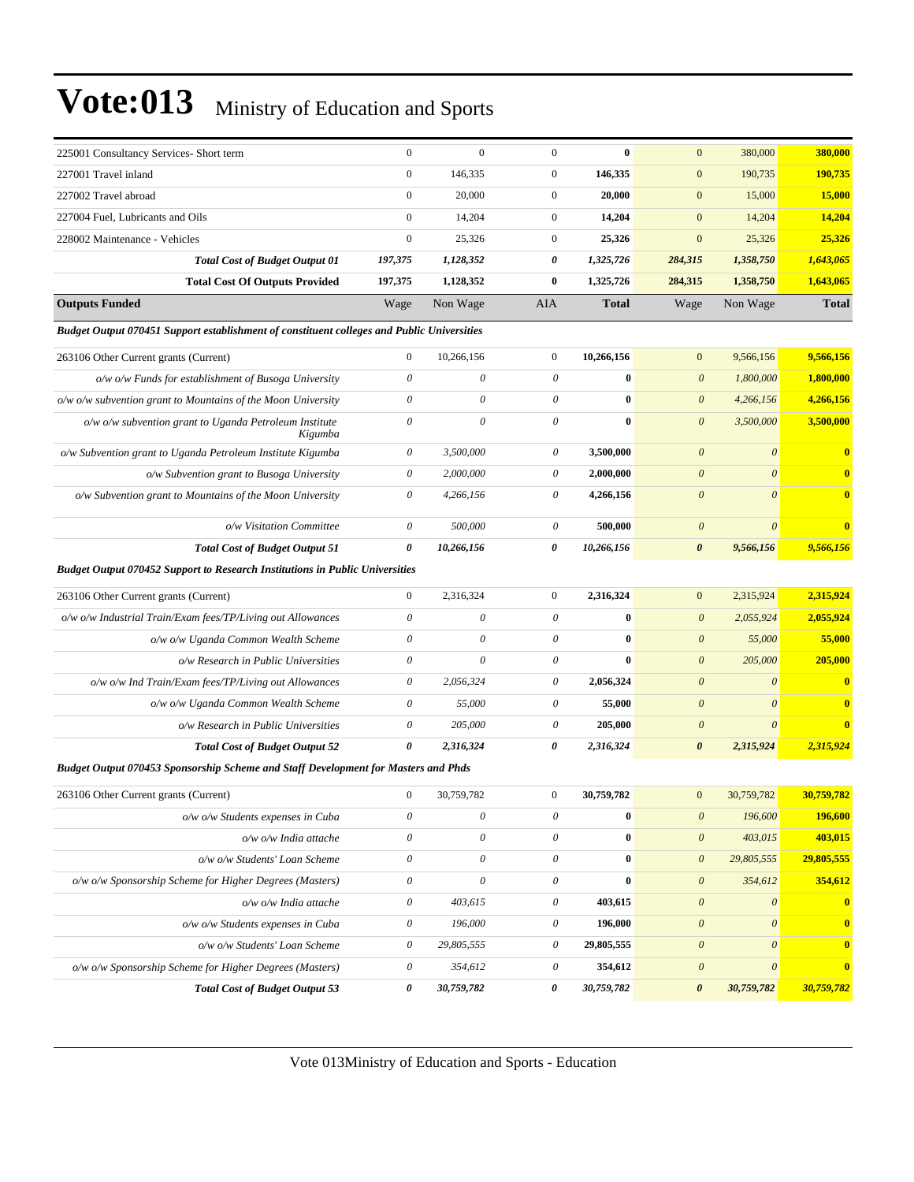# Vote:013 Ministry of Education and Sports

| | | | | | | | |
|---|---|---|---|---|---|---|---|
| 225001 Consultancy Services- Short term | 0 | 0 | 0 | **0** | 0 | 380,000 | **380,000** |
| 227001 Travel inland | 0 | 146,335 | 0 | **146,335** | 0 | 190,735 | **190,735** |
| 227002 Travel abroad | 0 | 20,000 | 0 | **20,000** | 0 | 15,000 | **15,000** |
| 227004 Fuel, Lubricants and Oils | 0 | 14,204 | 0 | **14,204** | 0 | 14,204 | **14,204** |
| 228002 Maintenance - Vehicles | 0 | 25,326 | 0 | **25,326** | 0 | 25,326 | **25,326** |
| ***Total Cost of Budget Output 01*** | ***197,375*** | ***1,128,352*** | ***0*** | ***1,325,726*** | ***284,315*** | ***1,358,750*** | ***1,643,065*** |
| **Total Cost Of Outputs Provided** | **197,375** | **1,128,352** | **0** | **1,325,726** | **284,315** | **1,358,750** | **1,643,065** |
| **Outputs Funded** | Wage | Non Wage | AIA | **Total** | Wage | Non Wage | **Total** |
| ***Budget Output 070451 Support establishment of constituent colleges and Public Universities*** | | | | | | | |
| 263106 Other Current grants (Current) | 0 | 10,266,156 | 0 | **10,266,156** | 0 | 9,566,156 | **9,566,156** |
| *o/w o/w Funds for establishment of Busoga University* | *0* | *0* | *0* | **0** | *0* | *1,800,000* | **1,800,000** |
| *o/w o/w subvention grant to Mountains of the Moon University* | *0* | *0* | *0* | **0** | *0* | *4,266,156* | **4,266,156** |
| *o/w o/w subvention grant to Uganda Petroleum Institute Kigumba* | *0* | *0* | *0* | **0** | *0* | *3,500,000* | **3,500,000** |
| *o/w Subvention grant to Uganda Petroleum Institute Kigumba* | *0* | *3,500,000* | *0* | **3,500,000** | *0* | *0* | **0** |
| *o/w Subvention grant to Busoga University* | *0* | *2,000,000* | *0* | **2,000,000** | *0* | *0* | **0** |
| *o/w Subvention grant to Mountains of the Moon University* | *0* | *4,266,156* | *0* | **4,266,156** | *0* | *0* | **0** |
| *o/w Visitation Committee* | *0* | *500,000* | *0* | **500,000** | *0* | *0* | **0** |
| ***Total Cost of Budget Output 51*** | ***0*** | ***10,266,156*** | ***0*** | ***10,266,156*** | ***0*** | ***9,566,156*** | ***9,566,156*** |
| ***Budget Output 070452 Support to Research Institutions in Public Universities*** | | | | | | | |
| 263106 Other Current grants (Current) | 0 | 2,316,324 | 0 | **2,316,324** | 0 | 2,315,924 | **2,315,924** |
| *o/w o/w Industrial Train/Exam fees/TP/Living out Allowances* | *0* | *0* | *0* | **0** | *0* | *2,055,924* | **2,055,924** |
| *o/w o/w Uganda Common Wealth Scheme* | *0* | *0* | *0* | **0** | *0* | *55,000* | **55,000** |
| *o/w Research in Public Universities* | *0* | *0* | *0* | **0** | *0* | *205,000* | **205,000** |
| *o/w o/w Ind Train/Exam fees/TP/Living out Allowances* | *0* | *2,056,324* | *0* | **2,056,324** | *0* | *0* | **0** |
| *o/w o/w Uganda Common Wealth Scheme* | *0* | *55,000* | *0* | **55,000** | *0* | *0* | **0** |
| *o/w Research in Public Universities* | *0* | *205,000* | *0* | **205,000** | *0* | *0* | **0** |
| ***Total Cost of Budget Output 52*** | ***0*** | ***2,316,324*** | ***0*** | ***2,316,324*** | ***0*** | ***2,315,924*** | ***2,315,924*** |
| ***Budget Output 070453 Sponsorship Scheme and Staff Development for Masters and Phds*** | | | | | | | |
| 263106 Other Current grants (Current) | 0 | 30,759,782 | 0 | **30,759,782** | 0 | 30,759,782 | **30,759,782** |
| *o/w o/w Students expenses in Cuba* | *0* | *0* | *0* | **0** | *0* | *196,600* | **196,600** |
| *o/w o/w India attache* | *0* | *0* | *0* | **0** | *0* | *403,015* | **403,015** |
| *o/w o/w Students' Loan Scheme* | *0* | *0* | *0* | **0** | *0* | *29,805,555* | **29,805,555** |
| *o/w o/w Sponsorship Scheme for Higher Degrees (Masters)* | *0* | *0* | *0* | **0** | *0* | *354,612* | **354,612** |
| *o/w o/w India attache* | *0* | *403,615* | *0* | **403,615** | *0* | *0* | **0** |
| *o/w o/w Students expenses in Cuba* | *0* | *196,000* | *0* | **196,000** | *0* | *0* | **0** |
| *o/w o/w Students' Loan Scheme* | *0* | *29,805,555* | *0* | **29,805,555** | *0* | *0* | **0** |
| *o/w o/w Sponsorship Scheme for Higher Degrees (Masters)* | *0* | *354,612* | *0* | **354,612** | *0* | *0* | **0** |
| ***Total Cost of Budget Output 53*** | ***0*** | ***30,759,782*** | ***0*** | ***30,759,782*** | ***0*** | ***30,759,782*** | ***30,759,782*** |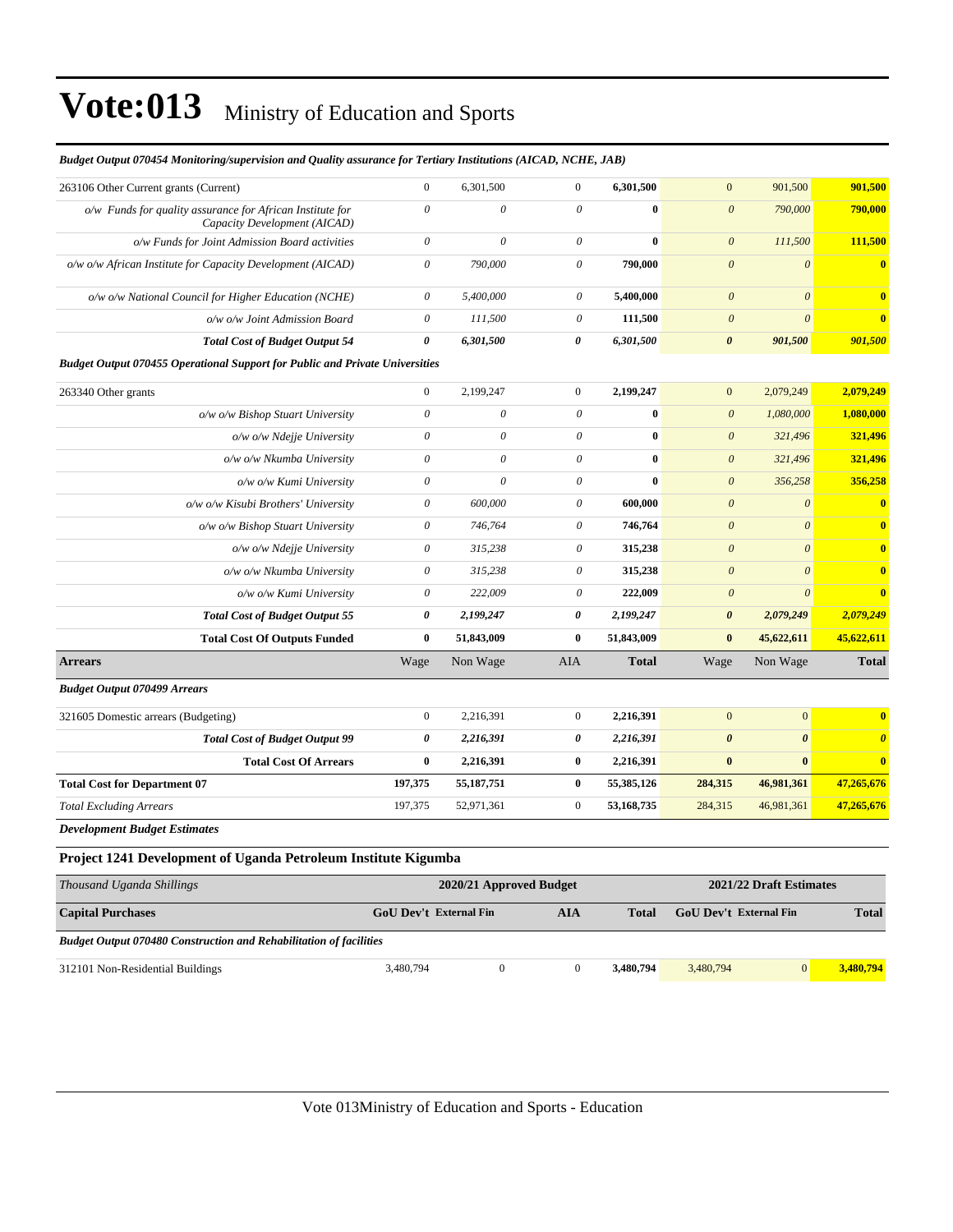# Vote:013 Ministry of Education and Sports

| | | | | | | | |
|---|---|---|---|---|---|---|---|
| ***Budget Output 070454 Monitoring/supervision and Quality assurance for Tertiary Institutions (AICAD, NCHE, JAB)*** | | | | | | | |
| 263106 Other Current grants (Current) | 0 | 6,301,500 | 0 | **6,301,500** | 0 | 901,500 | **901,500** |
| *o/w Funds for quality assurance for African Institute for Capacity Development (AICAD)* | *0* | *0* | *0* | **0** | *0* | *790,000* | **790,000** |
| *o/w Funds for Joint Admission Board activities* | *0* | *0* | *0* | **0** | *0* | *111,500* | **111,500** |
| *o/w o/w African Institute for Capacity Development (AICAD)* | *0* | *790,000* | *0* | **790,000** | *0* | *0* | **0** |
| *o/w o/w National Council for Higher Education (NCHE)* | *0* | *5,400,000* | *0* | **5,400,000** | *0* | *0* | **0** |
| *o/w o/w Joint Admission Board* | *0* | *111,500* | *0* | **111,500** | *0* | *0* | **0** |
| ***Total Cost of Budget Output 54*** | ***0*** | ***6,301,500*** | ***0*** | ***6,301,500*** | ***0*** | ***901,500*** | ***901,500*** |
| ***Budget Output 070455 Operational Support for Public and Private Universities*** | | | | | | | |
| 263340 Other grants | 0 | 2,199,247 | 0 | **2,199,247** | 0 | 2,079,249 | **2,079,249** |
| *o/w o/w Bishop Stuart University* | *0* | *0* | *0* | **0** | *0* | *1,080,000* | **1,080,000** |
| *o/w o/w Ndejje University* | *0* | *0* | *0* | **0** | *0* | *321,496* | **321,496** |
| *o/w o/w Nkumba University* | *0* | *0* | *0* | **0** | *0* | *321,496* | **321,496** |
| *o/w o/w Kumi University* | *0* | *0* | *0* | **0** | *0* | *356,258* | **356,258** |
| *o/w o/w Kisubi Brothers' University* | *0* | *600,000* | *0* | **600,000** | *0* | *0* | **0** |
| *o/w o/w Bishop Stuart University* | *0* | *746,764* | *0* | **746,764** | *0* | *0* | **0** |
| *o/w o/w Ndejje University* | *0* | *315,238* | *0* | **315,238** | *0* | *0* | **0** |
| *o/w o/w Nkumba University* | *0* | *315,238* | *0* | **315,238** | *0* | *0* | **0** |
| *o/w o/w Kumi University* | *0* | *222,009* | *0* | **222,009** | *0* | *0* | **0** |
| ***Total Cost of Budget Output 55*** | ***0*** | ***2,199,247*** | ***0*** | ***2,199,247*** | ***0*** | ***2,079,249*** | ***2,079,249*** |
| **Total Cost Of Outputs Funded** | **0** | **51,843,009** | **0** | **51,843,009** | **0** | **45,622,611** | **45,622,611** |
| **Arrears** | Wage | Non Wage | AIA | **Total** | Wage | Non Wage | **Total** |
| ***Budget Output 070499 Arrears*** | | | | | | | |
| 321605 Domestic arrears (Budgeting) | 0 | 2,216,391 | 0 | **2,216,391** | 0 | 0 | **0** |
| ***Total Cost of Budget Output 99*** | ***0*** | ***2,216,391*** | ***0*** | ***2,216,391*** | ***0*** | ***0*** | ***0*** |
| **Total Cost Of Arrears** | **0** | **2,216,391** | **0** | **2,216,391** | **0** | **0** | **0** |
| **Total Cost for Department 07** | **197,375** | **55,187,751** | **0** | **55,385,126** | **284,315** | **46,981,361** | **47,265,676** |
| *Total Excluding Arrears* | 197,375 | 52,971,361 | 0 | **53,168,735** | 284,315 | 46,981,361 | **47,265,676** |

***Development Budget Estimates***

### Project 1241 Development of Uganda Petroleum Institute Kigumba

| *Thousand Uganda Shillings* | 2020/21 Approved Budget | | | | 2021/22 Draft Estimates | | |
|---|---|---|---|---|---|---|---|
| **Capital Purchases** | **GoU Dev't** | **External Fin** | **AIA** | **Total** | **GoU Dev't** | **External Fin** | **Total** |
| ***Budget Output 070480 Construction and Rehabilitation of facilities*** | | | | | | | |
| 312101 Non-Residential Buildings | 3,480,794 | 0 | 0 | **3,480,794** | 3,480,794 | 0 | **3,480,794** |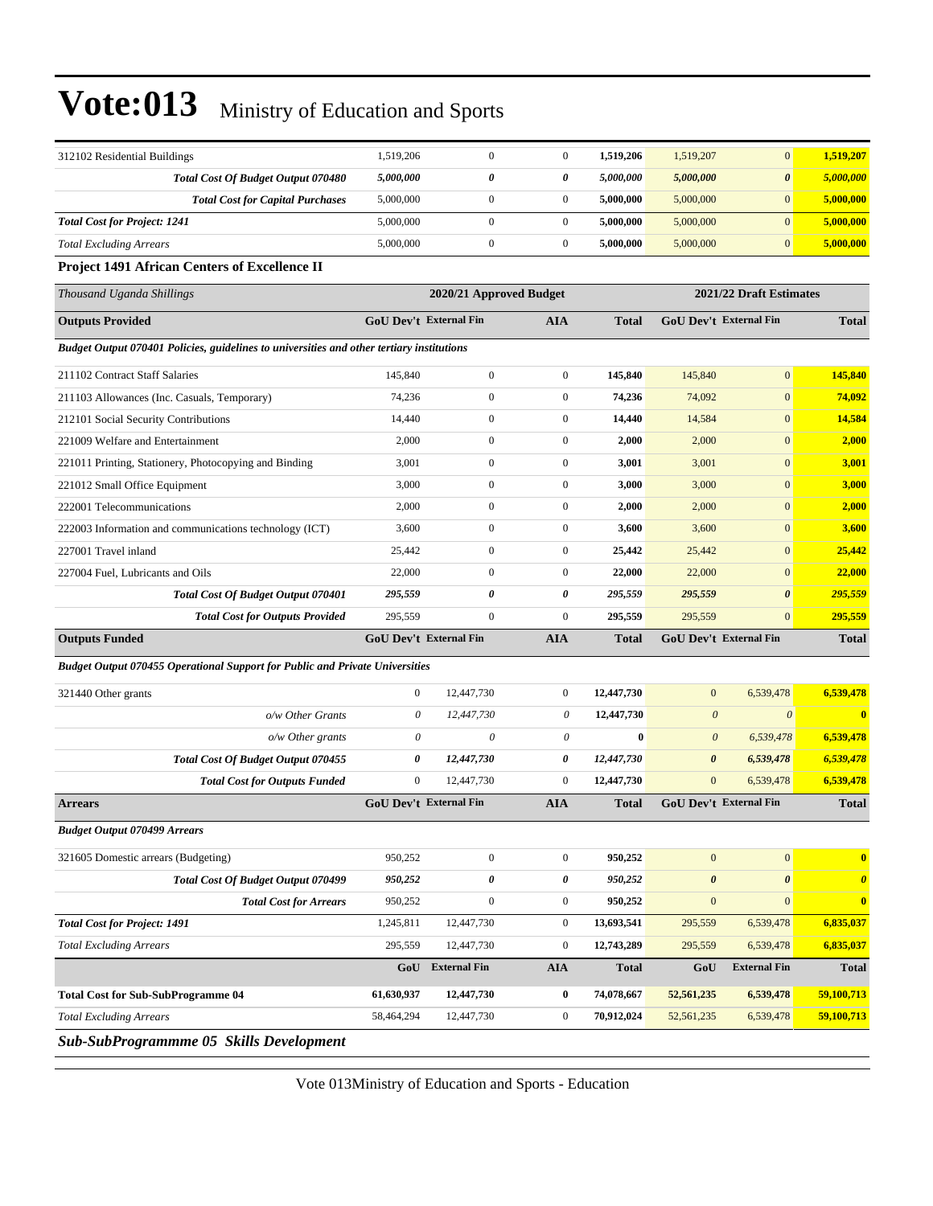# Vote:013 Ministry of Education and Sports

| | | | | | | | |
|---|---|---|---|---|---|---|---|
| 312102 Residential Buildings | 1,519,206 | 0 | 0 | **1,519,206** | 1,519,207 | 0 | **1,519,207** |
| ***Total Cost Of Budget Output 070480*** | ***5,000,000*** | ***0*** | ***0*** | ***5,000,000*** | ***5,000,000*** | ***0*** | ***5,000,000*** |
| ***Total Cost for Capital Purchases*** | 5,000,000 | 0 | 0 | **5,000,000** | 5,000,000 | 0 | **5,000,000** |
| ***Total Cost for Project: 1241*** | 5,000,000 | 0 | 0 | **5,000,000** | 5,000,000 | 0 | **5,000,000** |
| *Total Excluding Arrears* | 5,000,000 | 0 | 0 | **5,000,000** | 5,000,000 | 0 | **5,000,000** |

**Project 1491 African Centers of Excellence II**

| *Thousand Uganda Shillings* | 2020/21 Approved Budget | | | | 2021/22 Draft Estimates | | |
|---|---|---|---|---|---|---|---|
| **Outputs Provided** | **GoU Dev't** | **External Fin** | **AIA** | **Total** | **GoU Dev't** | **External Fin** | **Total** |
| ***Budget Output 070401 Policies, guidelines to universities and other tertiary institutions*** | | | | | | | |
| 211102 Contract Staff Salaries | 145,840 | 0 | 0 | **145,840** | 145,840 | 0 | **145,840** |
| 211103 Allowances (Inc. Casuals, Temporary) | 74,236 | 0 | 0 | **74,236** | 74,092 | 0 | **74,092** |
| 212101 Social Security Contributions | 14,440 | 0 | 0 | **14,440** | 14,584 | 0 | **14,584** |
| 221009 Welfare and Entertainment | 2,000 | 0 | 0 | **2,000** | 2,000 | 0 | **2,000** |
| 221011 Printing, Stationery, Photocopying and Binding | 3,001 | 0 | 0 | **3,001** | 3,001 | 0 | **3,001** |
| 221012 Small Office Equipment | 3,000 | 0 | 0 | **3,000** | 3,000 | 0 | **3,000** |
| 222001 Telecommunications | 2,000 | 0 | 0 | **2,000** | 2,000 | 0 | **2,000** |
| 222003 Information and communications technology (ICT) | 3,600 | 0 | 0 | **3,600** | 3,600 | 0 | **3,600** |
| 227001 Travel inland | 25,442 | 0 | 0 | **25,442** | 25,442 | 0 | **25,442** |
| 227004 Fuel, Lubricants and Oils | 22,000 | 0 | 0 | **22,000** | 22,000 | 0 | **22,000** |
| ***Total Cost Of Budget Output 070401*** | ***295,559*** | ***0*** | ***0*** | ***295,559*** | ***295,559*** | ***0*** | ***295,559*** |
| ***Total Cost for Outputs Provided*** | 295,559 | 0 | 0 | **295,559** | 295,559 | 0 | **295,559** |
| **Outputs Funded** | **GoU Dev't** | **External Fin** | **AIA** | **Total** | **GoU Dev't** | **External Fin** | **Total** |
| ***Budget Output 070455 Operational Support for Public and Private Universities*** | | | | | | | |
| 321440 Other grants | 0 | 12,447,730 | 0 | **12,447,730** | 0 | 6,539,478 | **6,539,478** |
| *o/w Other Grants* | *0* | *12,447,730* | *0* | **12,447,730** | *0* | *0* | **0** |
| *o/w Other grants* | *0* | *0* | *0* | **0** | *0* | *6,539,478* | **6,539,478** |
| ***Total Cost Of Budget Output 070455*** | ***0*** | ***12,447,730*** | ***0*** | ***12,447,730*** | ***0*** | ***6,539,478*** | ***6,539,478*** |
| ***Total Cost for Outputs Funded*** | 0 | 12,447,730 | 0 | **12,447,730** | 0 | 6,539,478 | **6,539,478** |
| **Arrears** | **GoU Dev't** | **External Fin** | **AIA** | **Total** | **GoU Dev't** | **External Fin** | **Total** |
| ***Budget Output 070499 Arrears*** | | | | | | | |
| 321605 Domestic arrears (Budgeting) | 950,252 | 0 | 0 | **950,252** | 0 | 0 | **0** |
| ***Total Cost Of Budget Output 070499*** | ***950,252*** | ***0*** | ***0*** | ***950,252*** | ***0*** | ***0*** | ***0*** |
| ***Total Cost for Arrears*** | 950,252 | 0 | 0 | **950,252** | 0 | 0 | **0** |
| ***Total Cost for Project: 1491*** | 1,245,811 | 12,447,730 | 0 | **13,693,541** | 295,559 | 6,539,478 | **6,835,037** |
| *Total Excluding Arrears* | 295,559 | 12,447,730 | 0 | **12,743,289** | 295,559 | 6,539,478 | **6,835,037** |
| | **GoU** | **External Fin** | **AIA** | **Total** | **GoU** | **External Fin** | **Total** |
| **Total Cost for Sub-SubProgramme 04** | **61,630,937** | **12,447,730** | **0** | **74,078,667** | **52,561,235** | **6,539,478** | **59,100,713** |
| *Total Excluding Arrears* | 58,464,294 | 12,447,730 | 0 | **70,912,024** | 52,561,235 | 6,539,478 | **59,100,713** |

***Sub-SubProgrammme 05 Skills Development***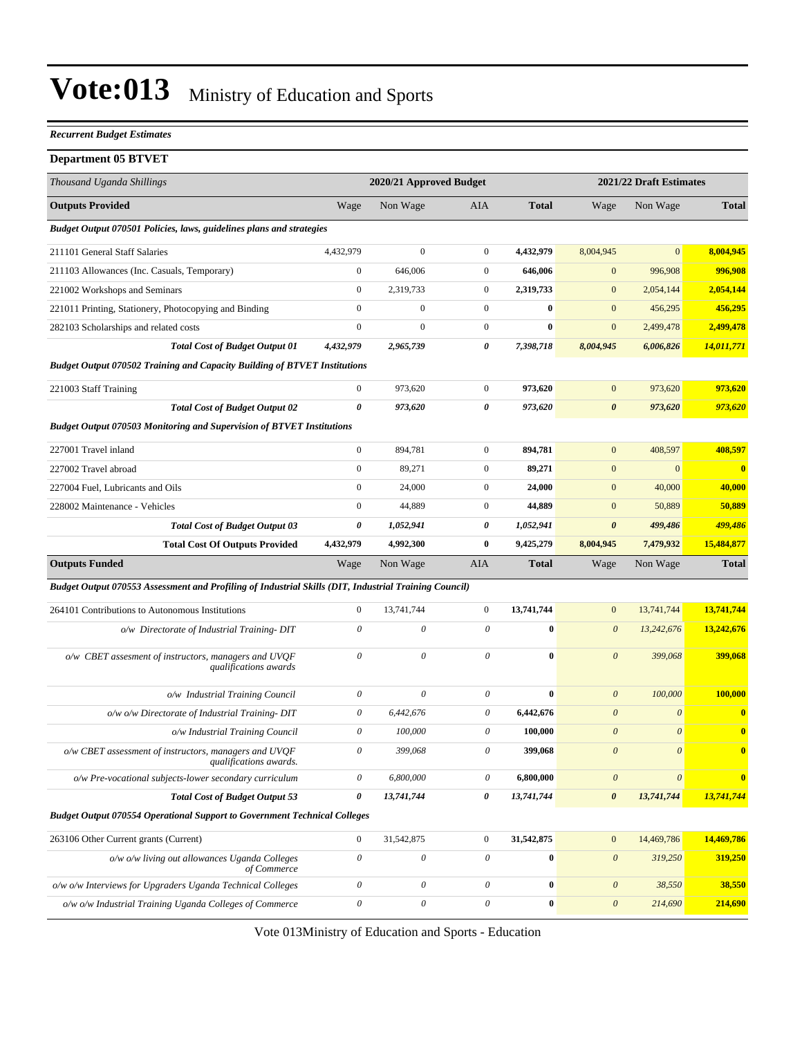# Vote:013 Ministry of Education and Sports

***Recurrent Budget Estimates***

**Department 05 BTVET**

| *Thousand Uganda Shillings* | 2020/21 Approved Budget | | | | 2021/22 Draft Estimates | | |
|---|---|---|---|---|---|---|---|
| **Outputs Provided** | Wage | Non Wage | AIA | **Total** | Wage | Non Wage | **Total** |
| ***Budget Output 070501 Policies, laws, guidelines plans and strategies*** | | | | | | | |
| 211101 General Staff Salaries | 4,432,979 | 0 | 0 | **4,432,979** | 8,004,945 | 0 | **8,004,945** |
| 211103 Allowances (Inc. Casuals, Temporary) | 0 | 646,006 | 0 | **646,006** | 0 | 996,908 | **996,908** |
| 221002 Workshops and Seminars | 0 | 2,319,733 | 0 | **2,319,733** | 0 | 2,054,144 | **2,054,144** |
| 221011 Printing, Stationery, Photocopying and Binding | 0 | 0 | 0 | **0** | 0 | 456,295 | **456,295** |
| 282103 Scholarships and related costs | 0 | 0 | 0 | **0** | 0 | 2,499,478 | **2,499,478** |
| ***Total Cost of Budget Output 01*** | ***4,432,979*** | ***2,965,739*** | ***0*** | ***7,398,718*** | ***8,004,945*** | ***6,006,826*** | ***14,011,771*** |
| ***Budget Output 070502 Training and Capacity Building of BTVET Institutions*** | | | | | | | |
| 221003 Staff Training | 0 | 973,620 | 0 | **973,620** | 0 | 973,620 | **973,620** |
| ***Total Cost of Budget Output 02*** | ***0*** | ***973,620*** | ***0*** | ***973,620*** | ***0*** | ***973,620*** | ***973,620*** |
| ***Budget Output 070503 Monitoring and Supervision of BTVET Institutions*** | | | | | | | |
| 227001 Travel inland | 0 | 894,781 | 0 | **894,781** | 0 | 408,597 | **408,597** |
| 227002 Travel abroad | 0 | 89,271 | 0 | **89,271** | 0 | 0 | **0** |
| 227004 Fuel, Lubricants and Oils | 0 | 24,000 | 0 | **24,000** | 0 | 40,000 | **40,000** |
| 228002 Maintenance - Vehicles | 0 | 44,889 | 0 | **44,889** | 0 | 50,889 | **50,889** |
| ***Total Cost of Budget Output 03*** | ***0*** | ***1,052,941*** | ***0*** | ***1,052,941*** | ***0*** | ***499,486*** | ***499,486*** |
| **Total Cost Of Outputs Provided** | **4,432,979** | **4,992,300** | **0** | **9,425,279** | **8,004,945** | **7,479,932** | **15,484,877** |
| **Outputs Funded** | Wage | Non Wage | AIA | **Total** | Wage | Non Wage | **Total** |
| ***Budget Output 070553 Assessment and Profiling of Industrial Skills (DIT, Industrial Training Council)*** | | | | | | | |
| 264101 Contributions to Autonomous Institutions | 0 | 13,741,744 | 0 | **13,741,744** | 0 | 13,741,744 | **13,741,744** |
| *o/w Directorate of Industrial Training- DIT* | *0* | *0* | *0* | **0** | *0* | *13,242,676* | **13,242,676** |
| *o/w CBET assesment of instructors, managers and UVQF qualifications awards* | *0* | *0* | *0* | **0** | *0* | *399,068* | **399,068** |
| *o/w Industrial Training Council* | *0* | *0* | *0* | **0** | *0* | *100,000* | **100,000** |
| *o/w o/w Directorate of Industrial Training- DIT* | *0* | *6,442,676* | *0* | **6,442,676** | *0* | *0* | **0** |
| *o/w Industrial Training Council* | *0* | *100,000* | *0* | **100,000** | *0* | *0* | **0** |
| *o/w CBET assessment of instructors, managers and UVQF qualifications awards.* | *0* | *399,068* | *0* | **399,068** | *0* | *0* | **0** |
| *o/w Pre-vocational subjects-lower secondary curriculum* | *0* | *6,800,000* | *0* | **6,800,000** | *0* | *0* | **0** |
| ***Total Cost of Budget Output 53*** | ***0*** | ***13,741,744*** | ***0*** | ***13,741,744*** | ***0*** | ***13,741,744*** | ***13,741,744*** |
| ***Budget Output 070554 Operational Support to Government Technical Colleges*** | | | | | | | |
| 263106 Other Current grants (Current) | 0 | 31,542,875 | 0 | **31,542,875** | 0 | 14,469,786 | **14,469,786** |
| *o/w o/w living out allowances Uganda Colleges of Commerce* | *0* | *0* | *0* | **0** | *0* | *319,250* | **319,250** |
| *o/w o/w Interviews for Upgraders Uganda Technical Colleges* | *0* | *0* | *0* | **0** | *0* | *38,550* | **38,550** |
| *o/w o/w Industrial Training Uganda Colleges of Commerce* | *0* | *0* | *0* | **0** | *0* | *214,690* | **214,690** |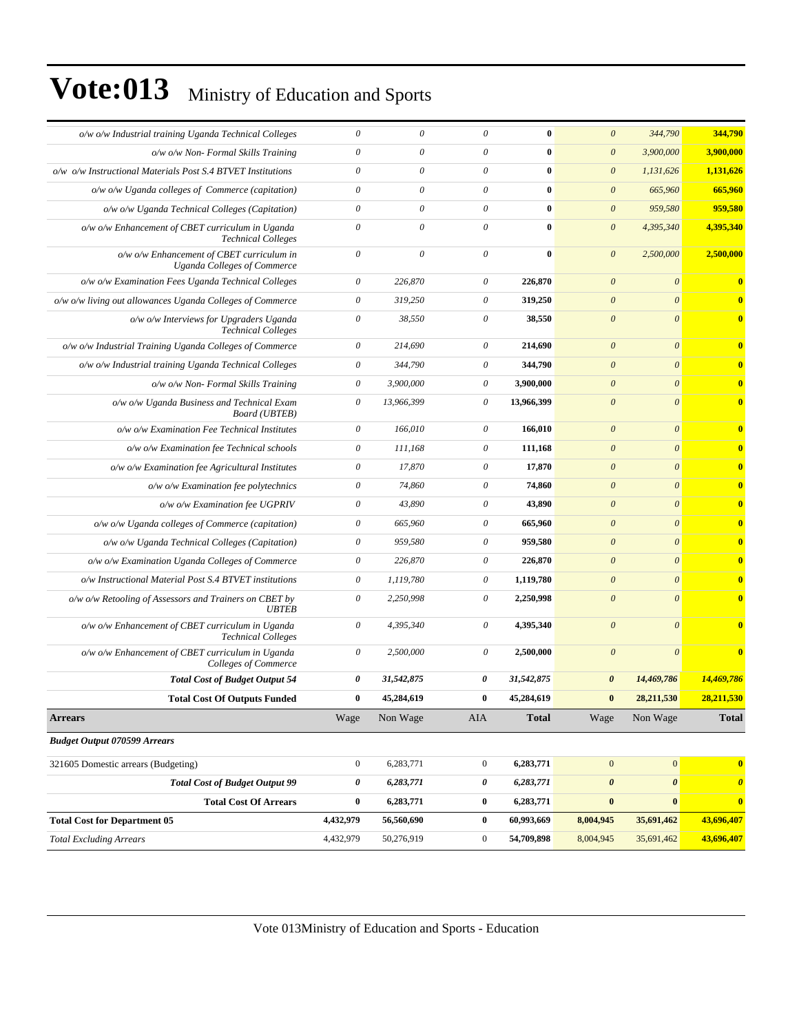# Vote:013 Ministry of Education and Sports

| | | | | | | | |
|---|---|---|---|---|---|---|---|
| *o/w o/w Industrial training Uganda Technical Colleges* | *0* | *0* | *0* | **0** | *0* | *344,790* | **344,790** |
| *o/w o/w Non- Formal Skills Training* | *0* | *0* | *0* | **0** | *0* | *3,900,000* | **3,900,000** |
| *o/w o/w Instructional Materials Post S.4 BTVET Institutions* | *0* | *0* | *0* | **0** | *0* | *1,131,626* | **1,131,626** |
| *o/w o/w Uganda colleges of Commerce (capitation)* | *0* | *0* | *0* | **0** | *0* | *665,960* | **665,960** |
| *o/w o/w Uganda Technical Colleges (Capitation)* | *0* | *0* | *0* | **0** | *0* | *959,580* | **959,580** |
| *o/w o/w Enhancement of CBET curriculum in Uganda Technical Colleges* | *0* | *0* | *0* | **0** | *0* | *4,395,340* | **4,395,340** |
| *o/w o/w Enhancement of CBET curriculum in Uganda Colleges of Commerce* | *0* | *0* | *0* | **0** | *0* | *2,500,000* | **2,500,000** |
| *o/w o/w Examination Fees Uganda Technical Colleges* | *0* | *226,870* | *0* | **226,870** | *0* | *0* | **0** |
| *o/w o/w living out allowances Uganda Colleges of Commerce* | *0* | *319,250* | *0* | **319,250** | *0* | *0* | **0** |
| *o/w o/w Interviews for Upgraders Uganda Technical Colleges* | *0* | *38,550* | *0* | **38,550** | *0* | *0* | **0** |
| *o/w o/w Industrial Training Uganda Colleges of Commerce* | *0* | *214,690* | *0* | **214,690** | *0* | *0* | **0** |
| *o/w o/w Industrial training Uganda Technical Colleges* | *0* | *344,790* | *0* | **344,790** | *0* | *0* | **0** |
| *o/w o/w Non- Formal Skills Training* | *0* | *3,900,000* | *0* | **3,900,000** | *0* | *0* | **0** |
| *o/w o/w Uganda Business and Technical Exam Board (UBTEB)* | *0* | *13,966,399* | *0* | **13,966,399** | *0* | *0* | **0** |
| *o/w o/w Examination Fee Technical Institutes* | *0* | *166,010* | *0* | **166,010** | *0* | *0* | **0** |
| *o/w o/w Examination fee Technical schools* | *0* | *111,168* | *0* | **111,168** | *0* | *0* | **0** |
| *o/w o/w Examination fee Agricultural Institutes* | *0* | *17,870* | *0* | **17,870** | *0* | *0* | **0** |
| *o/w o/w Examination fee polytechnics* | *0* | *74,860* | *0* | **74,860** | *0* | *0* | **0** |
| *o/w o/w Examination fee UGPRIV* | *0* | *43,890* | *0* | **43,890** | *0* | *0* | **0** |
| *o/w o/w Uganda colleges of Commerce (capitation)* | *0* | *665,960* | *0* | **665,960** | *0* | *0* | **0** |
| *o/w o/w Uganda Technical Colleges (Capitation)* | *0* | *959,580* | *0* | **959,580** | *0* | *0* | **0** |
| *o/w o/w Examination Uganda Colleges of Commerce* | *0* | *226,870* | *0* | **226,870** | *0* | *0* | **0** |
| *o/w Instructional Material Post S.4 BTVET institutions* | *0* | *1,119,780* | *0* | **1,119,780** | *0* | *0* | **0** |
| *o/w o/w Retooling of Assessors and Trainers on CBET by UBTEB* | *0* | *2,250,998* | *0* | **2,250,998** | *0* | *0* | **0** |
| *o/w o/w Enhancement of CBET curriculum in Uganda Technical Colleges* | *0* | *4,395,340* | *0* | **4,395,340** | *0* | *0* | **0** |
| *o/w o/w Enhancement of CBET curriculum in Uganda Colleges of Commerce* | *0* | *2,500,000* | *0* | **2,500,000** | *0* | *0* | **0** |
| ***Total Cost of Budget Output 54*** | ***0*** | ***31,542,875*** | ***0*** | ***31,542,875*** | ***0*** | ***14,469,786*** | ***14,469,786*** |
| **Total Cost Of Outputs Funded** | **0** | **45,284,619** | **0** | **45,284,619** | **0** | **28,211,530** | **28,211,530** |
| **Arrears** | Wage | Non Wage | AIA | **Total** | Wage | Non Wage | **Total** |
| ***Budget Output 070599 Arrears*** | | | | | | | |
| 321605 Domestic arrears (Budgeting) | 0 | 6,283,771 | 0 | **6,283,771** | 0 | 0 | **0** |
| ***Total Cost of Budget Output 99*** | ***0*** | ***6,283,771*** | ***0*** | ***6,283,771*** | ***0*** | ***0*** | ***0*** |
| **Total Cost Of Arrears** | **0** | **6,283,771** | **0** | **6,283,771** | **0** | **0** | **0** |
| **Total Cost for Department 05** | **4,432,979** | **56,560,690** | **0** | **60,993,669** | **8,004,945** | **35,691,462** | **43,696,407** |
| *Total Excluding Arrears* | 4,432,979 | 50,276,919 | 0 | **54,709,898** | 8,004,945 | 35,691,462 | **43,696,407** |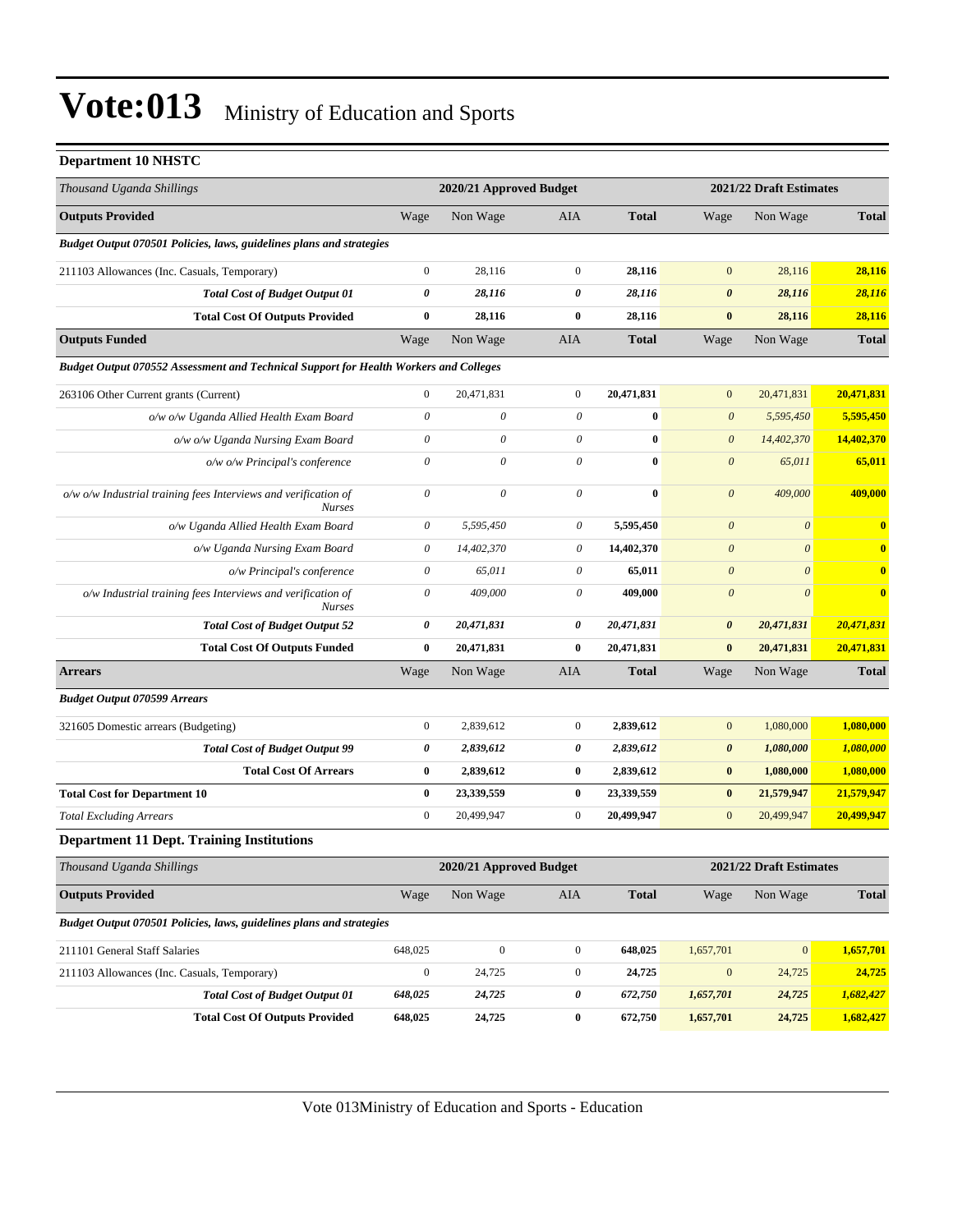# Vote:013 Ministry of Education and Sports

### Department 10 NHSTC

| *Thousand Uganda Shillings* | 2020/21 Approved Budget | | | | 2021/22 Draft Estimates | | |
|---|---|---|---|---|---|---|---|
| **Outputs Provided** | Wage | Non Wage | AIA | **Total** | Wage | Non Wage | **Total** |
| ***Budget Output 070501 Policies, laws, guidelines plans and strategies*** | | | | | | | |
| 211103 Allowances (Inc. Casuals, Temporary) | 0 | 28,116 | 0 | **28,116** | 0 | 28,116 | **28,116** |
| ***Total Cost of Budget Output 01*** | ***0*** | ***28,116*** | ***0*** | ***28,116*** | ***0*** | ***28,116*** | ***28,116*** |
| **Total Cost Of Outputs Provided** | **0** | **28,116** | **0** | **28,116** | **0** | **28,116** | **28,116** |
| **Outputs Funded** | Wage | Non Wage | AIA | **Total** | Wage | Non Wage | **Total** |
| ***Budget Output 070552 Assessment and Technical Support for Health Workers and Colleges*** | | | | | | | |
| 263106 Other Current grants (Current) | 0 | 20,471,831 | 0 | **20,471,831** | 0 | 20,471,831 | **20,471,831** |
| *o/w o/w Uganda Allied Health Exam Board* | *0* | *0* | *0* | **0** | *0* | *5,595,450* | **5,595,450** |
| *o/w o/w Uganda Nursing Exam Board* | *0* | *0* | *0* | **0** | *0* | *14,402,370* | **14,402,370** |
| *o/w o/w Principal's conference* | *0* | *0* | *0* | **0** | *0* | *65,011* | **65,011** |
| *o/w o/w Industrial training fees Interviews and verification of Nurses* | *0* | *0* | *0* | **0** | *0* | *409,000* | **409,000** |
| *o/w Uganda Allied Health Exam Board* | *0* | *5,595,450* | *0* | **5,595,450** | *0* | *0* | **0** |
| *o/w Uganda Nursing Exam Board* | *0* | *14,402,370* | *0* | **14,402,370** | *0* | *0* | **0** |
| *o/w Principal's conference* | *0* | *65,011* | *0* | **65,011** | *0* | *0* | **0** |
| *o/w Industrial training fees Interviews and verification of Nurses* | *0* | *409,000* | *0* | **409,000** | *0* | *0* | **0** |
| ***Total Cost of Budget Output 52*** | ***0*** | ***20,471,831*** | ***0*** | ***20,471,831*** | ***0*** | ***20,471,831*** | ***20,471,831*** |
| **Total Cost Of Outputs Funded** | **0** | **20,471,831** | **0** | **20,471,831** | **0** | **20,471,831** | **20,471,831** |
| **Arrears** | Wage | Non Wage | AIA | **Total** | Wage | Non Wage | **Total** |
| ***Budget Output 070599 Arrears*** | | | | | | | |
| 321605 Domestic arrears (Budgeting) | 0 | 2,839,612 | 0 | **2,839,612** | 0 | 1,080,000 | **1,080,000** |
| ***Total Cost of Budget Output 99*** | ***0*** | ***2,839,612*** | ***0*** | ***2,839,612*** | ***0*** | ***1,080,000*** | ***1,080,000*** |
| **Total Cost Of Arrears** | **0** | **2,839,612** | **0** | **2,839,612** | **0** | **1,080,000** | **1,080,000** |
| **Total Cost for Department 10** | **0** | **23,339,559** | **0** | **23,339,559** | **0** | **21,579,947** | **21,579,947** |
| *Total Excluding Arrears* | 0 | 20,499,947 | 0 | **20,499,947** | 0 | 20,499,947 | **20,499,947** |

### Department 11 Dept. Training Institutions

| *Thousand Uganda Shillings* | 2020/21 Approved Budget | | | | 2021/22 Draft Estimates | | |
|---|---|---|---|---|---|---|---|
| **Outputs Provided** | Wage | Non Wage | AIA | **Total** | Wage | Non Wage | **Total** |
| ***Budget Output 070501 Policies, laws, guidelines plans and strategies*** | | | | | | | |
| 211101 General Staff Salaries | 648,025 | 0 | 0 | **648,025** | 1,657,701 | 0 | **1,657,701** |
| 211103 Allowances (Inc. Casuals, Temporary) | 0 | 24,725 | 0 | **24,725** | 0 | 24,725 | **24,725** |
| ***Total Cost of Budget Output 01*** | ***648,025*** | ***24,725*** | ***0*** | ***672,750*** | ***1,657,701*** | ***24,725*** | ***1,682,427*** |
| **Total Cost Of Outputs Provided** | **648,025** | **24,725** | **0** | **672,750** | **1,657,701** | **24,725** | **1,682,427** |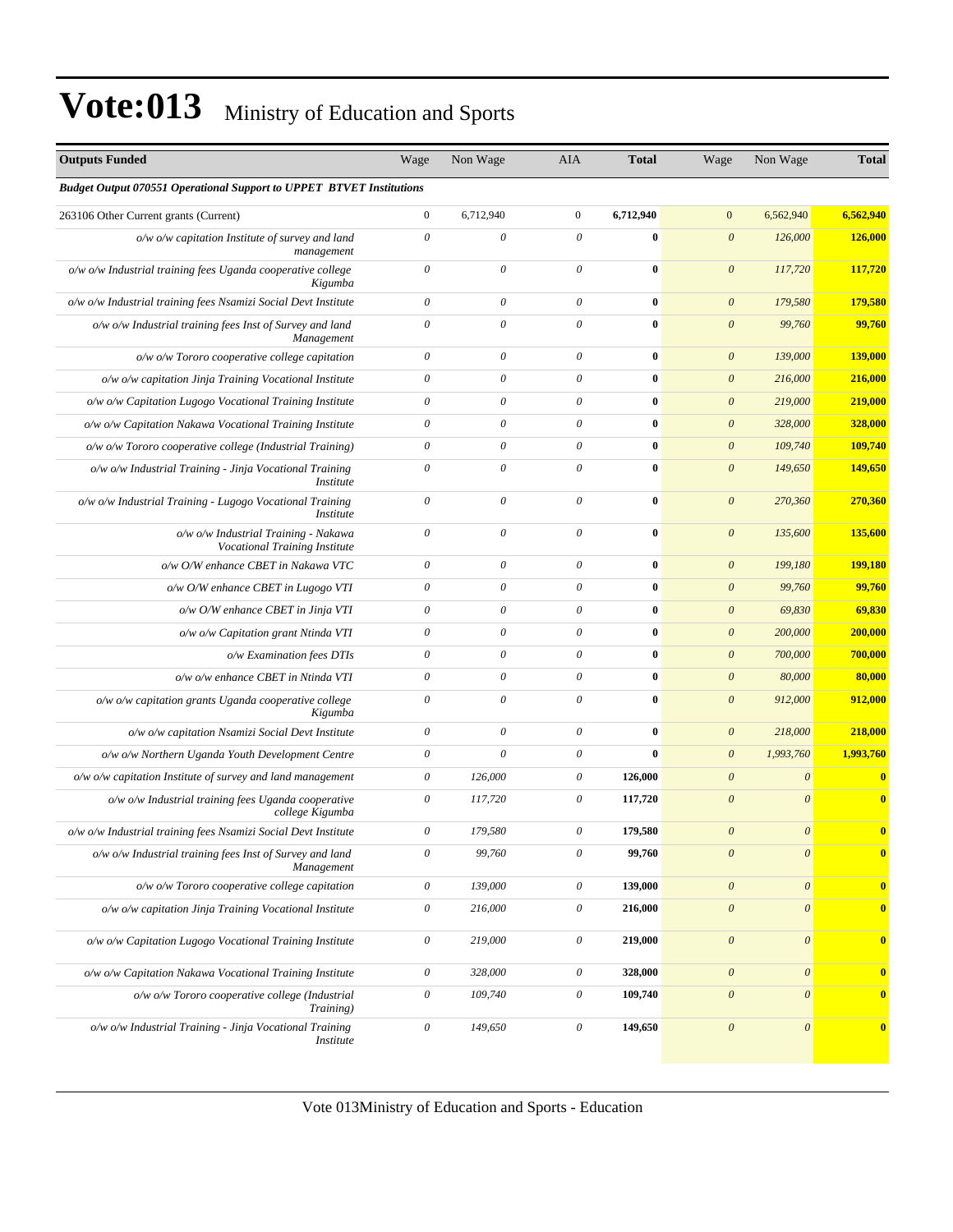# Vote:013 Ministry of Education and Sports

| Outputs Funded | Wage | Non Wage | AIA | Total | Wage | Non Wage | Total |
|---|---|---|---|---|---|---|---|
| ***Budget Output 070551 Operational Support to UPPET BTVET Institutions*** | | | | | | | |
| 263106 Other Current grants (Current) | 0 | 6,712,940 | 0 | **6,712,940** | 0 | 6,562,940 | **6,562,940** |
| *o/w o/w capitation Institute of survey and land management* | *0* | *0* | *0* | **0** | *0* | *126,000* | **126,000** |
| *o/w o/w Industrial training fees Uganda cooperative college Kigumba* | *0* | *0* | *0* | **0** | *0* | *117,720* | **117,720** |
| *o/w o/w Industrial training fees Nsamizi Social Devt Institute* | *0* | *0* | *0* | **0** | *0* | *179,580* | **179,580** |
| *o/w o/w Industrial training fees Inst of Survey and land Management* | *0* | *0* | *0* | **0** | *0* | *99,760* | **99,760** |
| *o/w o/w Tororo cooperative college capitation* | *0* | *0* | *0* | **0** | *0* | *139,000* | **139,000** |
| *o/w o/w capitation Jinja Training Vocational Institute* | *0* | *0* | *0* | **0** | *0* | *216,000* | **216,000** |
| *o/w o/w Capitation Lugogo Vocational Training Institute* | *0* | *0* | *0* | **0** | *0* | *219,000* | **219,000** |
| *o/w o/w Capitation Nakawa Vocational Training Institute* | *0* | *0* | *0* | **0** | *0* | *328,000* | **328,000** |
| *o/w o/w Tororo cooperative college (Industrial Training)* | *0* | *0* | *0* | **0** | *0* | *109,740* | **109,740** |
| *o/w o/w Industrial Training - Jinja Vocational Training Institute* | *0* | *0* | *0* | **0** | *0* | *149,650* | **149,650** |
| *o/w o/w Industrial Training - Lugogo Vocational Training Institute* | *0* | *0* | *0* | **0** | *0* | *270,360* | **270,360** |
| *o/w o/w Industrial Training - Nakawa Vocational Training Institute* | *0* | *0* | *0* | **0** | *0* | *135,600* | **135,600** |
| *o/w O/W enhance CBET in Nakawa VTC* | *0* | *0* | *0* | **0** | *0* | *199,180* | **199,180** |
| *o/w O/W enhance CBET in Lugogo VTI* | *0* | *0* | *0* | **0** | *0* | *99,760* | **99,760** |
| *o/w O/W enhance CBET in Jinja VTI* | *0* | *0* | *0* | **0** | *0* | *69,830* | **69,830** |
| *o/w o/w Capitation grant Ntinda VTI* | *0* | *0* | *0* | **0** | *0* | *200,000* | **200,000** |
| *o/w Examination fees DTIs* | *0* | *0* | *0* | **0** | *0* | *700,000* | **700,000** |
| *o/w o/w enhance CBET in Ntinda VTI* | *0* | *0* | *0* | **0** | *0* | *80,000* | **80,000** |
| *o/w o/w capitation grants Uganda cooperative college Kigumba* | *0* | *0* | *0* | **0** | *0* | *912,000* | **912,000** |
| *o/w o/w capitation Nsamizi Social Devt Institute* | *0* | *0* | *0* | **0** | *0* | *218,000* | **218,000** |
| *o/w o/w Northern Uganda Youth Development Centre* | *0* | *0* | *0* | **0** | *0* | *1,993,760* | **1,993,760** |
| *o/w o/w capitation Institute of survey and land management* | *0* | *126,000* | *0* | **126,000** | *0* | *0* | **0** |
| *o/w o/w Industrial training fees Uganda cooperative college Kigumba* | *0* | *117,720* | *0* | **117,720** | *0* | *0* | **0** |
| *o/w o/w Industrial training fees Nsamizi Social Devt Institute* | *0* | *179,580* | *0* | **179,580** | *0* | *0* | **0** |
| *o/w o/w Industrial training fees Inst of Survey and land Management* | *0* | *99,760* | *0* | **99,760** | *0* | *0* | **0** |
| *o/w o/w Tororo cooperative college capitation* | *0* | *139,000* | *0* | **139,000** | *0* | *0* | **0** |
| *o/w o/w capitation Jinja Training Vocational Institute* | *0* | *216,000* | *0* | **216,000** | *0* | *0* | **0** |
| *o/w o/w Capitation Lugogo Vocational Training Institute* | *0* | *219,000* | *0* | **219,000** | *0* | *0* | **0** |
| *o/w o/w Capitation Nakawa Vocational Training Institute* | *0* | *328,000* | *0* | **328,000** | *0* | *0* | **0** |
| *o/w o/w Tororo cooperative college (Industrial Training)* | *0* | *109,740* | *0* | **109,740** | *0* | *0* | **0** |
| *o/w o/w Industrial Training - Jinja Vocational Training Institute* | *0* | *149,650* | *0* | **149,650** | *0* | *0* | **0** |

Vote 013Ministry of Education and Sports - Education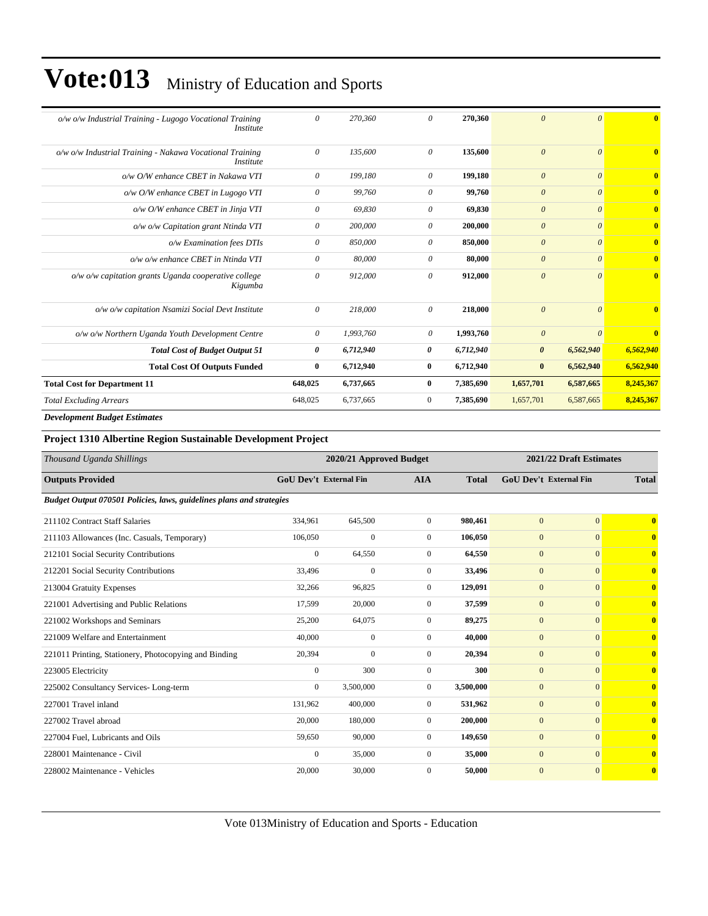# Vote:013 Ministry of Education and Sports

| | | | | | | | |
|---|---|---|---|---|---|---|---|
| *o/w o/w Industrial Training - Lugogo Vocational Training Institute* | *0* | *270,360* | *0* | **270,360** | *0* | *0* | **0** |
| *o/w o/w Industrial Training - Nakawa Vocational Training Institute* | *0* | *135,600* | *0* | **135,600** | *0* | *0* | **0** |
| *o/w O/W enhance CBET in Nakawa VTI* | *0* | *199,180* | *0* | **199,180** | *0* | *0* | **0** |
| *o/w O/W enhance CBET in Lugogo VTI* | *0* | *99,760* | *0* | **99,760** | *0* | *0* | **0** |
| *o/w O/W enhance CBET in Jinja VTI* | *0* | *69,830* | *0* | **69,830** | *0* | *0* | **0** |
| *o/w o/w Capitation grant Ntinda VTI* | *0* | *200,000* | *0* | **200,000** | *0* | *0* | **0** |
| *o/w Examination fees DTIs* | *0* | *850,000* | *0* | **850,000** | *0* | *0* | **0** |
| *o/w o/w enhance CBET in Ntinda VTI* | *0* | *80,000* | *0* | **80,000** | *0* | *0* | **0** |
| *o/w o/w capitation grants Uganda cooperative college Kigumba* | *0* | *912,000* | *0* | **912,000** | *0* | *0* | **0** |
| *o/w o/w capitation Nsamizi Social Devt Institute* | *0* | *218,000* | *0* | **218,000** | *0* | *0* | **0** |
| *o/w o/w Northern Uganda Youth Development Centre* | *0* | *1,993,760* | *0* | **1,993,760** | *0* | *0* | **0** |
| ***Total Cost of Budget Output 51*** | ***0*** | ***6,712,940*** | ***0*** | ***6,712,940*** | ***0*** | ***6,562,940*** | ***6,562,940*** |
| **Total Cost Of Outputs Funded** | **0** | **6,712,940** | **0** | **6,712,940** | **0** | **6,562,940** | **6,562,940** |
| **Total Cost for Department 11** | **648,025** | **6,737,665** | **0** | **7,385,690** | **1,657,701** | **6,587,665** | **8,245,367** |
| *Total Excluding Arrears* | 648,025 | 6,737,665 | 0 | **7,385,690** | 1,657,701 | 6,587,665 | **8,245,367** |

***Development Budget Estimates***

### Project 1310 Albertine Region Sustainable Development Project

| *Thousand Uganda Shillings* | 2020/21 Approved Budget | | | | 2021/22 Draft Estimates | | |
|---|---|---|---|---|---|---|---|
| **Outputs Provided** | **GoU Dev't** | **External Fin** | **AIA** | **Total** | **GoU Dev't** | **External Fin** | **Total** |
| ***Budget Output 070501 Policies, laws, guidelines plans and strategies*** | | | | | | | |
| 211102 Contract Staff Salaries | 334,961 | 645,500 | 0 | **980,461** | 0 | 0 | **0** |
| 211103 Allowances (Inc. Casuals, Temporary) | 106,050 | 0 | 0 | **106,050** | 0 | 0 | **0** |
| 212101 Social Security Contributions | 0 | 64,550 | 0 | **64,550** | 0 | 0 | **0** |
| 212201 Social Security Contributions | 33,496 | 0 | 0 | **33,496** | 0 | 0 | **0** |
| 213004 Gratuity Expenses | 32,266 | 96,825 | 0 | **129,091** | 0 | 0 | **0** |
| 221001 Advertising and Public Relations | 17,599 | 20,000 | 0 | **37,599** | 0 | 0 | **0** |
| 221002 Workshops and Seminars | 25,200 | 64,075 | 0 | **89,275** | 0 | 0 | **0** |
| 221009 Welfare and Entertainment | 40,000 | 0 | 0 | **40,000** | 0 | 0 | **0** |
| 221011 Printing, Stationery, Photocopying and Binding | 20,394 | 0 | 0 | **20,394** | 0 | 0 | **0** |
| 223005 Electricity | 0 | 300 | 0 | **300** | 0 | 0 | **0** |
| 225002 Consultancy Services- Long-term | 0 | 3,500,000 | 0 | **3,500,000** | 0 | 0 | **0** |
| 227001 Travel inland | 131,962 | 400,000 | 0 | **531,962** | 0 | 0 | **0** |
| 227002 Travel abroad | 20,000 | 180,000 | 0 | **200,000** | 0 | 0 | **0** |
| 227004 Fuel, Lubricants and Oils | 59,650 | 90,000 | 0 | **149,650** | 0 | 0 | **0** |
| 228001 Maintenance - Civil | 0 | 35,000 | 0 | **35,000** | 0 | 0 | **0** |
| 228002 Maintenance - Vehicles | 20,000 | 30,000 | 0 | **50,000** | 0 | 0 | **0** |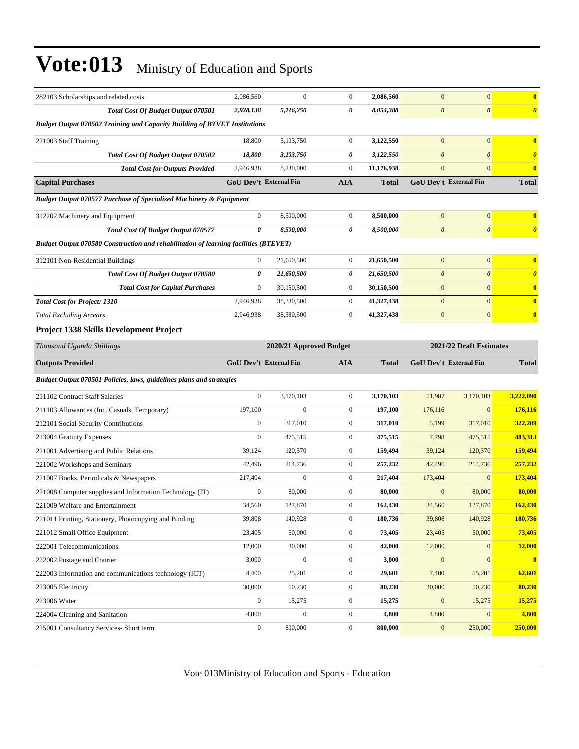# Vote:013 Ministry of Education and Sports

| | | | | | | | |
|---|---|---|---|---|---|---|---|
| 282103 Scholarships and related costs | 2,086,560 | 0 | 0 | **2,086,560** | 0 | 0 | **0** |
| ***Total Cost Of Budget Output 070501*** | ***2,928,138*** | ***5,126,250*** | ***0*** | ***8,054,388*** | ***0*** | ***0*** | ***0*** |
| ***Budget Output 070502 Training and Capacity Building of BTVET Institutions*** | | | | | | | |
| 221003 Staff Training | 18,800 | 3,103,750 | 0 | **3,122,550** | 0 | 0 | **0** |
| ***Total Cost Of Budget Output 070502*** | ***18,800*** | ***3,103,750*** | ***0*** | ***3,122,550*** | ***0*** | ***0*** | ***0*** |
| ***Total Cost for Outputs Provided*** | 2,946,938 | 8,230,000 | 0 | 11,176,938 | 0 | 0 | **0** |
| **Capital Purchases** | **GoU Dev't** | **External Fin** | **AIA** | **Total** | **GoU Dev't** | **External Fin** | **Total** |
| ***Budget Output 070577 Purchase of Specialised Machinery & Equipment*** | | | | | | | |
| 312202 Machinery and Equipment | 0 | 8,500,000 | 0 | **8,500,000** | 0 | 0 | **0** |
| ***Total Cost Of Budget Output 070577*** | ***0*** | ***8,500,000*** | ***0*** | ***8,500,000*** | ***0*** | ***0*** | ***0*** |
| ***Budget Output 070580 Construction and rehabilitation of learning facilities (BTEVET)*** | | | | | | | |
| 312101 Non-Residential Buildings | 0 | 21,650,500 | 0 | **21,650,500** | 0 | 0 | **0** |
| ***Total Cost Of Budget Output 070580*** | ***0*** | ***21,650,500*** | ***0*** | ***21,650,500*** | ***0*** | ***0*** | ***0*** |
| ***Total Cost for Capital Purchases*** | 0 | 30,150,500 | 0 | 30,150,500 | 0 | 0 | **0** |
| ***Total Cost for Project: 1310*** | 2,946,938 | 38,380,500 | 0 | 41,327,438 | 0 | 0 | **0** |
| *Total Excluding Arrears* | 2,946,938 | 38,380,500 | 0 | 41,327,438 | 0 | 0 | **0** |

### Project 1338 Skills Development Project

| *Thousand Uganda Shillings* | 2020/21 Approved Budget | | | | 2021/22 Draft Estimates | | |
|---|---|---|---|---|---|---|---|
| **Outputs Provided** | **GoU Dev't** | **External Fin** | **AIA** | **Total** | **GoU Dev't** | **External Fin** | **Total** |
| ***Budget Output 070501 Policies, laws, guidelines plans and strategies*** | | | | | | | |
| 211102 Contract Staff Salaries | 0 | 3,170,103 | 0 | **3,170,103** | 51,987 | 3,170,103 | **3,222,090** |
| 211103 Allowances (Inc. Casuals, Temporary) | 197,100 | 0 | 0 | **197,100** | 176,116 | 0 | **176,116** |
| 212101 Social Security Contributions | 0 | 317,010 | 0 | **317,010** | 5,199 | 317,010 | **322,209** |
| 213004 Gratuity Expenses | 0 | 475,515 | 0 | **475,515** | 7,798 | 475,515 | **483,313** |
| 221001 Advertising and Public Relations | 39,124 | 120,370 | 0 | **159,494** | 39,124 | 120,370 | **159,494** |
| 221002 Workshops and Seminars | 42,496 | 214,736 | 0 | **257,232** | 42,496 | 214,736 | **257,232** |
| 221007 Books, Periodicals & Newspapers | 217,404 | 0 | 0 | **217,404** | 173,404 | 0 | **173,404** |
| 221008 Computer supplies and Information Technology (IT) | 0 | 80,000 | 0 | **80,000** | 0 | 80,000 | **80,000** |
| 221009 Welfare and Entertainment | 34,560 | 127,870 | 0 | **162,430** | 34,560 | 127,870 | **162,430** |
| 221011 Printing, Stationery, Photocopying and Binding | 39,808 | 140,928 | 0 | **180,736** | 39,808 | 140,928 | **180,736** |
| 221012 Small Office Equipment | 23,405 | 50,000 | 0 | **73,405** | 23,405 | 50,000 | **73,405** |
| 222001 Telecommunications | 12,000 | 30,000 | 0 | **42,000** | 12,000 | 0 | **12,000** |
| 222002 Postage and Courier | 3,000 | 0 | 0 | **3,000** | 0 | 0 | **0** |
| 222003 Information and communications technology (ICT) | 4,400 | 25,201 | 0 | **29,601** | 7,400 | 55,201 | **62,601** |
| 223005 Electricity | 30,000 | 50,230 | 0 | **80,230** | 30,000 | 50,230 | **80,230** |
| 223006 Water | 0 | 15,275 | 0 | **15,275** | 0 | 15,275 | **15,275** |
| 224004 Cleaning and Sanitation | 4,800 | 0 | 0 | **4,800** | 4,800 | 0 | **4,800** |
| 225001 Consultancy Services- Short term | 0 | 800,000 | 0 | **800,000** | 0 | 250,000 | **250,000** |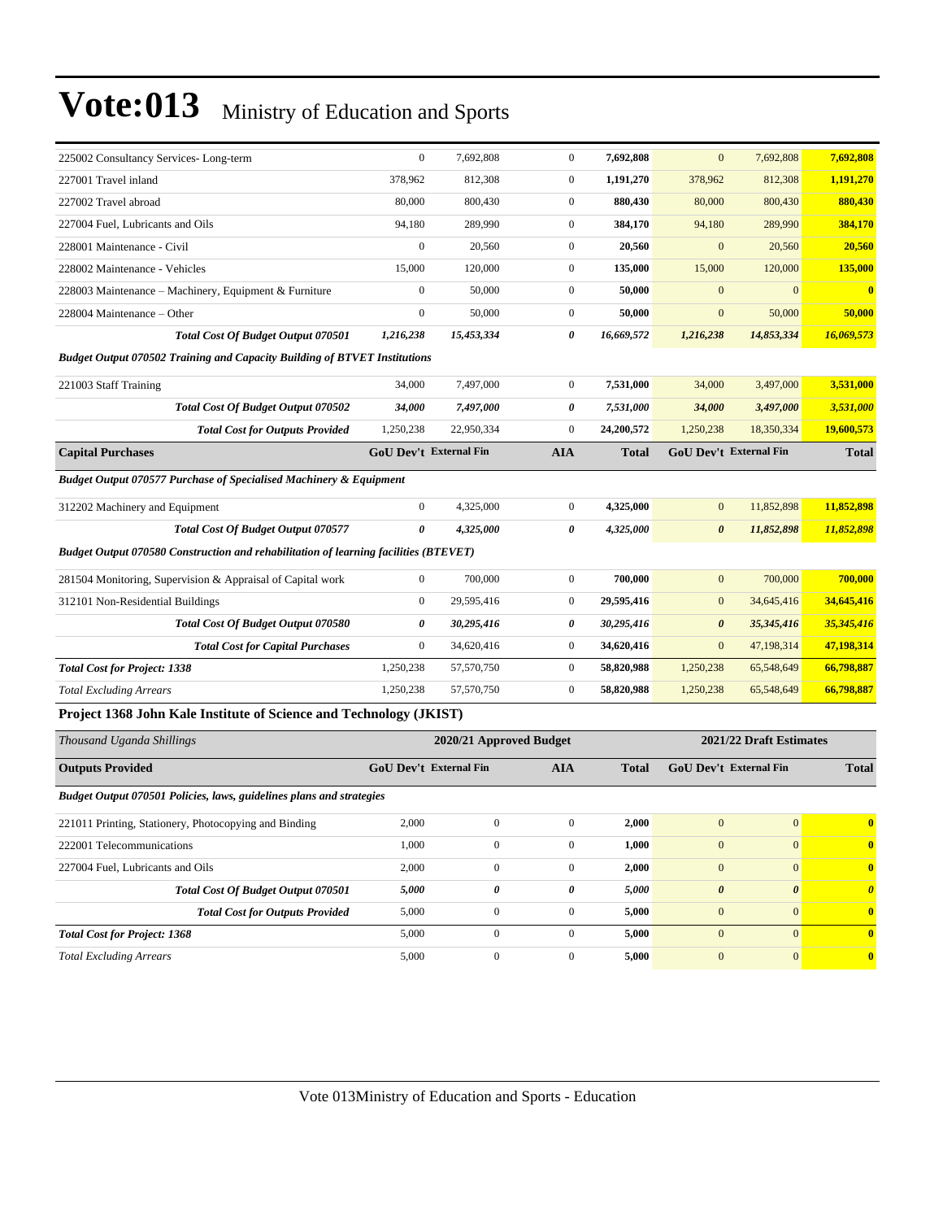# Vote:013 Ministry of Education and Sports

| | | | | | | | |
|---|---|---|---|---|---|---|---|
| 225002 Consultancy Services- Long-term | 0 | 7,692,808 | 0 | **7,692,808** | 0 | 7,692,808 | **7,692,808** |
| 227001 Travel inland | 378,962 | 812,308 | 0 | **1,191,270** | 378,962 | 812,308 | **1,191,270** |
| 227002 Travel abroad | 80,000 | 800,430 | 0 | **880,430** | 80,000 | 800,430 | **880,430** |
| 227004 Fuel, Lubricants and Oils | 94,180 | 289,990 | 0 | **384,170** | 94,180 | 289,990 | **384,170** |
| 228001 Maintenance - Civil | 0 | 20,560 | 0 | **20,560** | 0 | 20,560 | **20,560** |
| 228002 Maintenance - Vehicles | 15,000 | 120,000 | 0 | **135,000** | 15,000 | 120,000 | **135,000** |
| 228003 Maintenance – Machinery, Equipment & Furniture | 0 | 50,000 | 0 | **50,000** | 0 | 0 | **0** |
| 228004 Maintenance – Other | 0 | 50,000 | 0 | **50,000** | 0 | 50,000 | **50,000** |
| ***Total Cost Of Budget Output 070501*** | ***1,216,238*** | ***15,453,334*** | ***0*** | ***16,669,572*** | ***1,216,238*** | ***14,853,334*** | ***16,069,573*** |
| ***Budget Output 070502 Training and Capacity Building of BTVET Institutions*** | | | | | | | |
| 221003 Staff Training | 34,000 | 7,497,000 | 0 | **7,531,000** | 34,000 | 3,497,000 | **3,531,000** |
| ***Total Cost Of Budget Output 070502*** | ***34,000*** | ***7,497,000*** | ***0*** | ***7,531,000*** | ***34,000*** | ***3,497,000*** | ***3,531,000*** |
| ***Total Cost for Outputs Provided*** | 1,250,238 | 22,950,334 | 0 | 24,200,572 | 1,250,238 | 18,350,334 | 19,600,573 |
| **Capital Purchases** | **GoU Dev't** | **External Fin** | **AIA** | **Total** | **GoU Dev't** | **External Fin** | **Total** |
| ***Budget Output 070577 Purchase of Specialised Machinery & Equipment*** | | | | | | | |
| 312202 Machinery and Equipment | 0 | 4,325,000 | 0 | **4,325,000** | 0 | 11,852,898 | **11,852,898** |
| ***Total Cost Of Budget Output 070577*** | ***0*** | ***4,325,000*** | ***0*** | ***4,325,000*** | ***0*** | ***11,852,898*** | ***11,852,898*** |
| ***Budget Output 070580 Construction and rehabilitation of learning facilities (BTEVET)*** | | | | | | | |
| 281504 Monitoring, Supervision & Appraisal of Capital work | 0 | 700,000 | 0 | **700,000** | 0 | 700,000 | **700,000** |
| 312101 Non-Residential Buildings | 0 | 29,595,416 | 0 | **29,595,416** | 0 | 34,645,416 | **34,645,416** |
| ***Total Cost Of Budget Output 070580*** | ***0*** | ***30,295,416*** | ***0*** | ***30,295,416*** | ***0*** | ***35,345,416*** | ***35,345,416*** |
| ***Total Cost for Capital Purchases*** | 0 | 34,620,416 | 0 | 34,620,416 | 0 | 47,198,314 | 47,198,314 |
| ***Total Cost for Project: 1338*** | 1,250,238 | 57,570,750 | 0 | 58,820,988 | 1,250,238 | 65,548,649 | 66,798,887 |
| *Total Excluding Arrears* | 1,250,238 | 57,570,750 | 0 | 58,820,988 | 1,250,238 | 65,548,649 | 66,798,887 |

### Project 1368 John Kale Institute of Science and Technology (JKIST)

| *Thousand Uganda Shillings* | 2020/21 Approved Budget | | | | 2021/22 Draft Estimates | | |
|---|---|---|---|---|---|---|---|
| **Outputs Provided** | **GoU Dev't** | **External Fin** | **AIA** | **Total** | **GoU Dev't** | **External Fin** | **Total** |
| ***Budget Output 070501 Policies, laws, guidelines plans and strategies*** | | | | | | | |
| 221011 Printing, Stationery, Photocopying and Binding | 2,000 | 0 | 0 | **2,000** | 0 | 0 | **0** |
| 222001 Telecommunications | 1,000 | 0 | 0 | **1,000** | 0 | 0 | **0** |
| 227004 Fuel, Lubricants and Oils | 2,000 | 0 | 0 | **2,000** | 0 | 0 | **0** |
| ***Total Cost Of Budget Output 070501*** | ***5,000*** | ***0*** | ***0*** | ***5,000*** | ***0*** | ***0*** | ***0*** |
| ***Total Cost for Outputs Provided*** | 5,000 | 0 | 0 | 5,000 | 0 | 0 | 0 |
| ***Total Cost for Project: 1368*** | 5,000 | 0 | 0 | 5,000 | 0 | 0 | 0 |
| *Total Excluding Arrears* | 5,000 | 0 | 0 | 5,000 | 0 | 0 | 0 |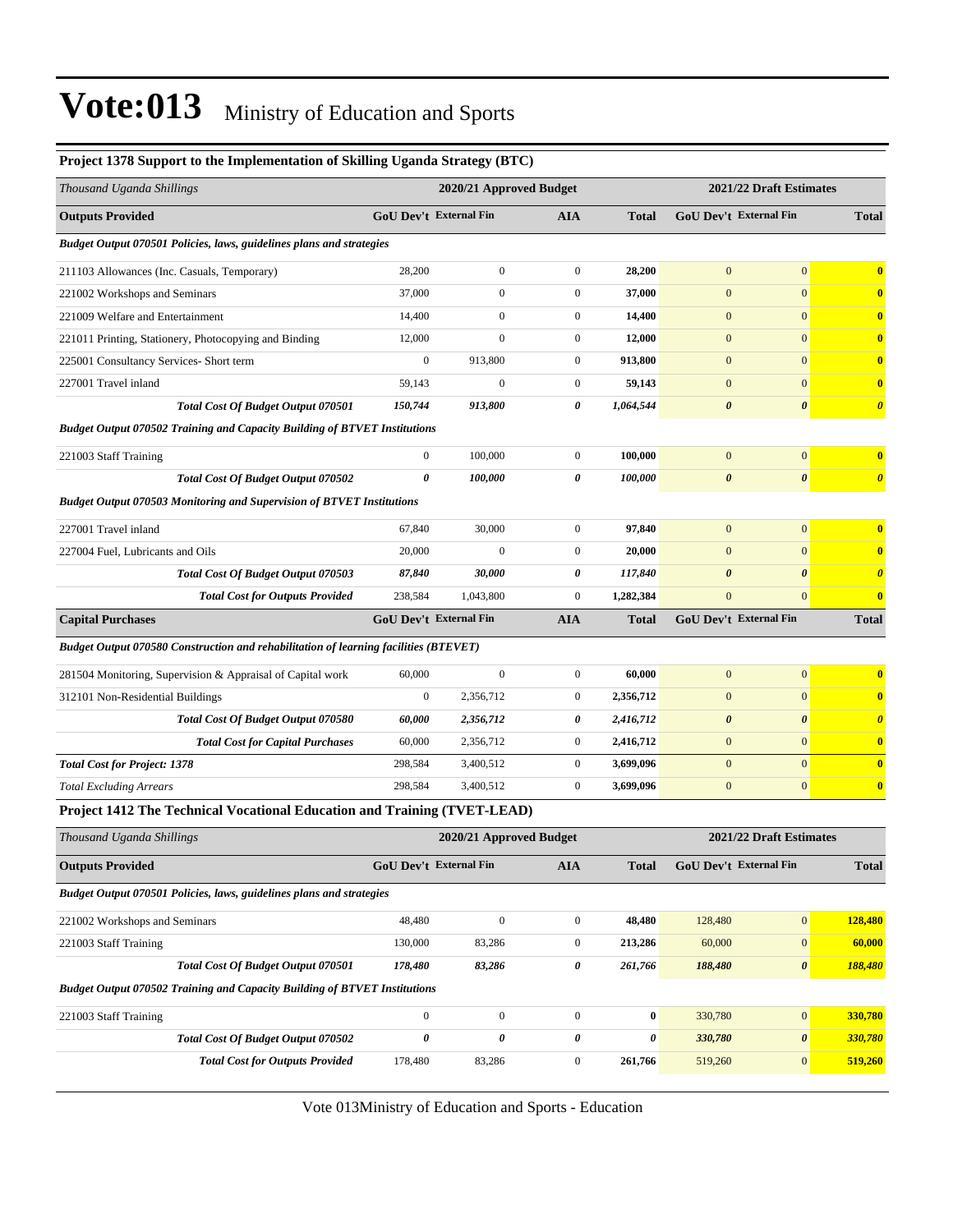# Vote:013 Ministry of Education and Sports

### Project 1378 Support to the Implementation of Skilling Uganda Strategy (BTC)

| *Thousand Uganda Shillings* | 2020/21 Approved Budget | | | | 2021/22 Draft Estimates | | |
|---|---|---|---|---|---|---|---|
| **Outputs Provided** | **GoU Dev't** | **External Fin** | **AIA** | **Total** | **GoU Dev't** | **External Fin** | **Total** |
| ***Budget Output 070501 Policies, laws, guidelines plans and strategies*** | | | | | | | |
| 211103 Allowances (Inc. Casuals, Temporary) | 28,200 | 0 | 0 | **28,200** | 0 | 0 | **0** |
| 221002 Workshops and Seminars | 37,000 | 0 | 0 | **37,000** | 0 | 0 | **0** |
| 221009 Welfare and Entertainment | 14,400 | 0 | 0 | **14,400** | 0 | 0 | **0** |
| 221011 Printing, Stationery, Photocopying and Binding | 12,000 | 0 | 0 | **12,000** | 0 | 0 | **0** |
| 225001 Consultancy Services- Short term | 0 | 913,800 | 0 | **913,800** | 0 | 0 | **0** |
| 227001 Travel inland | 59,143 | 0 | 0 | **59,143** | 0 | 0 | **0** |
| ***Total Cost Of Budget Output 070501*** | ***150,744*** | ***913,800*** | ***0*** | ***1,064,544*** | ***0*** | ***0*** | ***0*** |
| ***Budget Output 070502 Training and Capacity Building of BTVET Institutions*** | | | | | | | |
| 221003 Staff Training | 0 | 100,000 | 0 | **100,000** | 0 | 0 | **0** |
| ***Total Cost Of Budget Output 070502*** | ***0*** | ***100,000*** | ***0*** | ***100,000*** | ***0*** | ***0*** | ***0*** |
| ***Budget Output 070503 Monitoring and Supervision of BTVET Institutions*** | | | | | | | |
| 227001 Travel inland | 67,840 | 30,000 | 0 | **97,840** | 0 | 0 | **0** |
| 227004 Fuel, Lubricants and Oils | 20,000 | 0 | 0 | **20,000** | 0 | 0 | **0** |
| ***Total Cost Of Budget Output 070503*** | ***87,840*** | ***30,000*** | ***0*** | ***117,840*** | ***0*** | ***0*** | ***0*** |
| ***Total Cost for Outputs Provided*** | 238,584 | 1,043,800 | 0 | **1,282,384** | 0 | 0 | **0** |
| **Capital Purchases** | **GoU Dev't** | **External Fin** | **AIA** | **Total** | **GoU Dev't** | **External Fin** | **Total** |
| ***Budget Output 070580 Construction and rehabilitation of learning facilities (BTEVET)*** | | | | | | | |
| 281504 Monitoring, Supervision & Appraisal of Capital work | 60,000 | 0 | 0 | **60,000** | 0 | 0 | **0** |
| 312101 Non-Residential Buildings | 0 | 2,356,712 | 0 | **2,356,712** | 0 | 0 | **0** |
| ***Total Cost Of Budget Output 070580*** | ***60,000*** | ***2,356,712*** | ***0*** | ***2,416,712*** | ***0*** | ***0*** | ***0*** |
| ***Total Cost for Capital Purchases*** | 60,000 | 2,356,712 | 0 | **2,416,712** | 0 | 0 | **0** |
| ***Total Cost for Project: 1378*** | 298,584 | 3,400,512 | 0 | **3,699,096** | 0 | 0 | **0** |
| *Total Excluding Arrears* | 298,584 | 3,400,512 | 0 | **3,699,096** | 0 | 0 | **0** |

### Project 1412 The Technical Vocational Education and Training (TVET-LEAD)

| *Thousand Uganda Shillings* | 2020/21 Approved Budget | | | | 2021/22 Draft Estimates | | |
|---|---|---|---|---|---|---|---|
| **Outputs Provided** | **GoU Dev't** | **External Fin** | **AIA** | **Total** | **GoU Dev't** | **External Fin** | **Total** |
| ***Budget Output 070501 Policies, laws, guidelines plans and strategies*** | | | | | | | |
| 221002 Workshops and Seminars | 48,480 | 0 | 0 | **48,480** | 128,480 | 0 | **128,480** |
| 221003 Staff Training | 130,000 | 83,286 | 0 | **213,286** | 60,000 | 0 | **60,000** |
| ***Total Cost Of Budget Output 070501*** | ***178,480*** | ***83,286*** | ***0*** | ***261,766*** | ***188,480*** | ***0*** | ***188,480*** |
| ***Budget Output 070502 Training and Capacity Building of BTVET Institutions*** | | | | | | | |
| 221003 Staff Training | 0 | 0 | 0 | **0** | 330,780 | 0 | **330,780** |
| ***Total Cost Of Budget Output 070502*** | ***0*** | ***0*** | ***0*** | ***0*** | ***330,780*** | ***0*** | ***330,780*** |
| ***Total Cost for Outputs Provided*** | 178,480 | 83,286 | 0 | **261,766** | 519,260 | 0 | **519,260** |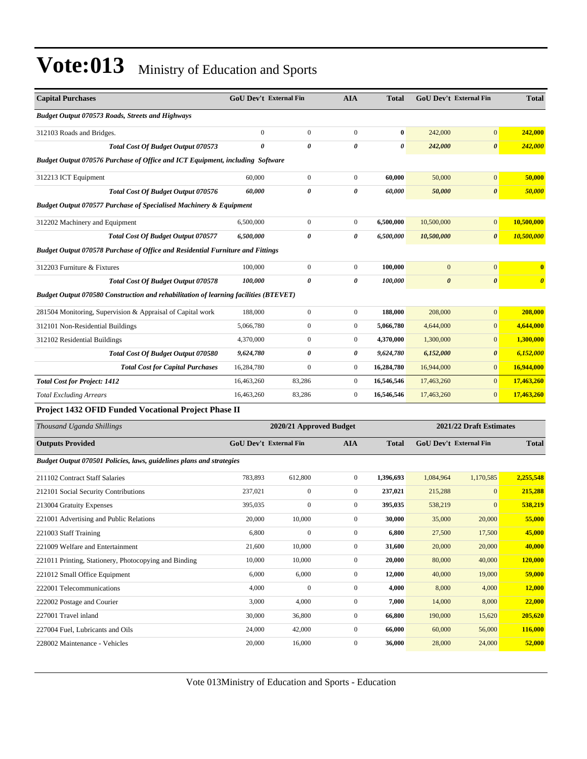# Vote:013 Ministry of Education and Sports

| Capital Purchases | GoU Dev't | External Fin | AIA | Total | GoU Dev't | External Fin | Total |
|---|---|---|---|---|---|---|---|
| ***Budget Output 070573 Roads, Streets and Highways*** | | | | | | | |
| 312103 Roads and Bridges. | 0 | 0 | 0 | **0** | 242,000 | 0 | **242,000** |
| ***Total Cost Of Budget Output 070573*** | ***0*** | ***0*** | ***0*** | ***0*** | ***242,000*** | ***0*** | ***242,000*** |
| ***Budget Output 070576 Purchase of Office and ICT Equipment, including Software*** | | | | | | | |
| 312213 ICT Equipment | 60,000 | 0 | 0 | **60,000** | 50,000 | 0 | **50,000** |
| ***Total Cost Of Budget Output 070576*** | ***60,000*** | ***0*** | ***0*** | ***60,000*** | ***50,000*** | ***0*** | ***50,000*** |
| ***Budget Output 070577 Purchase of Specialised Machinery & Equipment*** | | | | | | | |
| 312202 Machinery and Equipment | 6,500,000 | 0 | 0 | **6,500,000** | 10,500,000 | 0 | **10,500,000** |
| ***Total Cost Of Budget Output 070577*** | ***6,500,000*** | ***0*** | ***0*** | ***6,500,000*** | ***10,500,000*** | ***0*** | ***10,500,000*** |
| ***Budget Output 070578 Purchase of Office and Residential Furniture and Fittings*** | | | | | | | |
| 312203 Furniture & Fixtures | 100,000 | 0 | 0 | **100,000** | 0 | 0 | **0** |
| ***Total Cost Of Budget Output 070578*** | ***100,000*** | ***0*** | ***0*** | ***100,000*** | ***0*** | ***0*** | ***0*** |
| ***Budget Output 070580 Construction and rehabilitation of learning facilities (BTEVET)*** | | | | | | | |
| 281504 Monitoring, Supervision & Appraisal of Capital work | 188,000 | 0 | 0 | **188,000** | 208,000 | 0 | **208,000** |
| 312101 Non-Residential Buildings | 5,066,780 | 0 | 0 | **5,066,780** | 4,644,000 | 0 | **4,644,000** |
| 312102 Residential Buildings | 4,370,000 | 0 | 0 | **4,370,000** | 1,300,000 | 0 | **1,300,000** |
| ***Total Cost Of Budget Output 070580*** | ***9,624,780*** | ***0*** | ***0*** | ***9,624,780*** | ***6,152,000*** | ***0*** | ***6,152,000*** |
| ***Total Cost for Capital Purchases*** | 16,284,780 | 0 | 0 | **16,284,780** | 16,944,000 | 0 | **16,944,000** |
| ***Total Cost for Project: 1412*** | 16,463,260 | 83,286 | 0 | **16,546,546** | 17,463,260 | 0 | **17,463,260** |
| *Total Excluding Arrears* | 16,463,260 | 83,286 | 0 | **16,546,546** | 17,463,260 | 0 | **17,463,260** |

### Project 1432 OFID Funded Vocational Project Phase II

| *Thousand Uganda Shillings* | 2020/21 Approved Budget | | | | 2021/22 Draft Estimates | | |
|---|---|---|---|---|---|---|---|
| **Outputs Provided** | **GoU Dev't** | **External Fin** | **AIA** | **Total** | **GoU Dev't** | **External Fin** | **Total** |
| ***Budget Output 070501 Policies, laws, guidelines plans and strategies*** | | | | | | | |
| 211102 Contract Staff Salaries | 783,893 | 612,800 | 0 | **1,396,693** | 1,084,964 | 1,170,585 | **2,255,548** |
| 212101 Social Security Contributions | 237,021 | 0 | 0 | **237,021** | 215,288 | 0 | **215,288** |
| 213004 Gratuity Expenses | 395,035 | 0 | 0 | **395,035** | 538,219 | 0 | **538,219** |
| 221001 Advertising and Public Relations | 20,000 | 10,000 | 0 | **30,000** | 35,000 | 20,000 | **55,000** |
| 221003 Staff Training | 6,800 | 0 | 0 | **6,800** | 27,500 | 17,500 | **45,000** |
| 221009 Welfare and Entertainment | 21,600 | 10,000 | 0 | **31,600** | 20,000 | 20,000 | **40,000** |
| 221011 Printing, Stationery, Photocopying and Binding | 10,000 | 10,000 | 0 | **20,000** | 80,000 | 40,000 | **120,000** |
| 221012 Small Office Equipment | 6,000 | 6,000 | 0 | **12,000** | 40,000 | 19,000 | **59,000** |
| 222001 Telecommunications | 4,000 | 0 | 0 | **4,000** | 8,000 | 4,000 | **12,000** |
| 222002 Postage and Courier | 3,000 | 4,000 | 0 | **7,000** | 14,000 | 8,000 | **22,000** |
| 227001 Travel inland | 30,000 | 36,800 | 0 | **66,800** | 190,000 | 15,620 | **205,620** |
| 227004 Fuel, Lubricants and Oils | 24,000 | 42,000 | 0 | **66,000** | 60,000 | 56,000 | **116,000** |
| 228002 Maintenance - Vehicles | 20,000 | 16,000 | 0 | **36,000** | 28,000 | 24,000 | **52,000** |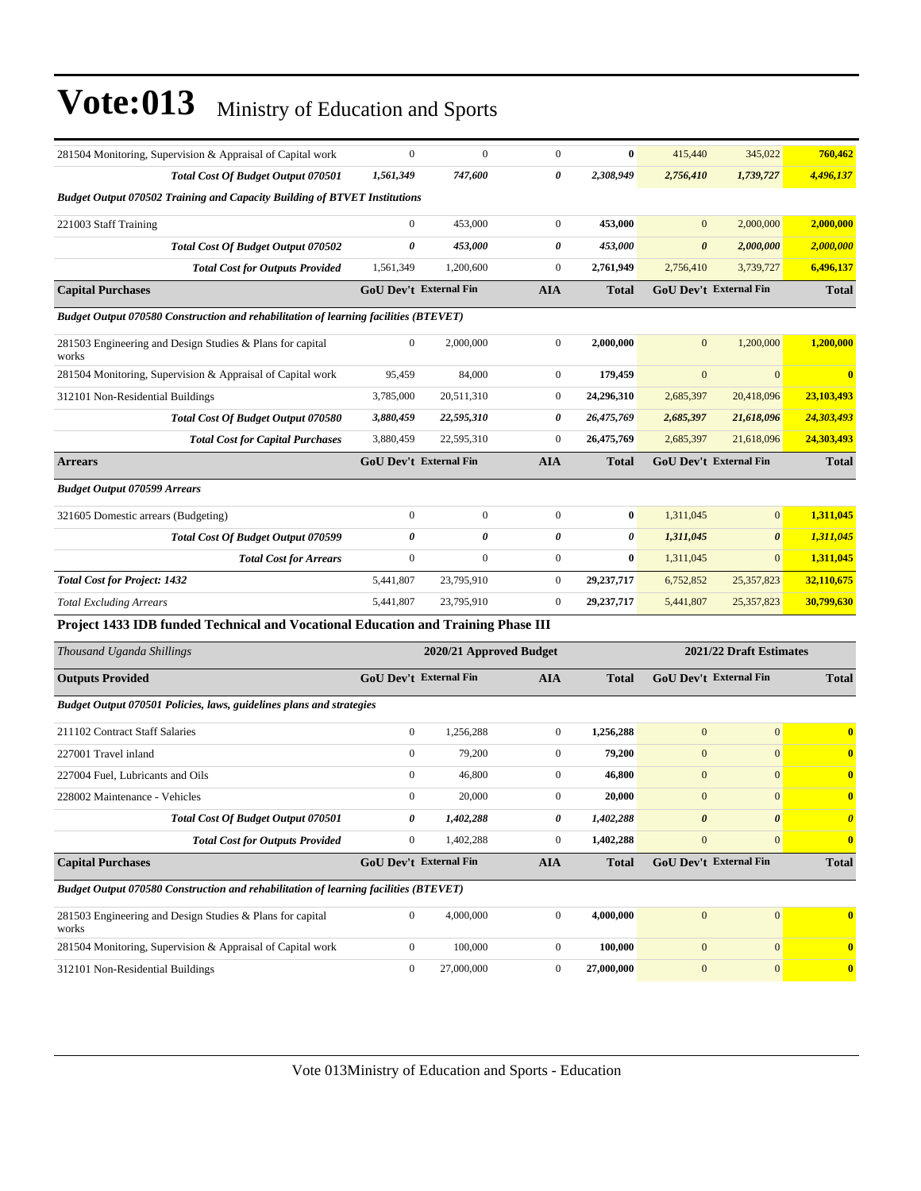# Vote:013 Ministry of Education and Sports

| | | | | | | | |
|---|---|---|---|---|---|---|---|
| 281504 Monitoring, Supervision & Appraisal of Capital work | 0 | 0 | 0 | **0** | 415,440 | 345,022 | **760,462** |
| ***Total Cost Of Budget Output 070501*** | ***1,561,349*** | ***747,600*** | ***0*** | ***2,308,949*** | ***2,756,410*** | ***1,739,727*** | ***4,496,137*** |
| ***Budget Output 070502 Training and Capacity Building of BTVET Institutions*** | | | | | | | |
| 221003 Staff Training | 0 | 453,000 | 0 | **453,000** | 0 | 2,000,000 | **2,000,000** |
| ***Total Cost Of Budget Output 070502*** | ***0*** | ***453,000*** | ***0*** | ***453,000*** | ***0*** | ***2,000,000*** | ***2,000,000*** |
| ***Total Cost for Outputs Provided*** | 1,561,349 | 1,200,600 | 0 | **2,761,949** | 2,756,410 | 3,739,727 | **6,496,137** |
| **Capital Purchases** | **GoU Dev't** | **External Fin** | **AIA** | **Total** | **GoU Dev't** | **External Fin** | **Total** |
| ***Budget Output 070580 Construction and rehabilitation of learning facilities (BTEVET)*** | | | | | | | |
| 281503 Engineering and Design Studies & Plans for capital works | 0 | 2,000,000 | 0 | **2,000,000** | 0 | 1,200,000 | **1,200,000** |
| 281504 Monitoring, Supervision & Appraisal of Capital work | 95,459 | 84,000 | 0 | **179,459** | 0 | 0 | **0** |
| 312101 Non-Residential Buildings | 3,785,000 | 20,511,310 | 0 | **24,296,310** | 2,685,397 | 20,418,096 | **23,103,493** |
| ***Total Cost Of Budget Output 070580*** | ***3,880,459*** | ***22,595,310*** | ***0*** | ***26,475,769*** | ***2,685,397*** | ***21,618,096*** | ***24,303,493*** |
| ***Total Cost for Capital Purchases*** | 3,880,459 | 22,595,310 | 0 | **26,475,769** | 2,685,397 | 21,618,096 | **24,303,493** |
| **Arrears** | **GoU Dev't** | **External Fin** | **AIA** | **Total** | **GoU Dev't** | **External Fin** | **Total** |
| ***Budget Output 070599 Arrears*** | | | | | | | |
| 321605 Domestic arrears (Budgeting) | 0 | 0 | 0 | **0** | 1,311,045 | 0 | **1,311,045** |
| ***Total Cost Of Budget Output 070599*** | ***0*** | ***0*** | ***0*** | ***0*** | ***1,311,045*** | ***0*** | ***1,311,045*** |
| ***Total Cost for Arrears*** | 0 | 0 | 0 | **0** | 1,311,045 | 0 | **1,311,045** |
| ***Total Cost for Project: 1432*** | 5,441,807 | 23,795,910 | 0 | **29,237,717** | 6,752,852 | 25,357,823 | **32,110,675** |
| *Total Excluding Arrears* | 5,441,807 | 23,795,910 | 0 | **29,237,717** | 5,441,807 | 25,357,823 | **30,799,630** |

**Project 1433 IDB funded Technical and Vocational Education and Training Phase III**

| *Thousand Uganda Shillings* | 2020/21 Approved Budget | | | | 2021/22 Draft Estimates | | |
|---|---|---|---|---|---|---|---|
| **Outputs Provided** | **GoU Dev't** | **External Fin** | **AIA** | **Total** | **GoU Dev't** | **External Fin** | **Total** |
| ***Budget Output 070501 Policies, laws, guidelines plans and strategies*** | | | | | | | |
| 211102 Contract Staff Salaries | 0 | 1,256,288 | 0 | **1,256,288** | 0 | 0 | **0** |
| 227001 Travel inland | 0 | 79,200 | 0 | **79,200** | 0 | 0 | **0** |
| 227004 Fuel, Lubricants and Oils | 0 | 46,800 | 0 | **46,800** | 0 | 0 | **0** |
| 228002 Maintenance - Vehicles | 0 | 20,000 | 0 | **20,000** | 0 | 0 | **0** |
| ***Total Cost Of Budget Output 070501*** | ***0*** | ***1,402,288*** | ***0*** | ***1,402,288*** | ***0*** | ***0*** | ***0*** |
| ***Total Cost for Outputs Provided*** | 0 | 1,402,288 | 0 | **1,402,288** | 0 | 0 | **0** |
| **Capital Purchases** | **GoU Dev't** | **External Fin** | **AIA** | **Total** | **GoU Dev't** | **External Fin** | **Total** |
| ***Budget Output 070580 Construction and rehabilitation of learning facilities (BTEVET)*** | | | | | | | |
| 281503 Engineering and Design Studies & Plans for capital works | 0 | 4,000,000 | 0 | **4,000,000** | 0 | 0 | **0** |
| 281504 Monitoring, Supervision & Appraisal of Capital work | 0 | 100,000 | 0 | **100,000** | 0 | 0 | **0** |
| 312101 Non-Residential Buildings | 0 | 27,000,000 | 0 | **27,000,000** | 0 | 0 | **0** |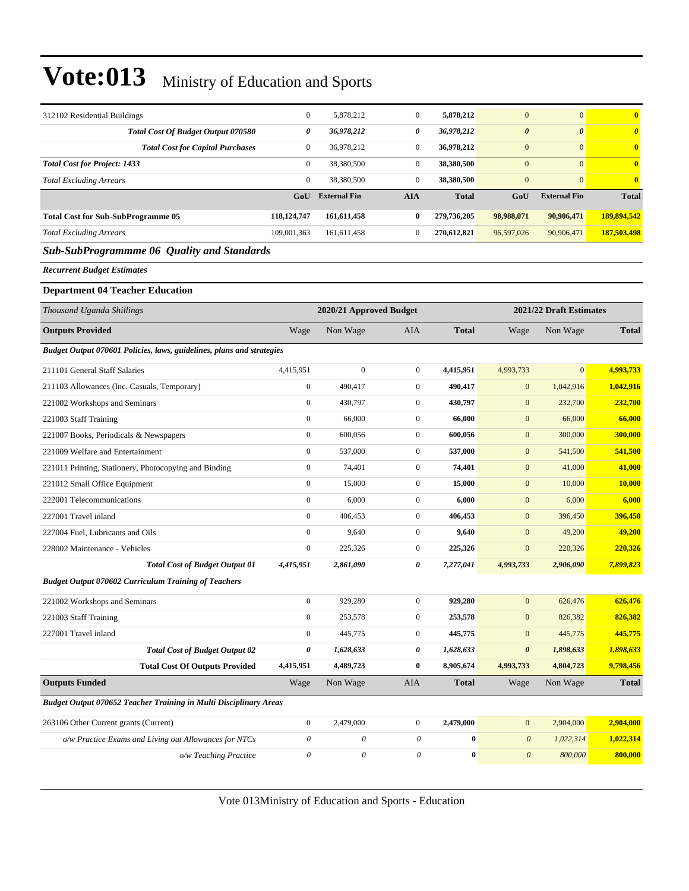| | | | | | | | |
|---|---|---|---|---|---|---|---|
| 312102 Residential Buildings | 0 | 5,878,212 | 0 | **5,878,212** | 0 | 0 | **0** |
| ***Total Cost Of Budget Output 070580*** | ***0*** | ***36,978,212*** | ***0*** | ***36,978,212*** | ***0*** | ***0*** | ***0*** |
| **Total Cost for Capital Purchases** | 0 | 36,978,212 | 0 | **36,978,212** | 0 | 0 | **0** |
| ***Total Cost for Project: 1433*** | 0 | 38,380,500 | 0 | **38,380,500** | 0 | 0 | **0** |
| *Total Excluding Arrears* | 0 | 38,380,500 | 0 | **38,380,500** | 0 | 0 | **0** |
| | **GoU** | **External Fin** | **AIA** | **Total** | **GoU** | **External Fin** | **Total** |
| **Total Cost for Sub-SubProgramme 05** | **118,124,747** | **161,611,458** | **0** | **279,736,205** | **98,988,071** | **90,906,471** | **189,894,542** |
| *Total Excluding Arrears* | 109,001,363 | 161,611,458 | 0 | **270,612,821** | 96,597,026 | 90,906,471 | **187,503,498** |

### *Sub-SubProgrammme 06 Quality and Standards*

***Recurrent Budget Estimates***

**Department 04 Teacher Education**

| *Thousand Uganda Shillings* | | 2020/21 Approved Budget | | | | 2021/22 Draft Estimates | |
|---|---|---|---|---|---|---|---|
| **Outputs Provided** | Wage | Non Wage | AIA | **Total** | Wage | Non Wage | **Total** |
| ***Budget Output 070601 Policies, laws, guidelines, plans and strategies*** | | | | | | | |
| 211101 General Staff Salaries | 4,415,951 | 0 | 0 | **4,415,951** | 4,993,733 | 0 | **4,993,733** |
| 211103 Allowances (Inc. Casuals, Temporary) | 0 | 490,417 | 0 | **490,417** | 0 | 1,042,916 | **1,042,916** |
| 221002 Workshops and Seminars | 0 | 430,797 | 0 | **430,797** | 0 | 232,700 | **232,700** |
| 221003 Staff Training | 0 | 66,000 | 0 | **66,000** | 0 | 66,000 | **66,000** |
| 221007 Books, Periodicals & Newspapers | 0 | 600,056 | 0 | **600,056** | 0 | 300,000 | **300,000** |
| 221009 Welfare and Entertainment | 0 | 537,000 | 0 | **537,000** | 0 | 541,500 | **541,500** |
| 221011 Printing, Stationery, Photocopying and Binding | 0 | 74,401 | 0 | **74,401** | 0 | 41,000 | **41,000** |
| 221012 Small Office Equipment | 0 | 15,000 | 0 | **15,000** | 0 | 10,000 | **10,000** |
| 222001 Telecommunications | 0 | 6,000 | 0 | **6,000** | 0 | 6,000 | **6,000** |
| 227001 Travel inland | 0 | 406,453 | 0 | **406,453** | 0 | 396,450 | **396,450** |
| 227004 Fuel, Lubricants and Oils | 0 | 9,640 | 0 | **9,640** | 0 | 49,200 | **49,200** |
| 228002 Maintenance - Vehicles | 0 | 225,326 | 0 | **225,326** | 0 | 220,326 | **220,326** |
| ***Total Cost of Budget Output 01*** | ***4,415,951*** | ***2,861,090*** | ***0*** | ***7,277,041*** | ***4,993,733*** | ***2,906,090*** | ***7,899,823*** |
| ***Budget Output 070602 Curriculum Training of Teachers*** | | | | | | | |
| 221002 Workshops and Seminars | 0 | 929,280 | 0 | **929,280** | 0 | 626,476 | **626,476** |
| 221003 Staff Training | 0 | 253,578 | 0 | **253,578** | 0 | 826,382 | **826,382** |
| 227001 Travel inland | 0 | 445,775 | 0 | **445,775** | 0 | 445,775 | **445,775** |
| ***Total Cost of Budget Output 02*** | ***0*** | ***1,628,633*** | ***0*** | ***1,628,633*** | ***0*** | ***1,898,633*** | ***1,898,633*** |
| **Total Cost Of Outputs Provided** | **4,415,951** | **4,489,723** | **0** | **8,905,674** | **4,993,733** | **4,804,723** | **9,798,456** |
| **Outputs Funded** | Wage | Non Wage | AIA | **Total** | Wage | Non Wage | **Total** |
| ***Budget Output 070652 Teacher Training in Multi Disciplinary Areas*** | | | | | | | |
| 263106 Other Current grants (Current) | 0 | 2,479,000 | 0 | **2,479,000** | 0 | 2,904,000 | **2,904,000** |
| *o/w Practice Exams and Living out Allowances for NTCs* | *0* | *0* | *0* | **0** | *0* | *1,022,314* | **1,022,314** |
| *o/w Teaching Practice* | *0* | *0* | *0* | **0** | *0* | *800,000* | **800,000** |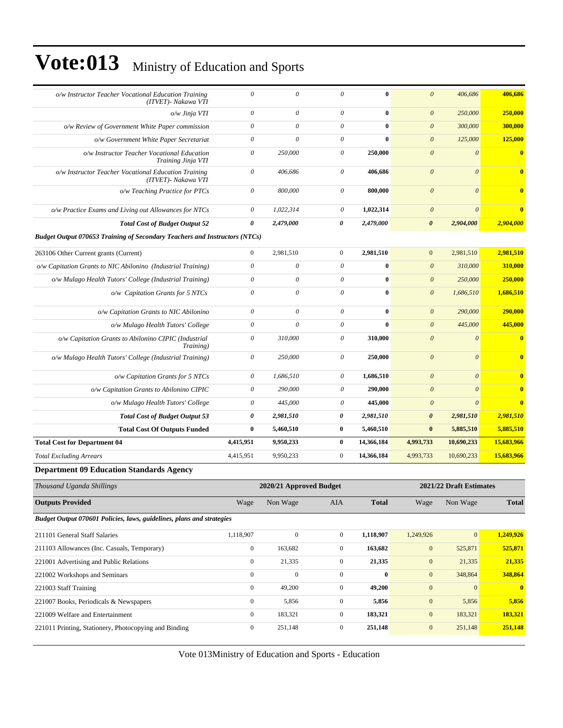# Vote:013 Ministry of Education and Sports

| | | | | | | | |
|---|---|---|---|---|---|---|---|
| *o/w Instructor Teacher Vocational Education Training (ITVET)- Nakawa VTI* | *0* | *0* | *0* | **0** | *0* | *406,686* | **406,686** |
| *o/w Jinja VTI* | *0* | *0* | *0* | **0** | *0* | *250,000* | **250,000** |
| *o/w Review of Government White Paper commission* | *0* | *0* | *0* | **0** | *0* | *300,000* | **300,000** |
| *o/w Government White Paper Secretariat* | *0* | *0* | *0* | **0** | *0* | *125,000* | **125,000** |
| *o/w Instructor Teacher Vocational Education Training Jinja VTI* | *0* | *250,000* | *0* | **250,000** | *0* | *0* | **0** |
| *o/w Instructor Teacher Vocational Education Training (ITVET)- Nakawa VTI* | *0* | *406,686* | *0* | **406,686** | *0* | *0* | **0** |
| *o/w Teaching Practice for PTCs* | *0* | *800,000* | *0* | **800,000** | *0* | *0* | **0** |
| *o/w Practice Exams and Living out Allowances for NTCs* | *0* | *1,022,314* | *0* | **1,022,314** | *0* | *0* | **0** |
| ***Total Cost of Budget Output 52*** | ***0*** | ***2,479,000*** | ***0*** | ***2,479,000*** | ***0*** | ***2,904,000*** | ***2,904,000*** |
| ***Budget Output 070653 Training of Secondary Teachers and Instructors (NTCs)*** | | | | | | | |
| 263106 Other Current grants (Current) | 0 | 2,981,510 | 0 | **2,981,510** | 0 | 2,981,510 | **2,981,510** |
| *o/w Capitation Grants to NIC Abilonino (Industrial Training)* | *0* | *0* | *0* | **0** | *0* | *310,000* | **310,000** |
| *o/w Mulago Health Tutors' College (Industrial Training)* | *0* | *0* | *0* | **0** | *0* | *250,000* | **250,000** |
| *o/w Capitation Grants for 5 NTCs* | *0* | *0* | *0* | **0** | *0* | *1,686,510* | **1,686,510** |
| *o/w Capitation Grants to NIC Abilonino* | *0* | *0* | *0* | **0** | *0* | *290,000* | **290,000** |
| *o/w Mulago Health Tutors' College* | *0* | *0* | *0* | **0** | *0* | *445,000* | **445,000** |
| *o/w Capitation Grants to Abilonino CIPIC (Industrial Training)* | *0* | *310,000* | *0* | **310,000** | *0* | *0* | **0** |
| *o/w Mulago Health Tutors' College (Industrial Training)* | *0* | *250,000* | *0* | **250,000** | *0* | *0* | **0** |
| *o/w Capitation Grants for 5 NTCs* | *0* | *1,686,510* | *0* | **1,686,510** | *0* | *0* | **0** |
| *o/w Capitation Grants to Abilonino CIPIC* | *0* | *290,000* | *0* | **290,000** | *0* | *0* | **0** |
| *o/w Mulago Health Tutors' College* | *0* | *445,000* | *0* | **445,000** | *0* | *0* | **0** |
| ***Total Cost of Budget Output 53*** | ***0*** | ***2,981,510*** | ***0*** | ***2,981,510*** | ***0*** | ***2,981,510*** | ***2,981,510*** |
| **Total Cost Of Outputs Funded** | **0** | **5,460,510** | **0** | **5,460,510** | **0** | **5,885,510** | **5,885,510** |
| **Total Cost for Department 04** | **4,415,951** | **9,950,233** | **0** | **14,366,184** | **4,993,733** | **10,690,233** | **15,683,966** |
| *Total Excluding Arrears* | 4,415,951 | 9,950,233 | 0 | **14,366,184** | 4,993,733 | 10,690,233 | **15,683,966** |

**Department 09 Education Standards Agency**

| *Thousand Uganda Shillings* | 2020/21 Approved Budget | | | | 2021/22 Draft Estimates | | |
|---|---|---|---|---|---|---|---|
| **Outputs Provided** | Wage | Non Wage | AIA | **Total** | Wage | Non Wage | **Total** |
| ***Budget Output 070601 Policies, laws, guidelines, plans and strategies*** | | | | | | | |
| 211101 General Staff Salaries | 1,118,907 | 0 | 0 | **1,118,907** | 1,249,926 | 0 | **1,249,926** |
| 211103 Allowances (Inc. Casuals, Temporary) | 0 | 163,682 | 0 | **163,682** | 0 | 525,871 | **525,871** |
| 221001 Advertising and Public Relations | 0 | 21,335 | 0 | **21,335** | 0 | 21,335 | **21,335** |
| 221002 Workshops and Seminars | 0 | 0 | 0 | **0** | 0 | 348,864 | **348,864** |
| 221003 Staff Training | 0 | 49,200 | 0 | **49,200** | 0 | 0 | **0** |
| 221007 Books, Periodicals & Newspapers | 0 | 5,856 | 0 | **5,856** | 0 | 5,856 | **5,856** |
| 221009 Welfare and Entertainment | 0 | 183,321 | 0 | **183,321** | 0 | 183,321 | **183,321** |
| 221011 Printing, Stationery, Photocopying and Binding | 0 | 251,148 | 0 | **251,148** | 0 | 251,148 | **251,148** |

Vote 013Ministry of Education and Sports - Education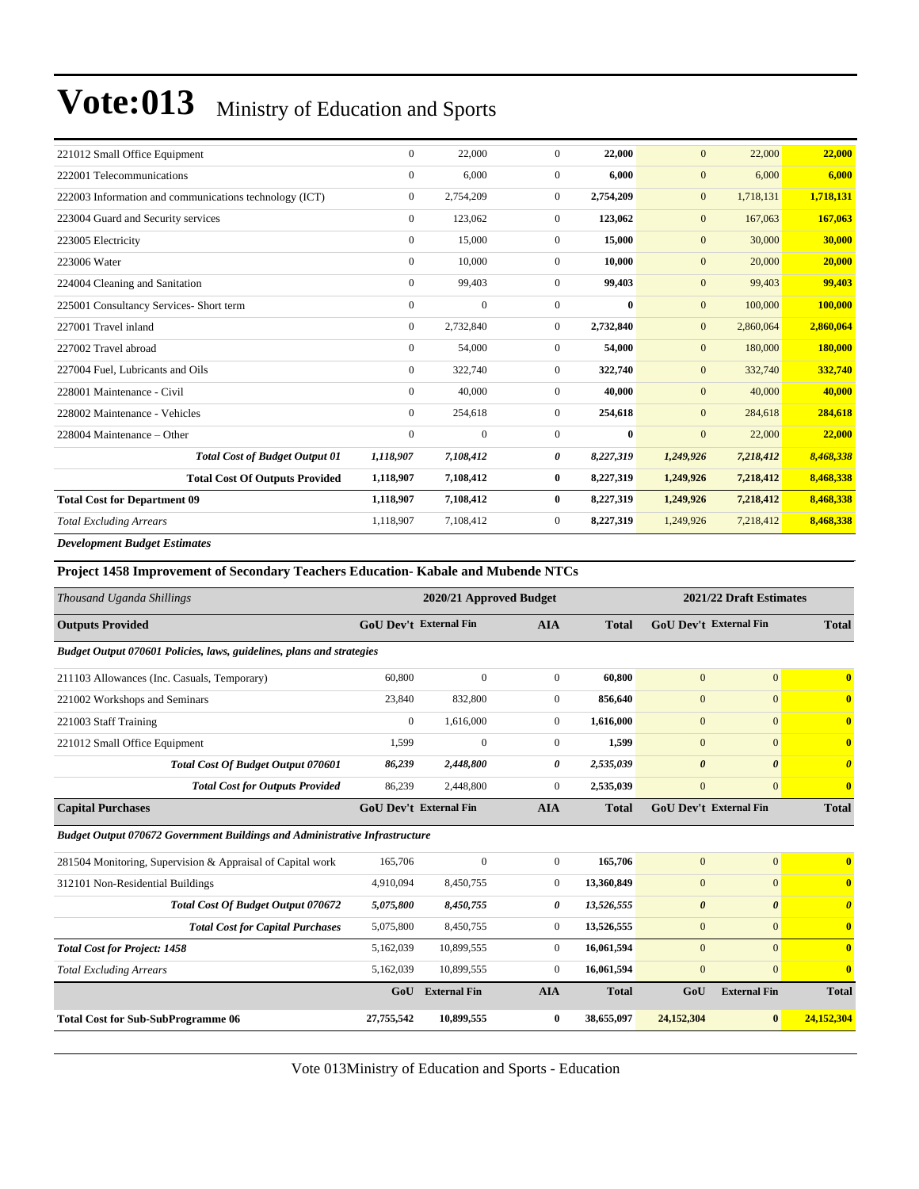# Vote:013 Ministry of Education and Sports

| | | | | | | | |
|---|---|---|---|---|---|---|---|
| 221012 Small Office Equipment | 0 | 22,000 | 0 | **22,000** | 0 | 22,000 | **22,000** |
| 222001 Telecommunications | 0 | 6,000 | 0 | **6,000** | 0 | 6,000 | **6,000** |
| 222003 Information and communications technology (ICT) | 0 | 2,754,209 | 0 | **2,754,209** | 0 | 1,718,131 | **1,718,131** |
| 223004 Guard and Security services | 0 | 123,062 | 0 | **123,062** | 0 | 167,063 | **167,063** |
| 223005 Electricity | 0 | 15,000 | 0 | **15,000** | 0 | 30,000 | **30,000** |
| 223006 Water | 0 | 10,000 | 0 | **10,000** | 0 | 20,000 | **20,000** |
| 224004 Cleaning and Sanitation | 0 | 99,403 | 0 | **99,403** | 0 | 99,403 | **99,403** |
| 225001 Consultancy Services- Short term | 0 | 0 | 0 | **0** | 0 | 100,000 | **100,000** |
| 227001 Travel inland | 0 | 2,732,840 | 0 | **2,732,840** | 0 | 2,860,064 | **2,860,064** |
| 227002 Travel abroad | 0 | 54,000 | 0 | **54,000** | 0 | 180,000 | **180,000** |
| 227004 Fuel, Lubricants and Oils | 0 | 322,740 | 0 | **322,740** | 0 | 332,740 | **332,740** |
| 228001 Maintenance - Civil | 0 | 40,000 | 0 | **40,000** | 0 | 40,000 | **40,000** |
| 228002 Maintenance - Vehicles | 0 | 254,618 | 0 | **254,618** | 0 | 284,618 | **284,618** |
| 228004 Maintenance – Other | 0 | 0 | 0 | **0** | 0 | 22,000 | **22,000** |
| ***Total Cost of Budget Output 01*** | ***1,118,907*** | ***7,108,412*** | ***0*** | ***8,227,319*** | ***1,249,926*** | ***7,218,412*** | ***8,468,338*** |
| **Total Cost Of Outputs Provided** | **1,118,907** | **7,108,412** | **0** | **8,227,319** | **1,249,926** | **7,218,412** | **8,468,338** |
| **Total Cost for Department 09** | **1,118,907** | **7,108,412** | **0** | **8,227,319** | **1,249,926** | **7,218,412** | **8,468,338** |
| *Total Excluding Arrears* | 1,118,907 | 7,108,412 | 0 | **8,227,319** | 1,249,926 | 7,218,412 | **8,468,338** |

***Development Budget Estimates***

**Project 1458 Improvement of Secondary Teachers Education- Kabale and Mubende NTCs**

| *Thousand Uganda Shillings* | 2020/21 Approved Budget | | | | 2021/22 Draft Estimates | | |
|---|---|---|---|---|---|---|---|
| **Outputs Provided** | **GoU Dev't** | **External Fin** | **AIA** | **Total** | **GoU Dev't** | **External Fin** | **Total** |
| ***Budget Output 070601 Policies, laws, guidelines, plans and strategies*** | | | | | | | |
| 211103 Allowances (Inc. Casuals, Temporary) | 60,800 | 0 | 0 | **60,800** | 0 | 0 | **0** |
| 221002 Workshops and Seminars | 23,840 | 832,800 | 0 | **856,640** | 0 | 0 | **0** |
| 221003 Staff Training | 0 | 1,616,000 | 0 | **1,616,000** | 0 | 0 | **0** |
| 221012 Small Office Equipment | 1,599 | 0 | 0 | **1,599** | 0 | 0 | **0** |
| ***Total Cost Of Budget Output 070601*** | ***86,239*** | ***2,448,800*** | ***0*** | ***2,535,039*** | ***0*** | ***0*** | ***0*** |
| ***Total Cost for Outputs Provided*** | 86,239 | 2,448,800 | 0 | 2,535,039 | 0 | 0 | **0** |
| **Capital Purchases** | **GoU Dev't** | **External Fin** | **AIA** | **Total** | **GoU Dev't** | **External Fin** | **Total** |
| ***Budget Output 070672 Government Buildings and Administrative Infrastructure*** | | | | | | | |
| 281504 Monitoring, Supervision & Appraisal of Capital work | 165,706 | 0 | 0 | **165,706** | 0 | 0 | **0** |
| 312101 Non-Residential Buildings | 4,910,094 | 8,450,755 | 0 | **13,360,849** | 0 | 0 | **0** |
| ***Total Cost Of Budget Output 070672*** | ***5,075,800*** | ***8,450,755*** | ***0*** | ***13,526,555*** | ***0*** | ***0*** | ***0*** |
| ***Total Cost for Capital Purchases*** | 5,075,800 | 8,450,755 | 0 | 13,526,555 | 0 | 0 | **0** |
| ***Total Cost for Project: 1458*** | 5,162,039 | 10,899,555 | 0 | 16,061,594 | 0 | 0 | **0** |
| *Total Excluding Arrears* | 5,162,039 | 10,899,555 | 0 | 16,061,594 | 0 | 0 | **0** |
| | **GoU** | **External Fin** | **AIA** | **Total** | **GoU** | **External Fin** | **Total** |
| **Total Cost for Sub-SubProgramme 06** | **27,755,542** | **10,899,555** | **0** | **38,655,097** | **24,152,304** | **0** | **24,152,304** |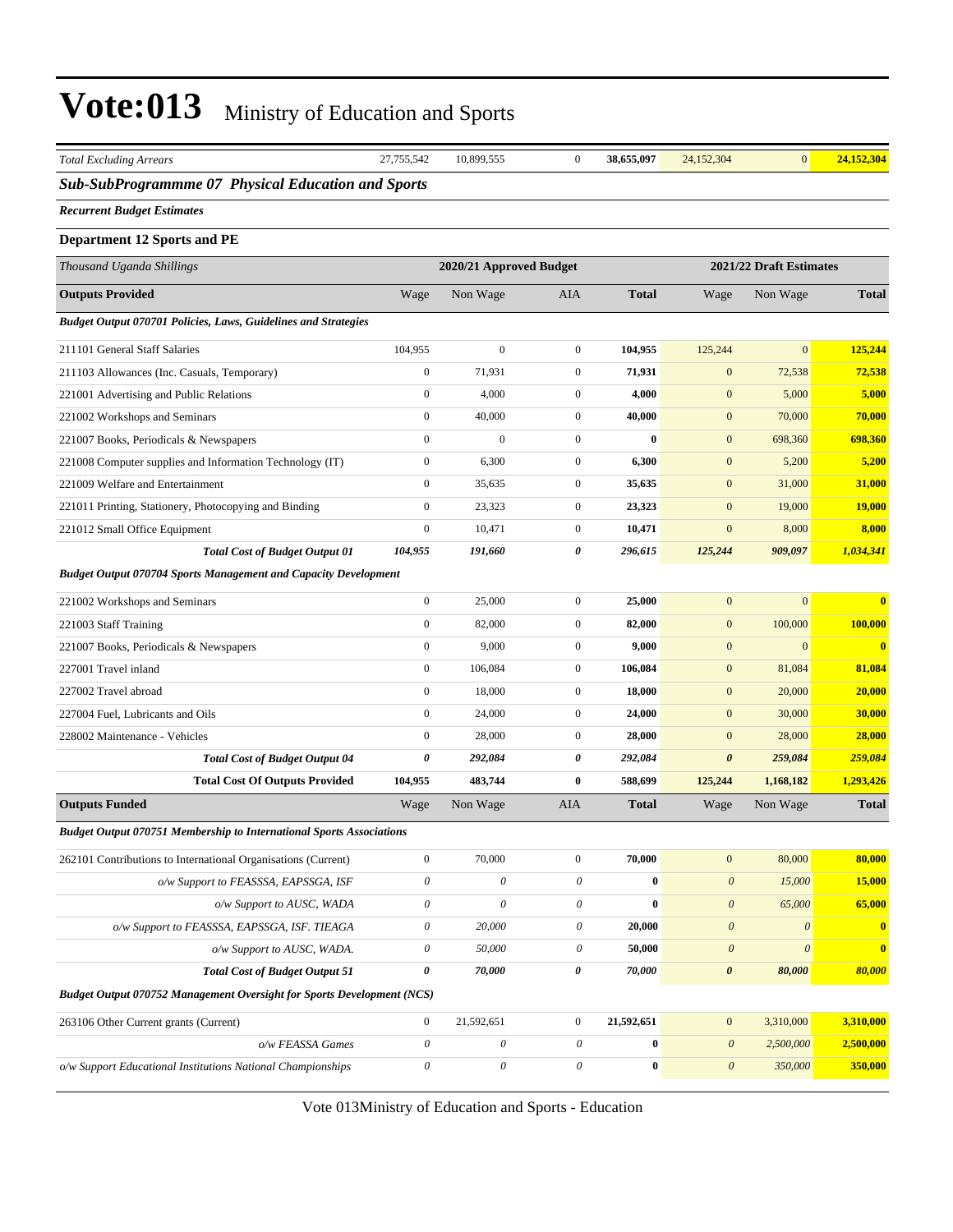# Vote:013 Ministry of Education and Sports

| *Total Excluding Arrears* | 27,755,542 | 10,899,555 | 0 | **38,655,097** | 24,152,304 | 0 | **24,152,304** |
|---|---|---|---|---|---|---|---|

## *Sub-SubProgrammme 07 Physical Education and Sports*

***Recurrent Budget Estimates***

### Department 12 Sports and PE

| *Thousand Uganda Shillings* | 2020/21 Approved Budget | | | | 2021/22 Draft Estimates | | |
|---|---|---|---|---|---|---|---|
| **Outputs Provided** | Wage | Non Wage | AIA | **Total** | Wage | Non Wage | **Total** |
| ***Budget Output 070701 Policies, Laws, Guidelines and Strategies*** | | | | | | | |
| 211101 General Staff Salaries | 104,955 | 0 | 0 | **104,955** | 125,244 | 0 | **125,244** |
| 211103 Allowances (Inc. Casuals, Temporary) | 0 | 71,931 | 0 | **71,931** | 0 | 72,538 | **72,538** |
| 221001 Advertising and Public Relations | 0 | 4,000 | 0 | **4,000** | 0 | 5,000 | **5,000** |
| 221002 Workshops and Seminars | 0 | 40,000 | 0 | **40,000** | 0 | 70,000 | **70,000** |
| 221007 Books, Periodicals & Newspapers | 0 | 0 | 0 | **0** | 0 | 698,360 | **698,360** |
| 221008 Computer supplies and Information Technology (IT) | 0 | 6,300 | 0 | **6,300** | 0 | 5,200 | **5,200** |
| 221009 Welfare and Entertainment | 0 | 35,635 | 0 | **35,635** | 0 | 31,000 | **31,000** |
| 221011 Printing, Stationery, Photocopying and Binding | 0 | 23,323 | 0 | **23,323** | 0 | 19,000 | **19,000** |
| 221012 Small Office Equipment | 0 | 10,471 | 0 | **10,471** | 0 | 8,000 | **8,000** |
| ***Total Cost of Budget Output 01*** | ***104,955*** | ***191,660*** | ***0*** | ***296,615*** | ***125,244*** | ***909,097*** | ***1,034,341*** |
| ***Budget Output 070704 Sports Management and Capacity Development*** | | | | | | | |
| 221002 Workshops and Seminars | 0 | 25,000 | 0 | **25,000** | 0 | 0 | **0** |
| 221003 Staff Training | 0 | 82,000 | 0 | **82,000** | 0 | 100,000 | **100,000** |
| 221007 Books, Periodicals & Newspapers | 0 | 9,000 | 0 | **9,000** | 0 | 0 | **0** |
| 227001 Travel inland | 0 | 106,084 | 0 | **106,084** | 0 | 81,084 | **81,084** |
| 227002 Travel abroad | 0 | 18,000 | 0 | **18,000** | 0 | 20,000 | **20,000** |
| 227004 Fuel, Lubricants and Oils | 0 | 24,000 | 0 | **24,000** | 0 | 30,000 | **30,000** |
| 228002 Maintenance - Vehicles | 0 | 28,000 | 0 | **28,000** | 0 | 28,000 | **28,000** |
| ***Total Cost of Budget Output 04*** | ***0*** | ***292,084*** | ***0*** | ***292,084*** | ***0*** | ***259,084*** | ***259,084*** |
| **Total Cost Of Outputs Provided** | **104,955** | **483,744** | **0** | **588,699** | **125,244** | **1,168,182** | **1,293,426** |
| **Outputs Funded** | Wage | Non Wage | AIA | **Total** | Wage | Non Wage | **Total** |
| ***Budget Output 070751 Membership to International Sports Associations*** | | | | | | | |
| 262101 Contributions to International Organisations (Current) | 0 | 70,000 | 0 | **70,000** | 0 | 80,000 | **80,000** |
| *o/w Support to FEASSSA, EAPSSGA, ISF* | *0* | *0* | *0* | **0** | *0* | *15,000* | **15,000** |
| *o/w Support to AUSC, WADA* | *0* | *0* | *0* | **0** | *0* | *65,000* | **65,000** |
| *o/w Support to FEASSSA, EAPSSGA, ISF. TIEAGA* | *0* | *20,000* | *0* | **20,000** | *0* | *0* | **0** |
| *o/w Support to AUSC, WADA.* | *0* | *50,000* | *0* | **50,000** | *0* | *0* | **0** |
| ***Total Cost of Budget Output 51*** | ***0*** | ***70,000*** | ***0*** | ***70,000*** | ***0*** | ***80,000*** | ***80,000*** |
| ***Budget Output 070752 Management Oversight for Sports Development (NCS)*** | | | | | | | |
| 263106 Other Current grants (Current) | 0 | 21,592,651 | 0 | **21,592,651** | 0 | 3,310,000 | **3,310,000** |
| *o/w FEASSA Games* | *0* | *0* | *0* | **0** | *0* | *2,500,000* | **2,500,000** |
| *o/w Support Educational Institutions National Championships* | *0* | *0* | *0* | **0** | *0* | *350,000* | **350,000** |

Vote 013Ministry of Education and Sports - Education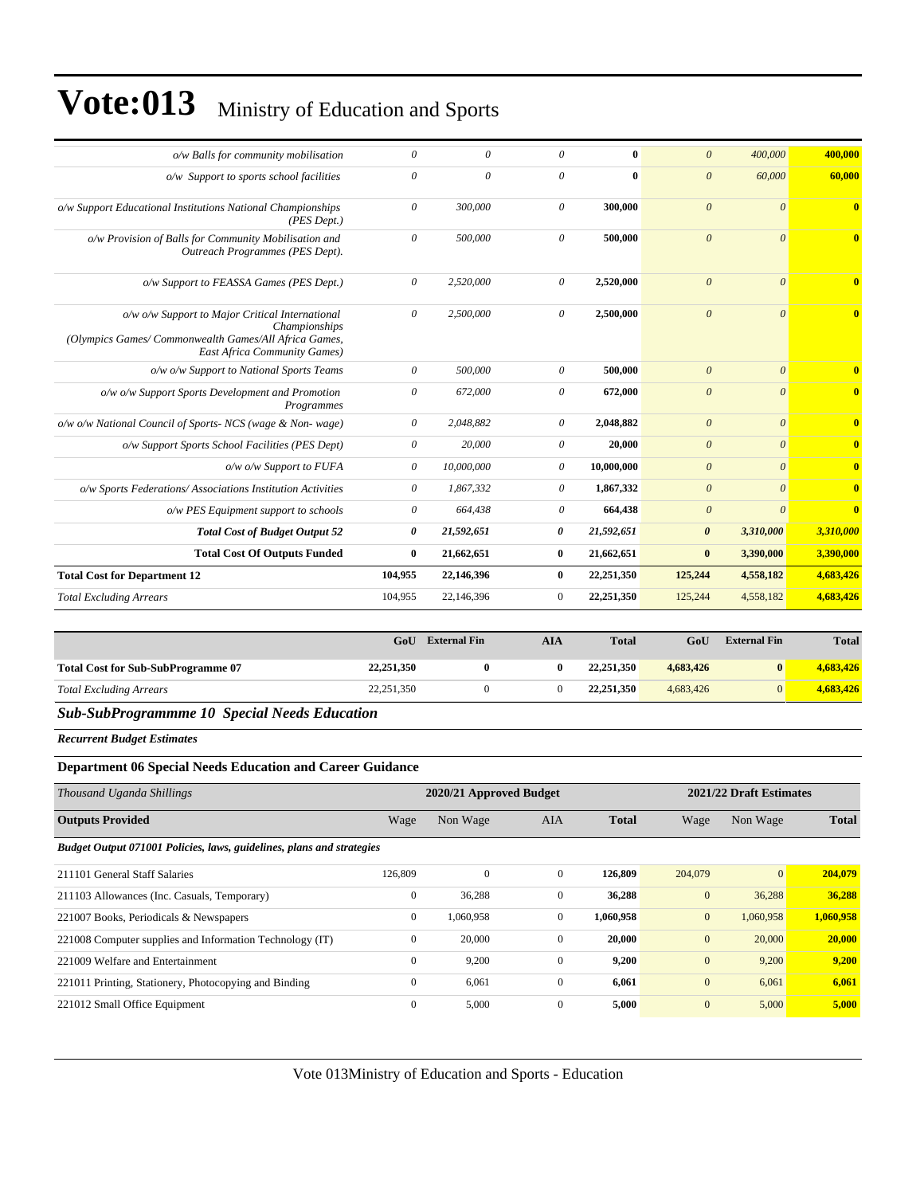| | | | | | | | |
|---|---|---|---|---|---|---|---|
| *o/w Balls for community mobilisation* | *0* | *0* | *0* | **0** | *0* | *400,000* | **400,000** |
| *o/w Support to sports school facilities* | *0* | *0* | *0* | **0** | *0* | *60,000* | **60,000** |
| *o/w Support Educational Institutions National Championships (PES Dept.)* | *0* | *300,000* | *0* | **300,000** | *0* | *0* | **0** |
| *o/w Provision of Balls for Community Mobilisation and Outreach Programmes (PES Dept).* | *0* | *500,000* | *0* | **500,000** | *0* | *0* | **0** |
| *o/w Support to FEASSA Games (PES Dept.)* | *0* | *2,520,000* | *0* | **2,520,000** | *0* | *0* | **0** |
| *o/w o/w Support to Major Critical International Championships (Olympics Games/ Commonwealth Games/All Africa Games, East Africa Community Games)* | *0* | *2,500,000* | *0* | **2,500,000** | *0* | *0* | **0** |
| *o/w o/w Support to National Sports Teams* | *0* | *500,000* | *0* | **500,000** | *0* | *0* | **0** |
| *o/w o/w Support Sports Development and Promotion Programmes* | *0* | *672,000* | *0* | **672,000** | *0* | *0* | **0** |
| *o/w o/w National Council of Sports- NCS (wage & Non- wage)* | *0* | *2,048,882* | *0* | **2,048,882** | *0* | *0* | **0** |
| *o/w Support Sports School Facilities (PES Dept)* | *0* | *20,000* | *0* | **20,000** | *0* | *0* | **0** |
| *o/w o/w Support to FUFA* | *0* | *10,000,000* | *0* | **10,000,000** | *0* | *0* | **0** |
| *o/w Sports Federations/ Associations Institution Activities* | *0* | *1,867,332* | *0* | **1,867,332** | *0* | *0* | **0** |
| *o/w PES Equipment support to schools* | *0* | *664,438* | *0* | **664,438** | *0* | *0* | **0** |
| ***Total Cost of Budget Output 52*** | ***0*** | ***21,592,651*** | ***0*** | ***21,592,651*** | ***0*** | ***3,310,000*** | ***3,310,000*** |
| **Total Cost Of Outputs Funded** | **0** | **21,662,651** | **0** | **21,662,651** | **0** | **3,390,000** | **3,390,000** |
| **Total Cost for Department 12** | **104,955** | **22,146,396** | **0** | **22,251,350** | **125,244** | **4,558,182** | **4,683,426** |
| *Total Excluding Arrears* | 104,955 | 22,146,396 | 0 | **22,251,350** | 125,244 | 4,558,182 | **4,683,426** |

| | GoU | External Fin | AIA | Total | GoU | External Fin | Total |
|---|---|---|---|---|---|---|---|
| **Total Cost for Sub-SubProgramme 07** | **22,251,350** | **0** | **0** | **22,251,350** | **4,683,426** | **0** | **4,683,426** |
| *Total Excluding Arrears* | 22,251,350 | 0 | 0 | **22,251,350** | 4,683,426 | 0 | **4,683,426** |

### *Sub-SubProgrammme 10 Special Needs Education*

***Recurrent Budget Estimates***

#### Department 06 Special Needs Education and Career Guidance

| *Thousand Uganda Shillings* | 2020/21 Approved Budget | | | | 2021/22 Draft Estimates | | |
|---|---|---|---|---|---|---|---|
| **Outputs Provided** | Wage | Non Wage | AIA | **Total** | Wage | Non Wage | **Total** |
| ***Budget Output 071001 Policies, laws, guidelines, plans and strategies*** | | | | | | | |
| 211101 General Staff Salaries | 126,809 | 0 | 0 | **126,809** | 204,079 | 0 | **204,079** |
| 211103 Allowances (Inc. Casuals, Temporary) | 0 | 36,288 | 0 | **36,288** | 0 | 36,288 | **36,288** |
| 221007 Books, Periodicals & Newspapers | 0 | 1,060,958 | 0 | **1,060,958** | 0 | 1,060,958 | **1,060,958** |
| 221008 Computer supplies and Information Technology (IT) | 0 | 20,000 | 0 | **20,000** | 0 | 20,000 | **20,000** |
| 221009 Welfare and Entertainment | 0 | 9,200 | 0 | **9,200** | 0 | 9,200 | **9,200** |
| 221011 Printing, Stationery, Photocopying and Binding | 0 | 6,061 | 0 | **6,061** | 0 | 6,061 | **6,061** |
| 221012 Small Office Equipment | 0 | 5,000 | 0 | **5,000** | 0 | 5,000 | **5,000** |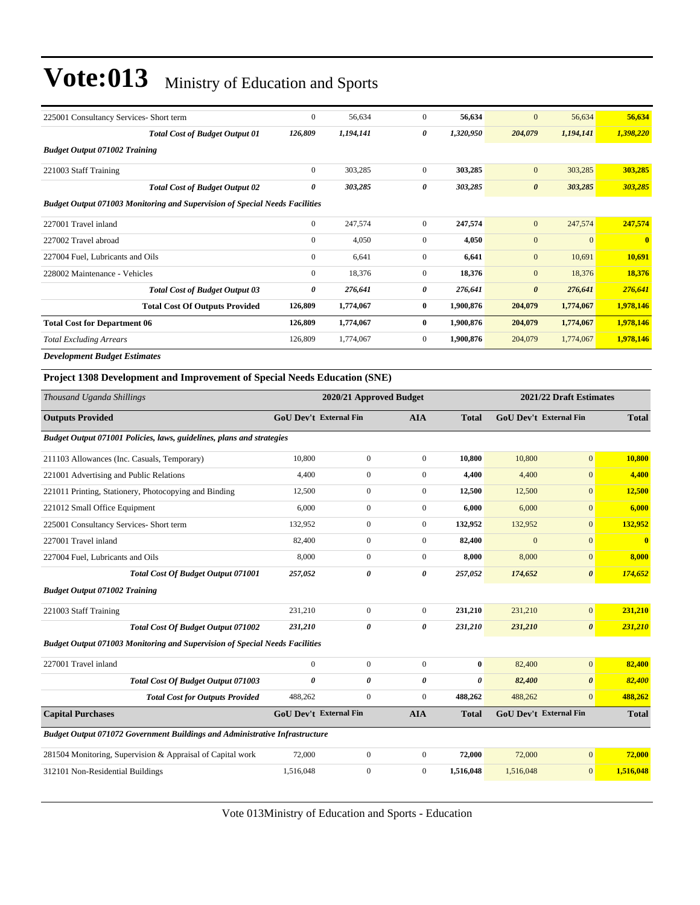# Vote:013 Ministry of Education and Sports

| | | | | | | | |
|---|---|---|---|---|---|---|---|
| 225001 Consultancy Services- Short term | 0 | 56,634 | 0 | **56,634** | 0 | 56,634 | **56,634** |
| ***Total Cost of Budget Output 01*** | ***126,809*** | ***1,194,141*** | ***0*** | ***1,320,950*** | ***204,079*** | ***1,194,141*** | ***1,398,220*** |
| ***Budget Output 071002 Training*** | | | | | | | |
| 221003 Staff Training | 0 | 303,285 | 0 | **303,285** | 0 | 303,285 | **303,285** |
| ***Total Cost of Budget Output 02*** | ***0*** | ***303,285*** | ***0*** | ***303,285*** | ***0*** | ***303,285*** | ***303,285*** |
| ***Budget Output 071003 Monitoring and Supervision of Special Needs Facilities*** | | | | | | | |
| 227001 Travel inland | 0 | 247,574 | 0 | **247,574** | 0 | 247,574 | **247,574** |
| 227002 Travel abroad | 0 | 4,050 | 0 | **4,050** | 0 | 0 | **0** |
| 227004 Fuel, Lubricants and Oils | 0 | 6,641 | 0 | **6,641** | 0 | 10,691 | **10,691** |
| 228002 Maintenance - Vehicles | 0 | 18,376 | 0 | **18,376** | 0 | 18,376 | **18,376** |
| ***Total Cost of Budget Output 03*** | ***0*** | ***276,641*** | ***0*** | ***276,641*** | ***0*** | ***276,641*** | ***276,641*** |
| **Total Cost Of Outputs Provided** | **126,809** | **1,774,067** | **0** | **1,900,876** | **204,079** | **1,774,067** | **1,978,146** |
| **Total Cost for Department 06** | **126,809** | **1,774,067** | **0** | **1,900,876** | **204,079** | **1,774,067** | **1,978,146** |
| *Total Excluding Arrears* | 126,809 | 1,774,067 | 0 | **1,900,876** | 204,079 | 1,774,067 | **1,978,146** |

***Development Budget Estimates***

### Project 1308 Development and Improvement of Special Needs Education (SNE)

| *Thousand Uganda Shillings* | 2020/21 Approved Budget | | | | 2021/22 Draft Estimates | | |
|---|---|---|---|---|---|---|---|
| **Outputs Provided** | **GoU Dev't** | **External Fin** | **AIA** | **Total** | **GoU Dev't** | **External Fin** | **Total** |
| ***Budget Output 071001 Policies, laws, guidelines, plans and strategies*** | | | | | | | |
| 211103 Allowances (Inc. Casuals, Temporary) | 10,800 | 0 | 0 | **10,800** | 10,800 | 0 | **10,800** |
| 221001 Advertising and Public Relations | 4,400 | 0 | 0 | **4,400** | 4,400 | 0 | **4,400** |
| 221011 Printing, Stationery, Photocopying and Binding | 12,500 | 0 | 0 | **12,500** | 12,500 | 0 | **12,500** |
| 221012 Small Office Equipment | 6,000 | 0 | 0 | **6,000** | 6,000 | 0 | **6,000** |
| 225001 Consultancy Services- Short term | 132,952 | 0 | 0 | **132,952** | 132,952 | 0 | **132,952** |
| 227001 Travel inland | 82,400 | 0 | 0 | **82,400** | 0 | 0 | **0** |
| 227004 Fuel, Lubricants and Oils | 8,000 | 0 | 0 | **8,000** | 8,000 | 0 | **8,000** |
| ***Total Cost Of Budget Output 071001*** | ***257,052*** | ***0*** | ***0*** | ***257,052*** | ***174,652*** | ***0*** | ***174,652*** |
| ***Budget Output 071002 Training*** | | | | | | | |
| 221003 Staff Training | 231,210 | 0 | 0 | **231,210** | 231,210 | 0 | **231,210** |
| ***Total Cost Of Budget Output 071002*** | ***231,210*** | ***0*** | ***0*** | ***231,210*** | ***231,210*** | ***0*** | ***231,210*** |
| ***Budget Output 071003 Monitoring and Supervision of Special Needs Facilities*** | | | | | | | |
| 227001 Travel inland | 0 | 0 | 0 | **0** | 82,400 | 0 | **82,400** |
| ***Total Cost Of Budget Output 071003*** | ***0*** | ***0*** | ***0*** | ***0*** | ***82,400*** | ***0*** | ***82,400*** |
| ***Total Cost for Outputs Provided*** | 488,262 | 0 | 0 | **488,262** | 488,262 | 0 | **488,262** |
| **Capital Purchases** | **GoU Dev't** | **External Fin** | **AIA** | **Total** | **GoU Dev't** | **External Fin** | **Total** |
| ***Budget Output 071072 Government Buildings and Administrative Infrastructure*** | | | | | | | |
| 281504 Monitoring, Supervision & Appraisal of Capital work | 72,000 | 0 | 0 | **72,000** | 72,000 | 0 | **72,000** |
| 312101 Non-Residential Buildings | 1,516,048 | 0 | 0 | **1,516,048** | 1,516,048 | 0 | **1,516,048** |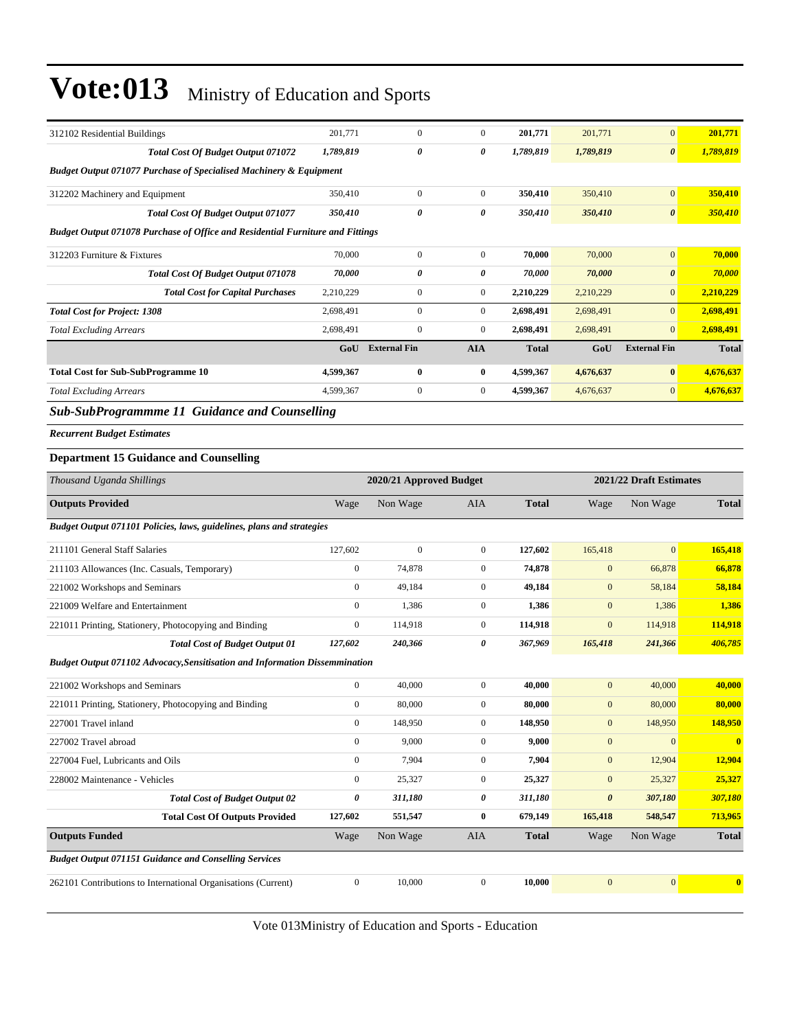| | | | | | | | |
|---|---|---|---|---|---|---|---|
| 312102 Residential Buildings | 201,771 | 0 | 0 | **201,771** | 201,771 | 0 | **201,771** |
| ***Total Cost Of Budget Output 071072*** | ***1,789,819*** | ***0*** | ***0*** | ***1,789,819*** | ***1,789,819*** | ***0*** | ***1,789,819*** |
| ***Budget Output 071077 Purchase of Specialised Machinery & Equipment*** | | | | | | | |
| 312202 Machinery and Equipment | 350,410 | 0 | 0 | **350,410** | 350,410 | 0 | **350,410** |
| ***Total Cost Of Budget Output 071077*** | ***350,410*** | ***0*** | ***0*** | ***350,410*** | ***350,410*** | ***0*** | ***350,410*** |
| ***Budget Output 071078 Purchase of Office and Residential Furniture and Fittings*** | | | | | | | |
| 312203 Furniture & Fixtures | 70,000 | 0 | 0 | **70,000** | 70,000 | 0 | **70,000** |
| ***Total Cost Of Budget Output 071078*** | ***70,000*** | ***0*** | ***0*** | ***70,000*** | ***70,000*** | ***0*** | ***70,000*** |
| ***Total Cost for Capital Purchases*** | 2,210,229 | 0 | 0 | **2,210,229** | 2,210,229 | 0 | **2,210,229** |
| ***Total Cost for Project: 1308*** | 2,698,491 | 0 | 0 | **2,698,491** | 2,698,491 | 0 | **2,698,491** |
| *Total Excluding Arrears* | 2,698,491 | 0 | 0 | **2,698,491** | 2,698,491 | 0 | **2,698,491** |
| | **GoU** | **External Fin** | **AIA** | **Total** | **GoU** | **External Fin** | **Total** |
| **Total Cost for Sub-SubProgramme 10** | **4,599,367** | **0** | **0** | **4,599,367** | **4,676,637** | **0** | **4,676,637** |
| *Total Excluding Arrears* | 4,599,367 | 0 | 0 | **4,599,367** | 4,676,637 | 0 | **4,676,637** |

### *Sub-SubProgrammme 11 Guidance and Counselling*

***Recurrent Budget Estimates***

#### Department 15 Guidance and Counselling

| *Thousand Uganda Shillings* | 2020/21 Approved Budget | | | | 2021/22 Draft Estimates | | |
|---|---|---|---|---|---|---|---|
| **Outputs Provided** | Wage | Non Wage | AIA | **Total** | Wage | Non Wage | **Total** |
| ***Budget Output 071101 Policies, laws, guidelines, plans and strategies*** | | | | | | | |
| 211101 General Staff Salaries | 127,602 | 0 | 0 | **127,602** | 165,418 | 0 | **165,418** |
| 211103 Allowances (Inc. Casuals, Temporary) | 0 | 74,878 | 0 | **74,878** | 0 | 66,878 | **66,878** |
| 221002 Workshops and Seminars | 0 | 49,184 | 0 | **49,184** | 0 | 58,184 | **58,184** |
| 221009 Welfare and Entertainment | 0 | 1,386 | 0 | **1,386** | 0 | 1,386 | **1,386** |
| 221011 Printing, Stationery, Photocopying and Binding | 0 | 114,918 | 0 | **114,918** | 0 | 114,918 | **114,918** |
| ***Total Cost of Budget Output 01*** | ***127,602*** | ***240,366*** | ***0*** | ***367,969*** | ***165,418*** | ***241,366*** | ***406,785*** |
| ***Budget Output 071102 Advocacy,Sensitisation and Information Dissemination*** | | | | | | | |
| 221002 Workshops and Seminars | 0 | 40,000 | 0 | **40,000** | 0 | 40,000 | **40,000** |
| 221011 Printing, Stationery, Photocopying and Binding | 0 | 80,000 | 0 | **80,000** | 0 | 80,000 | **80,000** |
| 227001 Travel inland | 0 | 148,950 | 0 | **148,950** | 0 | 148,950 | **148,950** |
| 227002 Travel abroad | 0 | 9,000 | 0 | **9,000** | 0 | 0 | **0** |
| 227004 Fuel, Lubricants and Oils | 0 | 7,904 | 0 | **7,904** | 0 | 12,904 | **12,904** |
| 228002 Maintenance - Vehicles | 0 | 25,327 | 0 | **25,327** | 0 | 25,327 | **25,327** |
| ***Total Cost of Budget Output 02*** | ***0*** | ***311,180*** | ***0*** | ***311,180*** | ***0*** | ***307,180*** | ***307,180*** |
| **Total Cost Of Outputs Provided** | **127,602** | **551,547** | **0** | **679,149** | **165,418** | **548,547** | **713,965** |
| **Outputs Funded** | Wage | Non Wage | AIA | **Total** | Wage | Non Wage | **Total** |
| ***Budget Output 071151 Guidance and Conselling Services*** | | | | | | | |
| 262101 Contributions to International Organisations (Current) | 0 | 10,000 | 0 | **10,000** | 0 | 0 | **0** |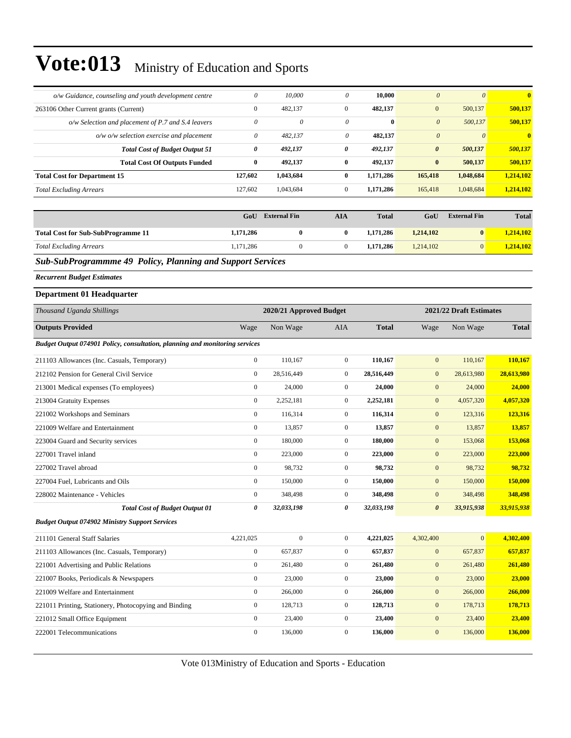# Vote:013 Ministry of Education and Sports

| | | | | | | | |
|---|---|---|---|---|---|---|---|
| *o/w Guidance, counseling and youth development centre* | *0* | *10,000* | *0* | **10,000** | *0* | *0* | **0** |
| 263106 Other Current grants (Current) | 0 | 482,137 | 0 | **482,137** | 0 | 500,137 | **500,137** |
| *o/w Selection and placement of P.7 and S.4 leavers* | *0* | *0* | *0* | **0** | *0* | *500,137* | **500,137** |
| *o/w o/w selection exercise and placement* | *0* | *482,137* | *0* | **482,137** | *0* | *0* | **0** |
| ***Total Cost of Budget Output 51*** | ***0*** | ***492,137*** | ***0*** | ***492,137*** | ***0*** | ***500,137*** | ***500,137*** |
| **Total Cost Of Outputs Funded** | **0** | **492,137** | **0** | **492,137** | **0** | **500,137** | **500,137** |
| **Total Cost for Department 15** | **127,602** | **1,043,684** | **0** | **1,171,286** | **165,418** | **1,048,684** | **1,214,102** |
| *Total Excluding Arrears* | 127,602 | 1,043,684 | 0 | **1,171,286** | 165,418 | 1,048,684 | **1,214,102** |

| | GoU | External Fin | AIA | Total | GoU | External Fin | Total |
|---|---|---|---|---|---|---|---|
| **Total Cost for Sub-SubProgramme 11** | **1,171,286** | **0** | **0** | **1,171,286** | **1,214,102** | **0** | **1,214,102** |
| *Total Excluding Arrears* | 1,171,286 | 0 | 0 | **1,171,286** | 1,214,102 | 0 | **1,214,102** |

## *Sub-SubProgrammme 49 Policy, Planning and Support Services*

***Recurrent Budget Estimates***

### Department 01 Headquarter

| *Thousand Uganda Shillings* | 2020/21 Approved Budget | | | | 2021/22 Draft Estimates | | |
|---|---|---|---|---|---|---|---|
| **Outputs Provided** | Wage | Non Wage | AIA | **Total** | Wage | Non Wage | **Total** |
| ***Budget Output 074901 Policy, consultation, planning and monitoring services*** | | | | | | | |
| 211103 Allowances (Inc. Casuals, Temporary) | 0 | 110,167 | 0 | **110,167** | 0 | 110,167 | **110,167** |
| 212102 Pension for General Civil Service | 0 | 28,516,449 | 0 | **28,516,449** | 0 | 28,613,980 | **28,613,980** |
| 213001 Medical expenses (To employees) | 0 | 24,000 | 0 | **24,000** | 0 | 24,000 | **24,000** |
| 213004 Gratuity Expenses | 0 | 2,252,181 | 0 | **2,252,181** | 0 | 4,057,320 | **4,057,320** |
| 221002 Workshops and Seminars | 0 | 116,314 | 0 | **116,314** | 0 | 123,316 | **123,316** |
| 221009 Welfare and Entertainment | 0 | 13,857 | 0 | **13,857** | 0 | 13,857 | **13,857** |
| 223004 Guard and Security services | 0 | 180,000 | 0 | **180,000** | 0 | 153,068 | **153,068** |
| 227001 Travel inland | 0 | 223,000 | 0 | **223,000** | 0 | 223,000 | **223,000** |
| 227002 Travel abroad | 0 | 98,732 | 0 | **98,732** | 0 | 98,732 | **98,732** |
| 227004 Fuel, Lubricants and Oils | 0 | 150,000 | 0 | **150,000** | 0 | 150,000 | **150,000** |
| 228002 Maintenance - Vehicles | 0 | 348,498 | 0 | **348,498** | 0 | 348,498 | **348,498** |
| ***Total Cost of Budget Output 01*** | ***0*** | ***32,033,198*** | ***0*** | ***32,033,198*** | ***0*** | ***33,915,938*** | ***33,915,938*** |
| ***Budget Output 074902 Ministry Support Services*** | | | | | | | |
| 211101 General Staff Salaries | 4,221,025 | 0 | 0 | **4,221,025** | 4,302,400 | 0 | **4,302,400** |
| 211103 Allowances (Inc. Casuals, Temporary) | 0 | 657,837 | 0 | **657,837** | 0 | 657,837 | **657,837** |
| 221001 Advertising and Public Relations | 0 | 261,480 | 0 | **261,480** | 0 | 261,480 | **261,480** |
| 221007 Books, Periodicals & Newspapers | 0 | 23,000 | 0 | **23,000** | 0 | 23,000 | **23,000** |
| 221009 Welfare and Entertainment | 0 | 266,000 | 0 | **266,000** | 0 | 266,000 | **266,000** |
| 221011 Printing, Stationery, Photocopying and Binding | 0 | 128,713 | 0 | **128,713** | 0 | 178,713 | **178,713** |
| 221012 Small Office Equipment | 0 | 23,400 | 0 | **23,400** | 0 | 23,400 | **23,400** |
| 222001 Telecommunications | 0 | 136,000 | 0 | **136,000** | 0 | 136,000 | **136,000** |

Vote 013Ministry of Education and Sports - Education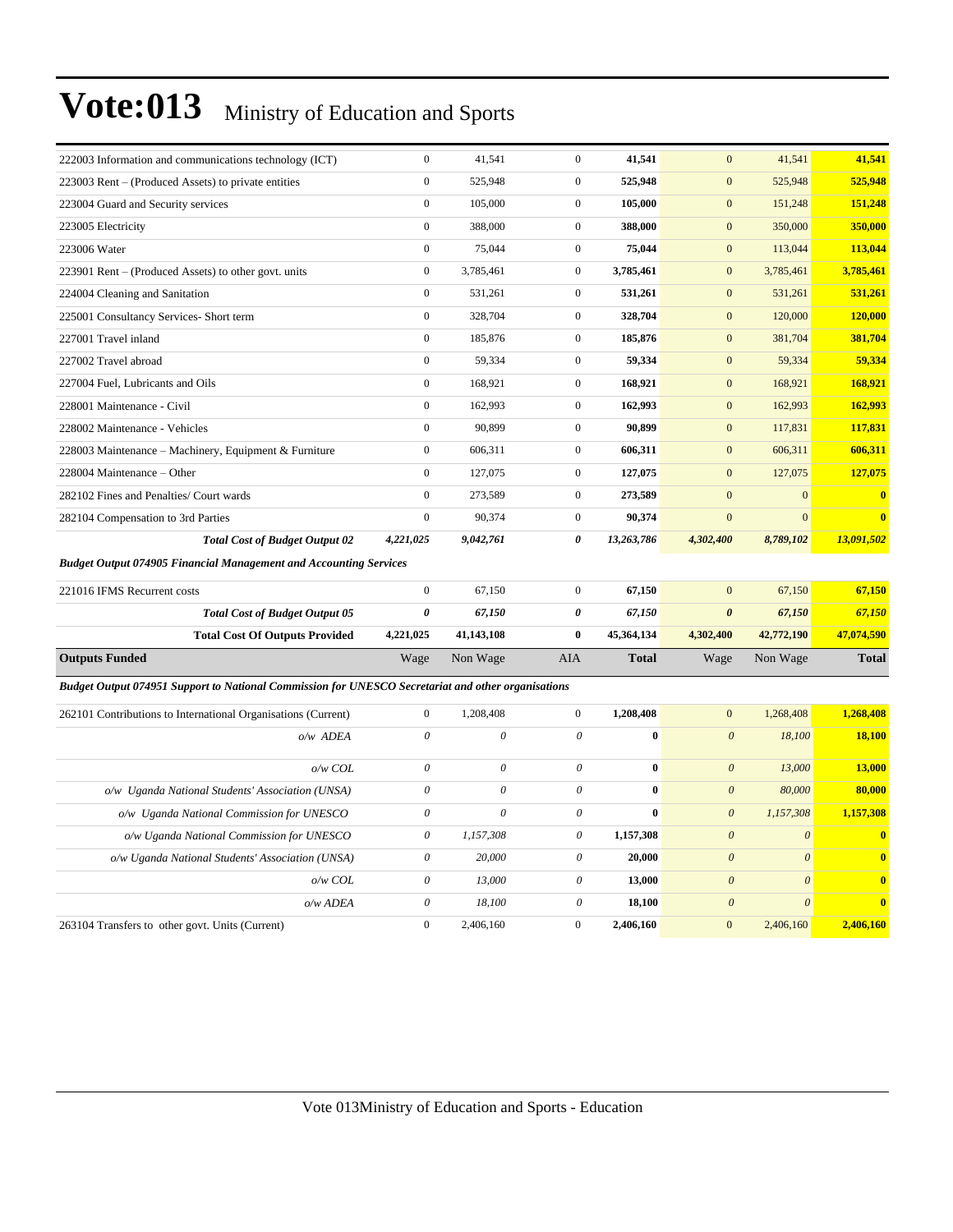# Vote:013 Ministry of Education and Sports

| | | | | | | | |
|---|---|---|---|---|---|---|---|
| 222003 Information and communications technology (ICT) | 0 | 41,541 | 0 | **41,541** | 0 | 41,541 | **41,541** |
| 223003 Rent – (Produced Assets) to private entities | 0 | 525,948 | 0 | **525,948** | 0 | 525,948 | **525,948** |
| 223004 Guard and Security services | 0 | 105,000 | 0 | **105,000** | 0 | 151,248 | **151,248** |
| 223005 Electricity | 0 | 388,000 | 0 | **388,000** | 0 | 350,000 | **350,000** |
| 223006 Water | 0 | 75,044 | 0 | **75,044** | 0 | 113,044 | **113,044** |
| 223901 Rent – (Produced Assets) to other govt. units | 0 | 3,785,461 | 0 | **3,785,461** | 0 | 3,785,461 | **3,785,461** |
| 224004 Cleaning and Sanitation | 0 | 531,261 | 0 | **531,261** | 0 | 531,261 | **531,261** |
| 225001 Consultancy Services- Short term | 0 | 328,704 | 0 | **328,704** | 0 | 120,000 | **120,000** |
| 227001 Travel inland | 0 | 185,876 | 0 | **185,876** | 0 | 381,704 | **381,704** |
| 227002 Travel abroad | 0 | 59,334 | 0 | **59,334** | 0 | 59,334 | **59,334** |
| 227004 Fuel, Lubricants and Oils | 0 | 168,921 | 0 | **168,921** | 0 | 168,921 | **168,921** |
| 228001 Maintenance - Civil | 0 | 162,993 | 0 | **162,993** | 0 | 162,993 | **162,993** |
| 228002 Maintenance - Vehicles | 0 | 90,899 | 0 | **90,899** | 0 | 117,831 | **117,831** |
| 228003 Maintenance – Machinery, Equipment & Furniture | 0 | 606,311 | 0 | **606,311** | 0 | 606,311 | **606,311** |
| 228004 Maintenance – Other | 0 | 127,075 | 0 | **127,075** | 0 | 127,075 | **127,075** |
| 282102 Fines and Penalties/ Court wards | 0 | 273,589 | 0 | **273,589** | 0 | 0 | **0** |
| 282104 Compensation to 3rd Parties | 0 | 90,374 | 0 | **90,374** | 0 | 0 | **0** |
| ***Total Cost of Budget Output 02*** | ***4,221,025*** | ***9,042,761*** | ***0*** | ***13,263,786*** | ***4,302,400*** | ***8,789,102*** | ***13,091,502*** |
| ***Budget Output 074905 Financial Management and Accounting Services*** | | | | | | | |
| 221016 IFMS Recurrent costs | 0 | 67,150 | 0 | **67,150** | 0 | 67,150 | **67,150** |
| ***Total Cost of Budget Output 05*** | ***0*** | ***67,150*** | ***0*** | ***67,150*** | ***0*** | ***67,150*** | ***67,150*** |
| **Total Cost Of Outputs Provided** | **4,221,025** | **41,143,108** | **0** | **45,364,134** | **4,302,400** | **42,772,190** | **47,074,590** |
| **Outputs Funded** | Wage | Non Wage | AIA | **Total** | Wage | Non Wage | **Total** |
| ***Budget Output 074951 Support to National Commission for UNESCO Secretariat and other organisations*** | | | | | | | |
| 262101 Contributions to International Organisations (Current) | 0 | 1,208,408 | 0 | **1,208,408** | 0 | 1,268,408 | **1,268,408** |
| *o/w ADEA* | *0* | *0* | *0* | **0** | *0* | *18,100* | **18,100** |
| *o/w COL* | *0* | *0* | *0* | **0** | *0* | *13,000* | **13,000** |
| *o/w Uganda National Students' Association (UNSA)* | *0* | *0* | *0* | **0** | *0* | *80,000* | **80,000** |
| *o/w Uganda National Commission for UNESCO* | *0* | *0* | *0* | **0** | *0* | *1,157,308* | **1,157,308** |
| *o/w Uganda National Commission for UNESCO* | *0* | *1,157,308* | *0* | **1,157,308** | *0* | *0* | **0** |
| *o/w Uganda National Students' Association (UNSA)* | *0* | *20,000* | *0* | **20,000** | *0* | *0* | **0** |
| *o/w COL* | *0* | *13,000* | *0* | **13,000** | *0* | *0* | **0** |
| *o/w ADEA* | *0* | *18,100* | *0* | **18,100** | *0* | *0* | **0** |
| 263104 Transfers to other govt. Units (Current) | 0 | 2,406,160 | 0 | **2,406,160** | 0 | 2,406,160 | **2,406,160** |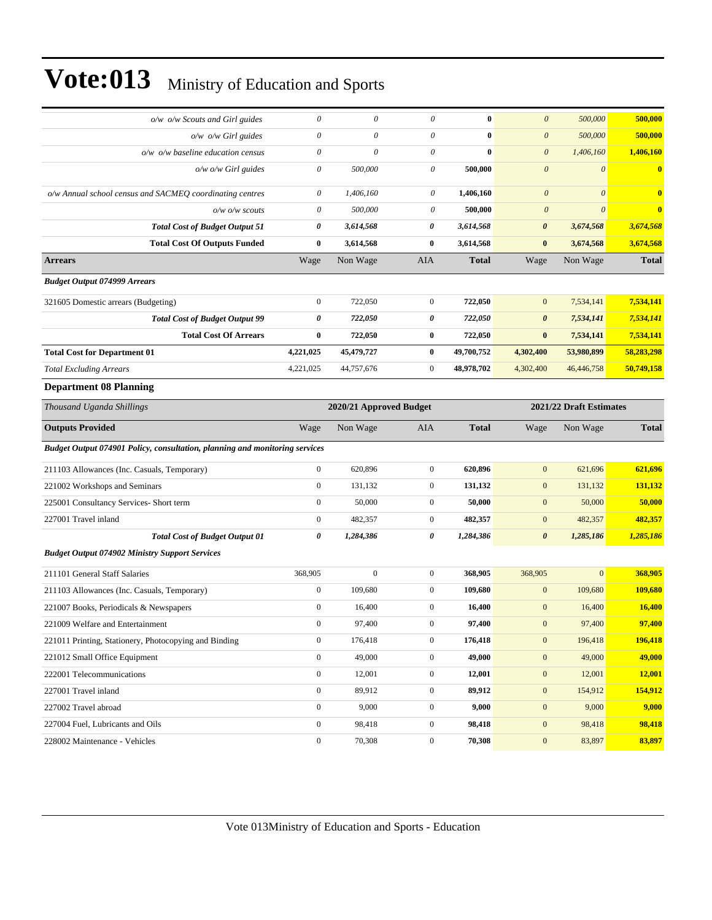# Vote:013 Ministry of Education and Sports

| | | | | | | | |
|---|---|---|---|---|---|---|---|
| *o/w o/w Scouts and Girl guides* | *0* | *0* | *0* | **0** | *0* | *500,000* | **500,000** |
| *o/w o/w Girl guides* | *0* | *0* | *0* | **0** | *0* | *500,000* | **500,000** |
| *o/w o/w baseline education census* | *0* | *0* | *0* | **0** | *0* | *1,406,160* | **1,406,160** |
| *o/w o/w Girl guides* | *0* | *500,000* | *0* | **500,000** | *0* | *0* | **0** |
| *o/w Annual school census and SACMEQ coordinating centres* | *0* | *1,406,160* | *0* | **1,406,160** | *0* | *0* | **0** |
| *o/w o/w scouts* | *0* | *500,000* | *0* | **500,000** | *0* | *0* | **0** |
| ***Total Cost of Budget Output 51*** | ***0*** | ***3,614,568*** | ***0*** | ***3,614,568*** | ***0*** | ***3,674,568*** | ***3,674,568*** |
| **Total Cost Of Outputs Funded** | **0** | **3,614,568** | **0** | **3,614,568** | **0** | **3,674,568** | **3,674,568** |
| **Arrears** | Wage | Non Wage | AIA | **Total** | Wage | Non Wage | **Total** |
| ***Budget Output 074999 Arrears*** | | | | | | | |
| 321605 Domestic arrears (Budgeting) | 0 | 722,050 | 0 | **722,050** | 0 | 7,534,141 | **7,534,141** |
| ***Total Cost of Budget Output 99*** | ***0*** | ***722,050*** | ***0*** | ***722,050*** | ***0*** | ***7,534,141*** | ***7,534,141*** |
| **Total Cost Of Arrears** | **0** | **722,050** | **0** | **722,050** | **0** | **7,534,141** | **7,534,141** |
| **Total Cost for Department 01** | **4,221,025** | **45,479,727** | **0** | **49,700,752** | **4,302,400** | **53,980,899** | **58,283,298** |
| *Total Excluding Arrears* | 4,221,025 | 44,757,676 | 0 | 48,978,702 | 4,302,400 | 46,446,758 | 50,749,158 |

### Department 08 Planning

| *Thousand Uganda Shillings* | 2020/21 Approved Budget | | | | 2021/22 Draft Estimates | | |
|---|---|---|---|---|---|---|---|
| **Outputs Provided** | Wage | Non Wage | AIA | **Total** | Wage | Non Wage | **Total** |
| ***Budget Output 074901 Policy, consultation, planning and monitoring services*** | | | | | | | |
| 211103 Allowances (Inc. Casuals, Temporary) | 0 | 620,896 | 0 | **620,896** | 0 | 621,696 | **621,696** |
| 221002 Workshops and Seminars | 0 | 131,132 | 0 | **131,132** | 0 | 131,132 | **131,132** |
| 225001 Consultancy Services- Short term | 0 | 50,000 | 0 | **50,000** | 0 | 50,000 | **50,000** |
| 227001 Travel inland | 0 | 482,357 | 0 | **482,357** | 0 | 482,357 | **482,357** |
| ***Total Cost of Budget Output 01*** | ***0*** | ***1,284,386*** | ***0*** | ***1,284,386*** | ***0*** | ***1,285,186*** | ***1,285,186*** |
| ***Budget Output 074902 Ministry Support Services*** | | | | | | | |
| 211101 General Staff Salaries | 368,905 | 0 | 0 | **368,905** | 368,905 | 0 | **368,905** |
| 211103 Allowances (Inc. Casuals, Temporary) | 0 | 109,680 | 0 | **109,680** | 0 | 109,680 | **109,680** |
| 221007 Books, Periodicals & Newspapers | 0 | 16,400 | 0 | **16,400** | 0 | 16,400 | **16,400** |
| 221009 Welfare and Entertainment | 0 | 97,400 | 0 | **97,400** | 0 | 97,400 | **97,400** |
| 221011 Printing, Stationery, Photocopying and Binding | 0 | 176,418 | 0 | **176,418** | 0 | 196,418 | **196,418** |
| 221012 Small Office Equipment | 0 | 49,000 | 0 | **49,000** | 0 | 49,000 | **49,000** |
| 222001 Telecommunications | 0 | 12,001 | 0 | **12,001** | 0 | 12,001 | **12,001** |
| 227001 Travel inland | 0 | 89,912 | 0 | **89,912** | 0 | 154,912 | **154,912** |
| 227002 Travel abroad | 0 | 9,000 | 0 | **9,000** | 0 | 9,000 | **9,000** |
| 227004 Fuel, Lubricants and Oils | 0 | 98,418 | 0 | **98,418** | 0 | 98,418 | **98,418** |
| 228002 Maintenance - Vehicles | 0 | 70,308 | 0 | **70,308** | 0 | 83,897 | **83,897** |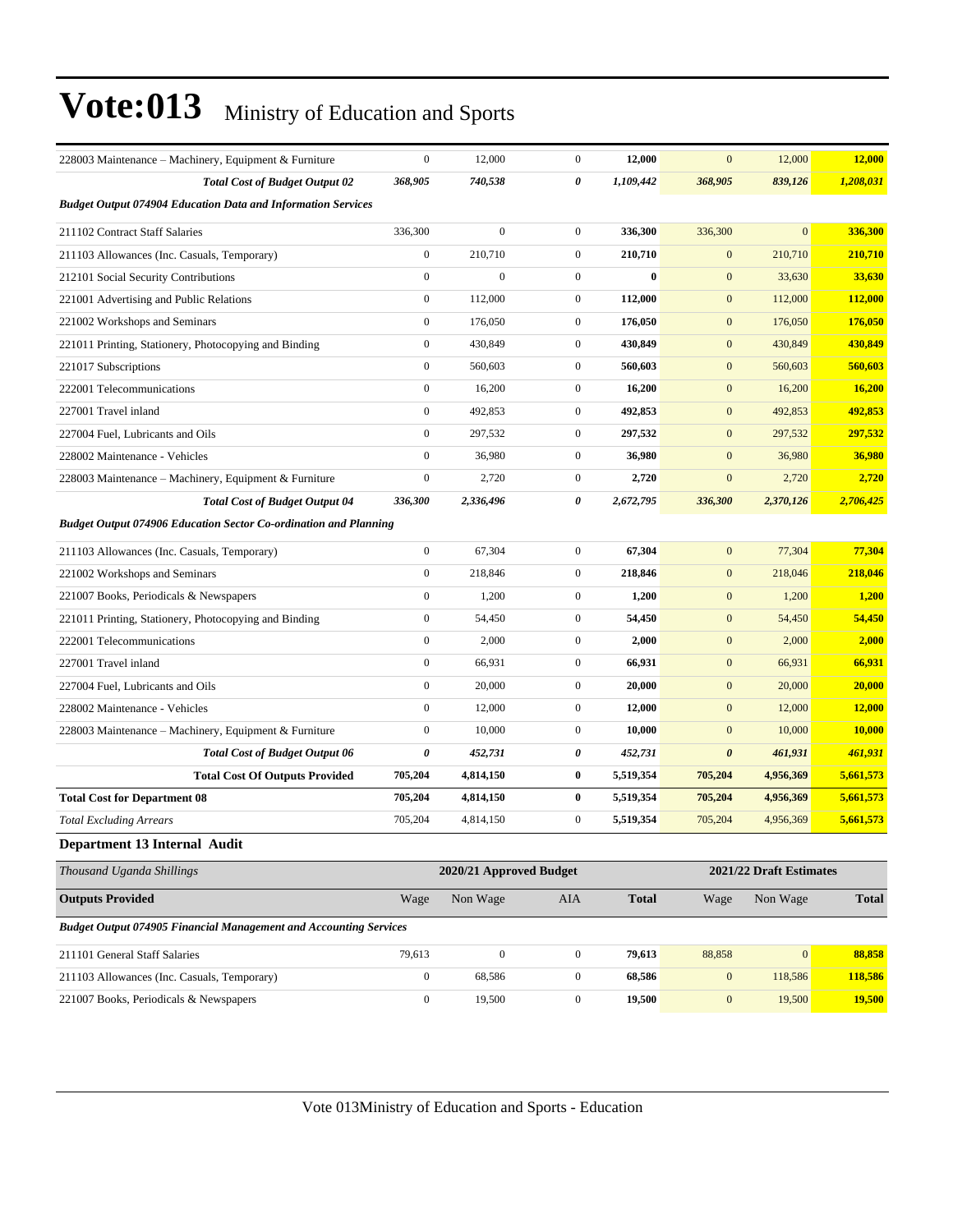| | | | | | | | |
|---|---|---|---|---|---|---|---|
| 228003 Maintenance – Machinery, Equipment & Furniture | 0 | 12,000 | 0 | **12,000** | 0 | 12,000 | **12,000** |
| ***Total Cost of Budget Output 02*** | ***368,905*** | ***740,538*** | ***0*** | ***1,109,442*** | ***368,905*** | ***839,126*** | ***1,208,031*** |
| ***Budget Output 074904 Education Data and Information Services*** | | | | | | | |
| 211102 Contract Staff Salaries | 336,300 | 0 | 0 | **336,300** | 336,300 | 0 | **336,300** |
| 211103 Allowances (Inc. Casuals, Temporary) | 0 | 210,710 | 0 | **210,710** | 0 | 210,710 | **210,710** |
| 212101 Social Security Contributions | 0 | 0 | 0 | **0** | 0 | 33,630 | **33,630** |
| 221001 Advertising and Public Relations | 0 | 112,000 | 0 | **112,000** | 0 | 112,000 | **112,000** |
| 221002 Workshops and Seminars | 0 | 176,050 | 0 | **176,050** | 0 | 176,050 | **176,050** |
| 221011 Printing, Stationery, Photocopying and Binding | 0 | 430,849 | 0 | **430,849** | 0 | 430,849 | **430,849** |
| 221017 Subscriptions | 0 | 560,603 | 0 | **560,603** | 0 | 560,603 | **560,603** |
| 222001 Telecommunications | 0 | 16,200 | 0 | **16,200** | 0 | 16,200 | **16,200** |
| 227001 Travel inland | 0 | 492,853 | 0 | **492,853** | 0 | 492,853 | **492,853** |
| 227004 Fuel, Lubricants and Oils | 0 | 297,532 | 0 | **297,532** | 0 | 297,532 | **297,532** |
| 228002 Maintenance - Vehicles | 0 | 36,980 | 0 | **36,980** | 0 | 36,980 | **36,980** |
| 228003 Maintenance – Machinery, Equipment & Furniture | 0 | 2,720 | 0 | **2,720** | 0 | 2,720 | **2,720** |
| ***Total Cost of Budget Output 04*** | ***336,300*** | ***2,336,496*** | ***0*** | ***2,672,795*** | ***336,300*** | ***2,370,126*** | ***2,706,425*** |
| ***Budget Output 074906 Education Sector Co-ordination and Planning*** | | | | | | | |
| 211103 Allowances (Inc. Casuals, Temporary) | 0 | 67,304 | 0 | **67,304** | 0 | 77,304 | **77,304** |
| 221002 Workshops and Seminars | 0 | 218,846 | 0 | **218,846** | 0 | 218,046 | **218,046** |
| 221007 Books, Periodicals & Newspapers | 0 | 1,200 | 0 | **1,200** | 0 | 1,200 | **1,200** |
| 221011 Printing, Stationery, Photocopying and Binding | 0 | 54,450 | 0 | **54,450** | 0 | 54,450 | **54,450** |
| 222001 Telecommunications | 0 | 2,000 | 0 | **2,000** | 0 | 2,000 | **2,000** |
| 227001 Travel inland | 0 | 66,931 | 0 | **66,931** | 0 | 66,931 | **66,931** |
| 227004 Fuel, Lubricants and Oils | 0 | 20,000 | 0 | **20,000** | 0 | 20,000 | **20,000** |
| 228002 Maintenance - Vehicles | 0 | 12,000 | 0 | **12,000** | 0 | 12,000 | **12,000** |
| 228003 Maintenance – Machinery, Equipment & Furniture | 0 | 10,000 | 0 | **10,000** | 0 | 10,000 | **10,000** |
| ***Total Cost of Budget Output 06*** | ***0*** | ***452,731*** | ***0*** | ***452,731*** | ***0*** | ***461,931*** | ***461,931*** |
| **Total Cost Of Outputs Provided** | **705,204** | **4,814,150** | **0** | **5,519,354** | **705,204** | **4,956,369** | **5,661,573** |
| **Total Cost for Department 08** | **705,204** | **4,814,150** | **0** | **5,519,354** | **705,204** | **4,956,369** | **5,661,573** |
| *Total Excluding Arrears* | 705,204 | 4,814,150 | 0 | **5,519,354** | 705,204 | 4,956,369 | **5,661,573** |

### Department 13 Internal Audit

| *Thousand Uganda Shillings* | 2020/21 Approved Budget | | | | 2021/22 Draft Estimates | | |
|---|---|---|---|---|---|---|---|
| **Outputs Provided** | Wage | Non Wage | AIA | **Total** | Wage | Non Wage | **Total** |
| ***Budget Output 074905 Financial Management and Accounting Services*** | | | | | | | |
| 211101 General Staff Salaries | 79,613 | 0 | 0 | **79,613** | 88,858 | 0 | **88,858** |
| 211103 Allowances (Inc. Casuals, Temporary) | 0 | 68,586 | 0 | **68,586** | 0 | 118,586 | **118,586** |
| 221007 Books, Periodicals & Newspapers | 0 | 19,500 | 0 | **19,500** | 0 | 19,500 | **19,500** |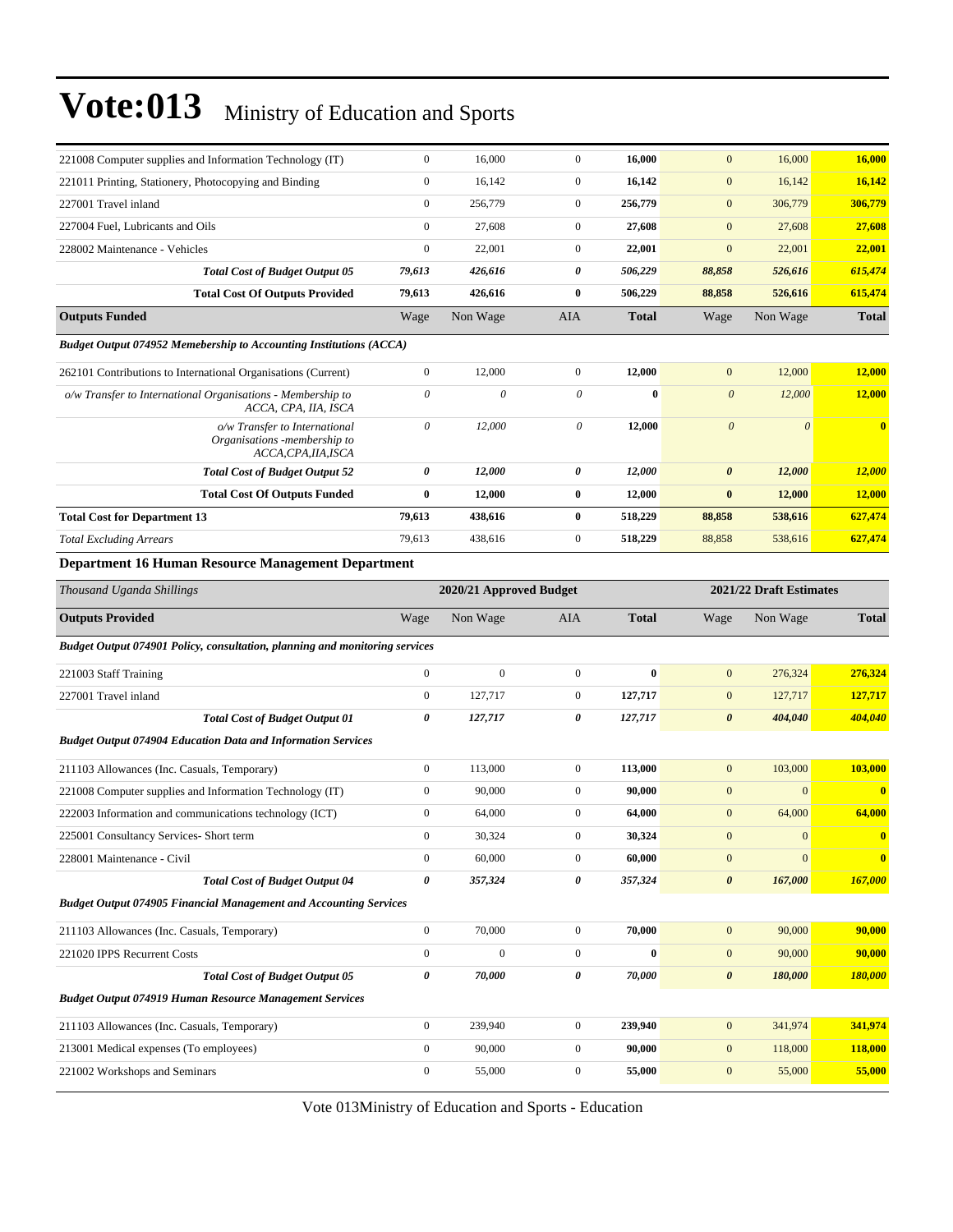| | Wage | Non Wage | AIA | Total | Wage | Non Wage | Total |
|---|---|---|---|---|---|---|---|
| 221008 Computer supplies and Information Technology (IT) | 0 | 16,000 | 0 | **16,000** | 0 | 16,000 | **16,000** |
| 221011 Printing, Stationery, Photocopying and Binding | 0 | 16,142 | 0 | **16,142** | 0 | 16,142 | **16,142** |
| 227001 Travel inland | 0 | 256,779 | 0 | **256,779** | 0 | 306,779 | **306,779** |
| 227004 Fuel, Lubricants and Oils | 0 | 27,608 | 0 | **27,608** | 0 | 27,608 | **27,608** |
| 228002 Maintenance - Vehicles | 0 | 22,001 | 0 | **22,001** | 0 | 22,001 | **22,001** |
| ***Total Cost of Budget Output 05*** | ***79,613*** | ***426,616*** | ***0*** | ***506,229*** | ***88,858*** | ***526,616*** | ***615,474*** |
| **Total Cost Of Outputs Provided** | **79,613** | **426,616** | **0** | **506,229** | **88,858** | **526,616** | **615,474** |
| **Outputs Funded** | Wage | Non Wage | AIA | **Total** | Wage | Non Wage | **Total** |
| ***Budget Output 074952 Memebership to Accounting Institutions (ACCA)*** | | | | | | | |
| 262101 Contributions to International Organisations (Current) | 0 | 12,000 | 0 | **12,000** | 0 | 12,000 | **12,000** |
| *o/w Transfer to International Organisations - Membership to ACCA, CPA, IIA, ISCA* | *0* | *0* | *0* | **0** | *0* | *12,000* | **12,000** |
| *o/w Transfer to International Organisations -membership to ACCA,CPA,IIA,ISCA* | *0* | *12,000* | *0* | **12,000** | *0* | *0* | **0** |
| ***Total Cost of Budget Output 52*** | ***0*** | ***12,000*** | ***0*** | ***12,000*** | ***0*** | ***12,000*** | ***12,000*** |
| **Total Cost Of Outputs Funded** | **0** | **12,000** | **0** | **12,000** | **0** | **12,000** | **12,000** |
| **Total Cost for Department 13** | **79,613** | **438,616** | **0** | **518,229** | **88,858** | **538,616** | **627,474** |
| *Total Excluding Arrears* | 79,613 | 438,616 | 0 | **518,229** | 88,858 | 538,616 | **627,474** |

**Department 16 Human Resource Management Department**

| *Thousand Uganda Shillings* | 2020/21 Approved Budget | | | | 2021/22 Draft Estimates | | |
|---|---|---|---|---|---|---|---|
| **Outputs Provided** | Wage | Non Wage | AIA | **Total** | Wage | Non Wage | **Total** |
| ***Budget Output 074901 Policy, consultation, planning and monitoring services*** | | | | | | | |
| 221003 Staff Training | 0 | 0 | 0 | **0** | 0 | 276,324 | **276,324** |
| 227001 Travel inland | 0 | 127,717 | 0 | **127,717** | 0 | 127,717 | **127,717** |
| ***Total Cost of Budget Output 01*** | ***0*** | ***127,717*** | ***0*** | ***127,717*** | ***0*** | ***404,040*** | ***404,040*** |
| ***Budget Output 074904 Education Data and Information Services*** | | | | | | | |
| 211103 Allowances (Inc. Casuals, Temporary) | 0 | 113,000 | 0 | **113,000** | 0 | 103,000 | **103,000** |
| 221008 Computer supplies and Information Technology (IT) | 0 | 90,000 | 0 | **90,000** | 0 | 0 | **0** |
| 222003 Information and communications technology (ICT) | 0 | 64,000 | 0 | **64,000** | 0 | 64,000 | **64,000** |
| 225001 Consultancy Services- Short term | 0 | 30,324 | 0 | **30,324** | 0 | 0 | **0** |
| 228001 Maintenance - Civil | 0 | 60,000 | 0 | **60,000** | 0 | 0 | **0** |
| ***Total Cost of Budget Output 04*** | ***0*** | ***357,324*** | ***0*** | ***357,324*** | ***0*** | ***167,000*** | ***167,000*** |
| ***Budget Output 074905 Financial Management and Accounting Services*** | | | | | | | |
| 211103 Allowances (Inc. Casuals, Temporary) | 0 | 70,000 | 0 | **70,000** | 0 | 90,000 | **90,000** |
| 221020 IPPS Recurrent Costs | 0 | 0 | 0 | **0** | 0 | 90,000 | **90,000** |
| ***Total Cost of Budget Output 05*** | ***0*** | ***70,000*** | ***0*** | ***70,000*** | ***0*** | ***180,000*** | ***180,000*** |
| ***Budget Output 074919 Human Resource Management Services*** | | | | | | | |
| 211103 Allowances (Inc. Casuals, Temporary) | 0 | 239,940 | 0 | **239,940** | 0 | 341,974 | **341,974** |
| 213001 Medical expenses (To employees) | 0 | 90,000 | 0 | **90,000** | 0 | 118,000 | **118,000** |
| 221002 Workshops and Seminars | 0 | 55,000 | 0 | **55,000** | 0 | 55,000 | **55,000** |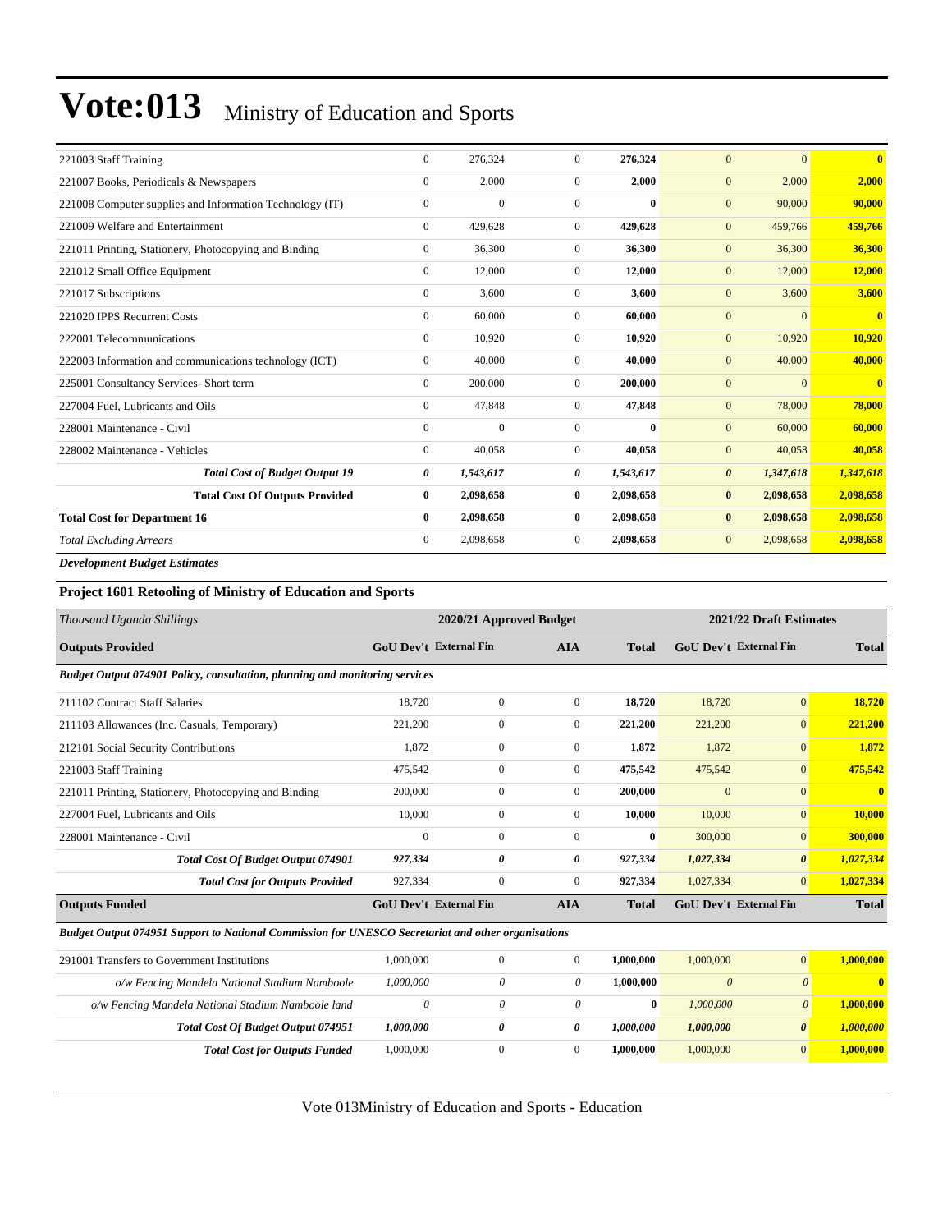# Vote:013 Ministry of Education and Sports

| | | | | | | | |
|---|---|---|---|---|---|---|---|
| 221003 Staff Training | 0 | 276,324 | 0 | **276,324** | 0 | 0 | **0** |
| 221007 Books, Periodicals & Newspapers | 0 | 2,000 | 0 | **2,000** | 0 | 2,000 | **2,000** |
| 221008 Computer supplies and Information Technology (IT) | 0 | 0 | 0 | **0** | 0 | 90,000 | **90,000** |
| 221009 Welfare and Entertainment | 0 | 429,628 | 0 | **429,628** | 0 | 459,766 | **459,766** |
| 221011 Printing, Stationery, Photocopying and Binding | 0 | 36,300 | 0 | **36,300** | 0 | 36,300 | **36,300** |
| 221012 Small Office Equipment | 0 | 12,000 | 0 | **12,000** | 0 | 12,000 | **12,000** |
| 221017 Subscriptions | 0 | 3,600 | 0 | **3,600** | 0 | 3,600 | **3,600** |
| 221020 IPPS Recurrent Costs | 0 | 60,000 | 0 | **60,000** | 0 | 0 | **0** |
| 222001 Telecommunications | 0 | 10,920 | 0 | **10,920** | 0 | 10,920 | **10,920** |
| 222003 Information and communications technology (ICT) | 0 | 40,000 | 0 | **40,000** | 0 | 40,000 | **40,000** |
| 225001 Consultancy Services- Short term | 0 | 200,000 | 0 | **200,000** | 0 | 0 | **0** |
| 227004 Fuel, Lubricants and Oils | 0 | 47,848 | 0 | **47,848** | 0 | 78,000 | **78,000** |
| 228001 Maintenance - Civil | 0 | 0 | 0 | **0** | 0 | 60,000 | **60,000** |
| 228002 Maintenance - Vehicles | 0 | 40,058 | 0 | **40,058** | 0 | 40,058 | **40,058** |
| ***Total Cost of Budget Output 19*** | ***0*** | ***1,543,617*** | ***0*** | ***1,543,617*** | ***0*** | ***1,347,618*** | ***1,347,618*** |
| **Total Cost Of Outputs Provided** | **0** | **2,098,658** | **0** | **2,098,658** | **0** | **2,098,658** | **2,098,658** |
| **Total Cost for Department 16** | **0** | **2,098,658** | **0** | **2,098,658** | **0** | **2,098,658** | **2,098,658** |
| *Total Excluding Arrears* | 0 | 2,098,658 | 0 | **2,098,658** | 0 | 2,098,658 | **2,098,658** |

***Development Budget Estimates***

### Project 1601 Retooling of Ministry of Education and Sports

| *Thousand Uganda Shillings* | 2020/21 Approved Budget | | | | 2021/22 Draft Estimates | | |
|---|---|---|---|---|---|---|---|
| **Outputs Provided** | **GoU Dev't** | **External Fin** | **AIA** | **Total** | **GoU Dev't** | **External Fin** | **Total** |
| ***Budget Output 074901 Policy, consultation, planning and monitoring services*** | | | | | | | |
| 211102 Contract Staff Salaries | 18,720 | 0 | 0 | **18,720** | 18,720 | 0 | **18,720** |
| 211103 Allowances (Inc. Casuals, Temporary) | 221,200 | 0 | 0 | **221,200** | 221,200 | 0 | **221,200** |
| 212101 Social Security Contributions | 1,872 | 0 | 0 | **1,872** | 1,872 | 0 | **1,872** |
| 221003 Staff Training | 475,542 | 0 | 0 | **475,542** | 475,542 | 0 | **475,542** |
| 221011 Printing, Stationery, Photocopying and Binding | 200,000 | 0 | 0 | **200,000** | 0 | 0 | **0** |
| 227004 Fuel, Lubricants and Oils | 10,000 | 0 | 0 | **10,000** | 10,000 | 0 | **10,000** |
| 228001 Maintenance - Civil | 0 | 0 | 0 | **0** | 300,000 | 0 | **300,000** |
| ***Total Cost Of Budget Output 074901*** | ***927,334*** | ***0*** | ***0*** | ***927,334*** | ***1,027,334*** | ***0*** | ***1,027,334*** |
| ***Total Cost for Outputs Provided*** | 927,334 | 0 | 0 | **927,334** | 1,027,334 | 0 | **1,027,334** |
| **Outputs Funded** | **GoU Dev't** | **External Fin** | **AIA** | **Total** | **GoU Dev't** | **External Fin** | **Total** |
| ***Budget Output 074951 Support to National Commission for UNESCO Secretariat and other organisations*** | | | | | | | |
| 291001 Transfers to Government Institutions | 1,000,000 | 0 | 0 | **1,000,000** | 1,000,000 | 0 | **1,000,000** |
| *o/w Fencing Mandela National Stadium Namboole* | *1,000,000* | *0* | *0* | **1,000,000** | *0* | *0* | **0** |
| *o/w Fencing Mandela National Stadium Namboole land* | *0* | *0* | *0* | **0** | *1,000,000* | *0* | **1,000,000** |
| ***Total Cost Of Budget Output 074951*** | ***1,000,000*** | ***0*** | ***0*** | ***1,000,000*** | ***1,000,000*** | ***0*** | ***1,000,000*** |
| ***Total Cost for Outputs Funded*** | 1,000,000 | 0 | 0 | **1,000,000** | 1,000,000 | 0 | **1,000,000** |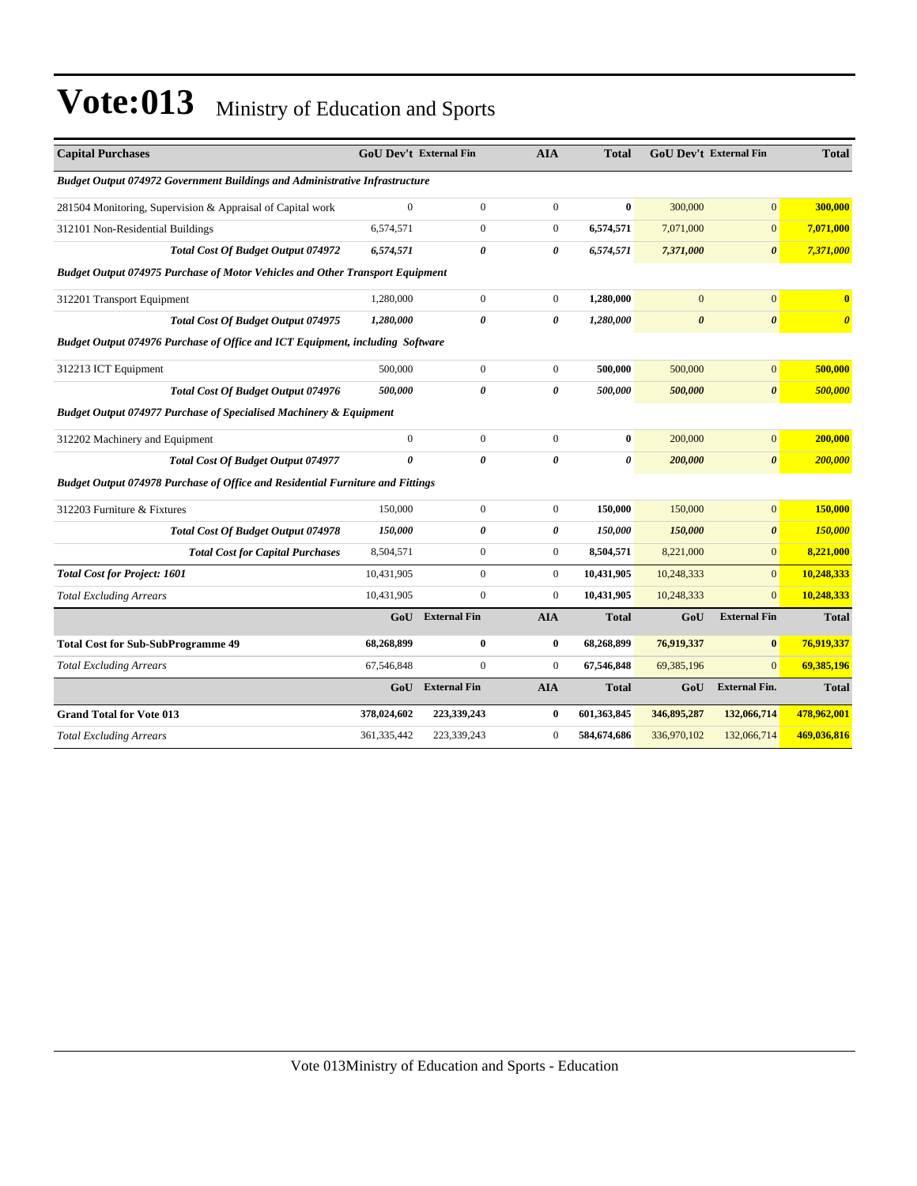# Vote:013 Ministry of Education and Sports

| Capital Purchases | GoU Dev't | External Fin | AIA | Total | GoU Dev't | External Fin | Total |
|---|---|---|---|---|---|---|---|
| ***Budget Output 074972 Government Buildings and Administrative Infrastructure*** | | | | | | | |
| 281504 Monitoring, Supervision & Appraisal of Capital work | 0 | 0 | 0 | **0** | 300,000 | 0 | **300,000** |
| 312101 Non-Residential Buildings | 6,574,571 | 0 | 0 | **6,574,571** | 7,071,000 | 0 | **7,071,000** |
| ***Total Cost Of Budget Output 074972*** | ***6,574,571*** | ***0*** | ***0*** | ***6,574,571*** | ***7,371,000*** | ***0*** | ***7,371,000*** |
| ***Budget Output 074975 Purchase of Motor Vehicles and Other Transport Equipment*** | | | | | | | |
| 312201 Transport Equipment | 1,280,000 | 0 | 0 | **1,280,000** | 0 | 0 | **0** |
| ***Total Cost Of Budget Output 074975*** | ***1,280,000*** | ***0*** | ***0*** | ***1,280,000*** | ***0*** | ***0*** | ***0*** |
| ***Budget Output 074976 Purchase of Office and ICT Equipment, including Software*** | | | | | | | |
| 312213 ICT Equipment | 500,000 | 0 | 0 | **500,000** | 500,000 | 0 | **500,000** |
| ***Total Cost Of Budget Output 074976*** | ***500,000*** | ***0*** | ***0*** | ***500,000*** | ***500,000*** | ***0*** | ***500,000*** |
| ***Budget Output 074977 Purchase of Specialised Machinery & Equipment*** | | | | | | | |
| 312202 Machinery and Equipment | 0 | 0 | 0 | **0** | 200,000 | 0 | **200,000** |
| ***Total Cost Of Budget Output 074977*** | ***0*** | ***0*** | ***0*** | ***0*** | ***200,000*** | ***0*** | ***200,000*** |
| ***Budget Output 074978 Purchase of Office and Residential Furniture and Fittings*** | | | | | | | |
| 312203 Furniture & Fixtures | 150,000 | 0 | 0 | **150,000** | 150,000 | 0 | **150,000** |
| ***Total Cost Of Budget Output 074978*** | ***150,000*** | ***0*** | ***0*** | ***150,000*** | ***150,000*** | ***0*** | ***150,000*** |
| ***Total Cost for Capital Purchases*** | 8,504,571 | 0 | 0 | **8,504,571** | 8,221,000 | 0 | **8,221,000** |
| ***Total Cost for Project: 1601*** | 10,431,905 | 0 | 0 | **10,431,905** | 10,248,333 | 0 | **10,248,333** |
| *Total Excluding Arrears* | 10,431,905 | 0 | 0 | **10,431,905** | 10,248,333 | 0 | **10,248,333** |
| | **GoU** | **External Fin** | **AIA** | **Total** | **GoU** | **External Fin** | **Total** |
| **Total Cost for Sub-SubProgramme 49** | **68,268,899** | **0** | **0** | **68,268,899** | **76,919,337** | **0** | **76,919,337** |
| *Total Excluding Arrears* | 67,546,848 | 0 | 0 | **67,546,848** | 69,385,196 | 0 | **69,385,196** |
| | **GoU** | **External Fin** | **AIA** | **Total** | **GoU** | **External Fin.** | **Total** |
| **Grand Total for Vote 013** | **378,024,602** | **223,339,243** | **0** | **601,363,845** | **346,895,287** | **132,066,714** | **478,962,001** |
| *Total Excluding Arrears* | 361,335,442 | 223,339,243 | 0 | **584,674,686** | 336,970,102 | 132,066,714 | **469,036,816** |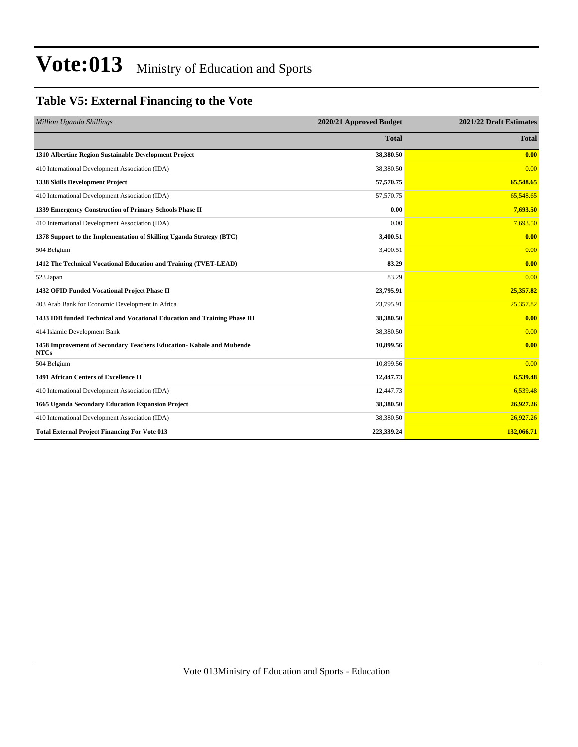# Vote:013 Ministry of Education and Sports

## Table V5: External Financing to the Vote

| *Million Uganda Shillings* | 2020/21 Approved Budget | 2021/22 Draft Estimates |
|---|---|---|
| | **Total** | **Total** |
| **1310 Albertine Region Sustainable Development Project** | **38,380.50** | **0.00** |
| 410 International Development Association (IDA) | 38,380.50 | 0.00 |
| **1338 Skills Development Project** | **57,570.75** | **65,548.65** |
| 410 International Development Association (IDA) | 57,570.75 | 65,548.65 |
| **1339 Emergency Construction of Primary Schools Phase II** | **0.00** | **7,693.50** |
| 410 International Development Association (IDA) | 0.00 | 7,693.50 |
| **1378 Support to the Implementation of Skilling Uganda Strategy (BTC)** | **3,400.51** | **0.00** |
| 504 Belgium | 3,400.51 | 0.00 |
| **1412 The Technical Vocational Education and Training (TVET-LEAD)** | **83.29** | **0.00** |
| 523 Japan | 83.29 | 0.00 |
| **1432 OFID Funded Vocational Project Phase II** | **23,795.91** | **25,357.82** |
| 403 Arab Bank for Economic Development in Africa | 23,795.91 | 25,357.82 |
| **1433 IDB funded Technical and Vocational Education and Training Phase III** | **38,380.50** | **0.00** |
| 414 Islamic Development Bank | 38,380.50 | 0.00 |
| **1458 Improvement of Secondary Teachers Education- Kabale and Mubende NTCs** | **10,899.56** | **0.00** |
| 504 Belgium | 10,899.56 | 0.00 |
| **1491 African Centers of Excellence II** | **12,447.73** | **6,539.48** |
| 410 International Development Association (IDA) | 12,447.73 | 6,539.48 |
| **1665 Uganda Secondary Education Expansion Project** | **38,380.50** | **26,927.26** |
| 410 International Development Association (IDA) | 38,380.50 | 26,927.26 |
| **Total External Project Financing For Vote 013** | **223,339.24** | **132,066.71** |